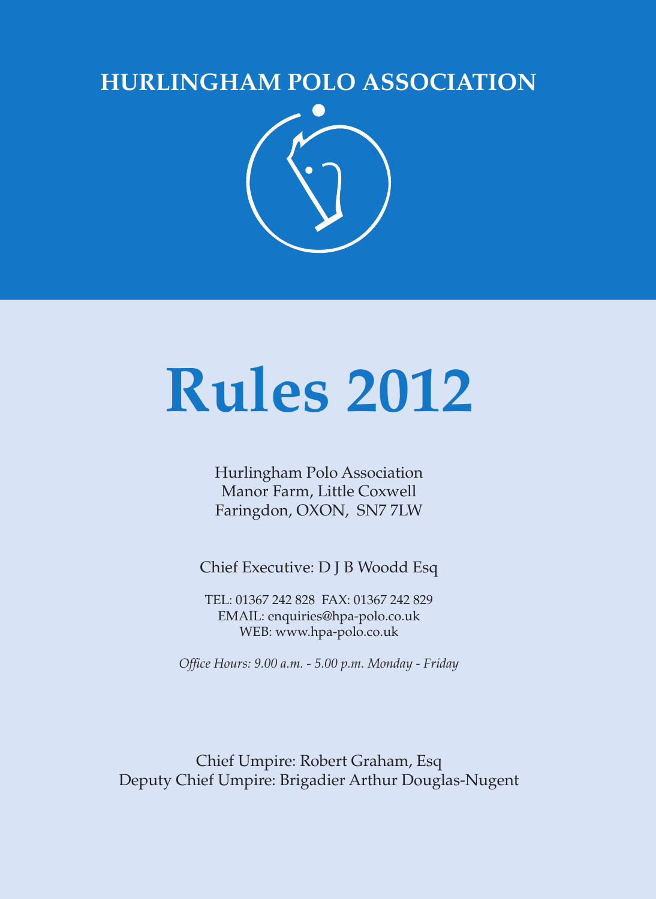# HURLINGHAM POLO ASSOCIATION

# Rules 2012

Hurlingham Polo Association
Manor Farm, Little Coxwell
Faringdon, OXON, SN7 7LW

Chief Executive: D J B Woodd Esq

TEL: 01367 242 828 FAX: 01367 242 829
EMAIL: enquiries@hpa-polo.co.uk
WEB: www.hpa-polo.co.uk

*Office Hours: 9.00 a.m. - 5.00 p.m. Monday - Friday*

Chief Umpire: Robert Graham, Esq
Deputy Chief Umpire: Brigadier Arthur Douglas-Nugent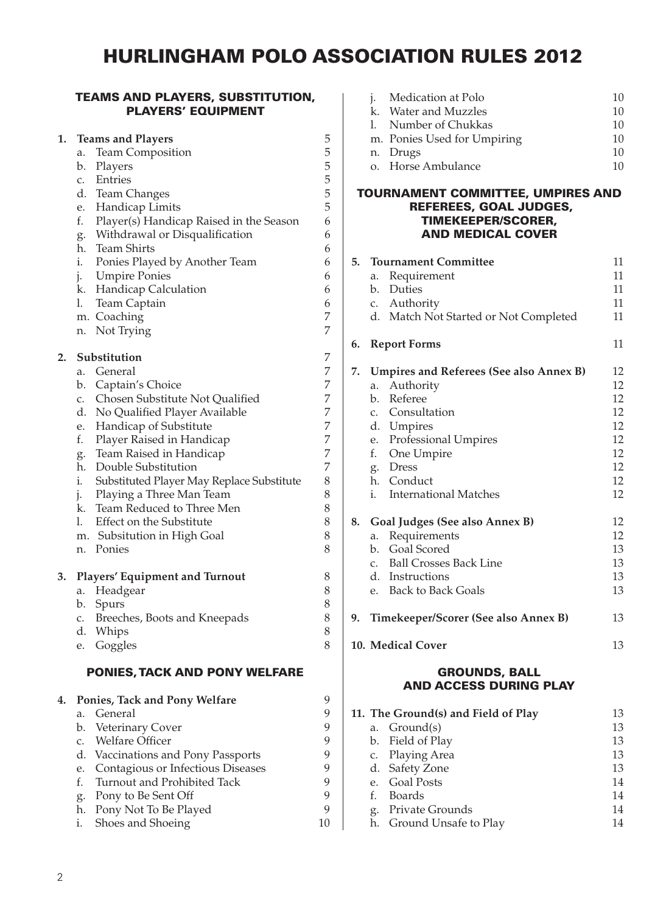# HURLINGHAM POLO ASSOCIATION RULES 2012

## TEAMS AND PLAYERS, SUBSTITUTION, PLAYERS' EQUIPMENT

| | | |
|---|---|---|
| **1.** | **Teams and Players** | 5 |
| | a. Team Composition | 5 |
| | b. Players | 5 |
| | c. Entries | 5 |
| | d. Team Changes | 5 |
| | e. Handicap Limits | 5 |
| | f. Player(s) Handicap Raised in the Season | 6 |
| | g. Withdrawal or Disqualification | 6 |
| | h. Team Shirts | 6 |
| | i. Ponies Played by Another Team | 6 |
| | j. Umpire Ponies | 6 |
| | k. Handicap Calculation | 6 |
| | l. Team Captain | 6 |
| | m. Coaching | 7 |
| | n. Not Trying | 7 |
| **2.** | **Substitution** | 7 |
| | a. General | 7 |
| | b. Captain's Choice | 7 |
| | c. Chosen Substitute Not Qualified | 7 |
| | d. No Qualified Player Available | 7 |
| | e. Handicap of Substitute | 7 |
| | f. Player Raised in Handicap | 7 |
| | g. Team Raised in Handicap | 7 |
| | h. Double Substitution | 7 |
| | i. Substituted Player May Replace Substitute | 8 |
| | j. Playing a Three Man Team | 8 |
| | k. Team Reduced to Three Men | 8 |
| | l. Effect on the Substitute | 8 |
| | m. Subsitution in High Goal | 8 |
| | n. Ponies | 8 |
| **3.** | **Players' Equipment and Turnout** | 8 |
| | a. Headgear | 8 |
| | b. Spurs | 8 |
| | c. Breeches, Boots and Kneepads | 8 |
| | d. Whips | 8 |
| | e. Goggles | 8 |

## PONIES, TACK AND PONY WELFARE

| | | |
|---|---|---|
| **4.** | **Ponies, Tack and Pony Welfare** | 9 |
| | a. General | 9 |
| | b. Veterinary Cover | 9 |
| | c. Welfare Officer | 9 |
| | d. Vaccinations and Pony Passports | 9 |
| | e. Contagious or Infectious Diseases | 9 |
| | f. Turnout and Prohibited Tack | 9 |
| | g. Pony to Be Sent Off | 9 |
| | h. Pony Not To Be Played | 9 |
| | i. Shoes and Shoeing | 10 |
| | j. Medication at Polo | 10 |
| | k. Water and Muzzles | 10 |
| | l. Number of Chukkas | 10 |
| | m. Ponies Used for Umpiring | 10 |
| | n. Drugs | 10 |
| | o. Horse Ambulance | 10 |

## TOURNAMENT COMMITTEE, UMPIRES AND REFEREES, GOAL JUDGES, TIMEKEEPER/SCORER, AND MEDICAL COVER

| | | |
|---|---|---|
| **5.** | **Tournament Committee** | 11 |
| | a. Requirement | 11 |
| | b. Duties | 11 |
| | c. Authority | 11 |
| | d. Match Not Started or Not Completed | 11 |
| **6.** | **Report Forms** | 11 |
| **7.** | **Umpires and Referees (See also Annex B)** | 12 |
| | a. Authority | 12 |
| | b. Referee | 12 |
| | c. Consultation | 12 |
| | d. Umpires | 12 |
| | e. Professional Umpires | 12 |
| | f. One Umpire | 12 |
| | g. Dress | 12 |
| | h. Conduct | 12 |
| | i. International Matches | 12 |
| **8.** | **Goal Judges (See also Annex B)** | 12 |
| | a. Requirements | 12 |
| | b. Goal Scored | 13 |
| | c. Ball Crosses Back Line | 13 |
| | d. Instructions | 13 |
| | e. Back to Back Goals | 13 |
| **9.** | **Timekeeper/Scorer (See also Annex B)** | 13 |
| **10.** | **Medical Cover** | 13 |

## GROUNDS, BALL AND ACCESS DURING PLAY

| | | |
|---|---|---|
| **11.** | **The Ground(s) and Field of Play** | 13 |
| | a. Ground(s) | 13 |
| | b. Field of Play | 13 |
| | c. Playing Area | 13 |
| | d. Safety Zone | 13 |
| | e. Goal Posts | 14 |
| | f. Boards | 14 |
| | g. Private Grounds | 14 |
| | h. Ground Unsafe to Play | 14 |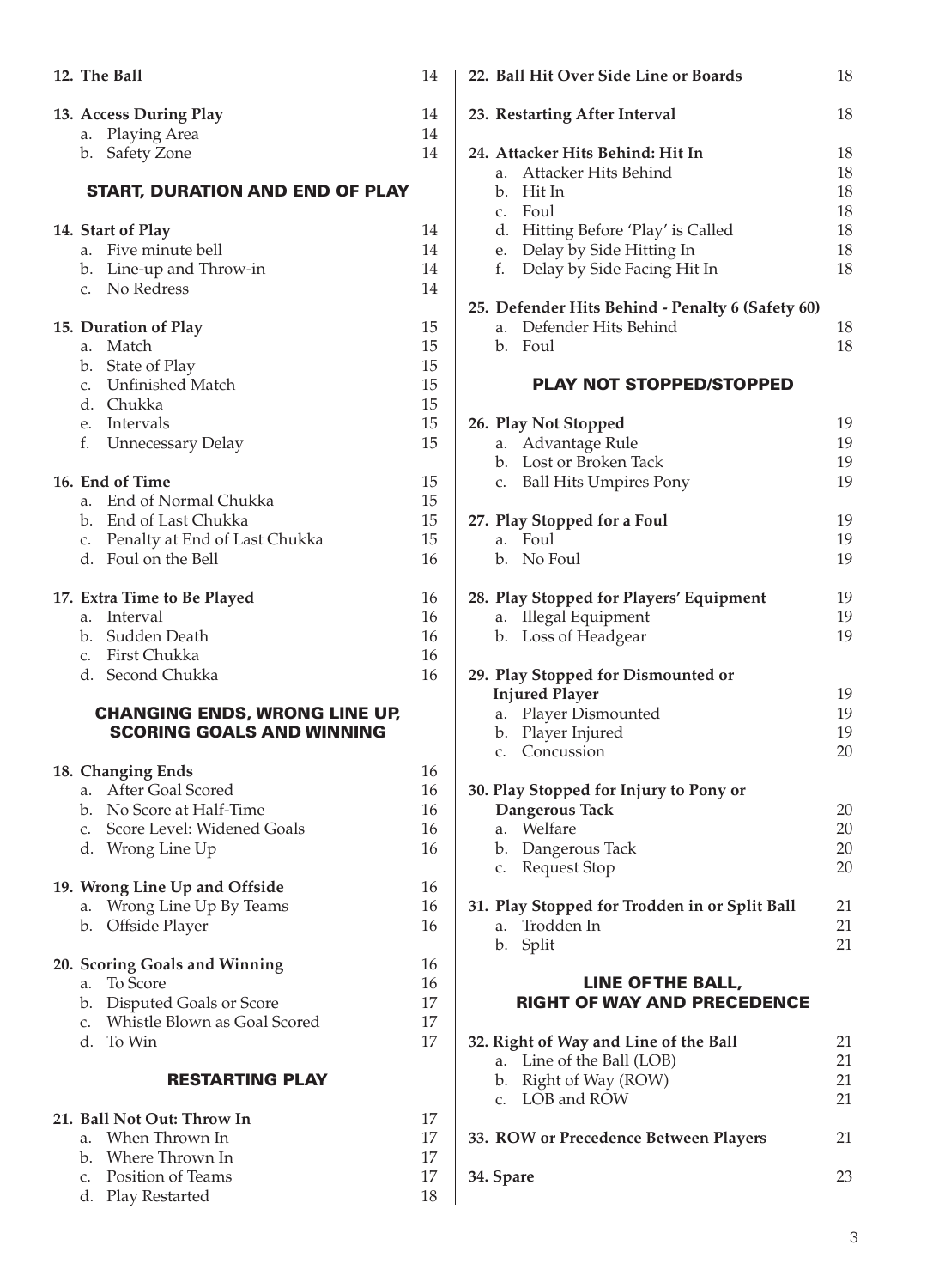**12. The Ball** 14

**13. Access During Play** 14
- a. Playing Area 14
- b. Safety Zone 14

## START, DURATION AND END OF PLAY

**14. Start of Play** 14
- a. Five minute bell 14
- b. Line-up and Throw-in 14
- c. No Redress 14

**15. Duration of Play** 15
- a. Match 15
- b. State of Play 15
- c. Unfinished Match 15
- d. Chukka 15
- e. Intervals 15
- f. Unnecessary Delay 15

**16. End of Time** 15
- a. End of Normal Chukka 15
- b. End of Last Chukka 15
- c. Penalty at End of Last Chukka 15
- d. Foul on the Bell 16

**17. Extra Time to Be Played** 16
- a. Interval 16
- b. Sudden Death 16
- c. First Chukka 16
- d. Second Chukka 16

## CHANGING ENDS, WRONG LINE UP, SCORING GOALS AND WINNING

**18. Changing Ends** 16
- a. After Goal Scored 16
- b. No Score at Half-Time 16
- c. Score Level: Widened Goals 16
- d. Wrong Line Up 16

**19. Wrong Line Up and Offside** 16
- a. Wrong Line Up By Teams 16
- b. Offside Player 16

**20. Scoring Goals and Winning** 16
- a. To Score 16
- b. Disputed Goals or Score 17
- c. Whistle Blown as Goal Scored 17
- d. To Win 17

## RESTARTING PLAY

**21. Ball Not Out: Throw In** 17
- a. When Thrown In 17
- b. Where Thrown In 17
- c. Position of Teams 17
- d. Play Restarted 18

**22. Ball Hit Over Side Line or Boards** 18

**23. Restarting After Interval** 18

**24. Attacker Hits Behind: Hit In** 18
- a. Attacker Hits Behind 18
- b. Hit In 18
- c. Foul 18
- d. Hitting Before 'Play' is Called 18
- e. Delay by Side Hitting In 18
- f. Delay by Side Facing Hit In 18

**25. Defender Hits Behind - Penalty 6 (Safety 60)**
- a. Defender Hits Behind 18
- b. Foul 18

## PLAY NOT STOPPED/STOPPED

**26. Play Not Stopped** 19
- a. Advantage Rule 19
- b. Lost or Broken Tack 19
- c. Ball Hits Umpires Pony 19

**27. Play Stopped for a Foul** 19
- a. Foul 19
- b. No Foul 19

**28. Play Stopped for Players' Equipment** 19
- a. Illegal Equipment 19
- b. Loss of Headgear 19

**29. Play Stopped for Dismounted or Injured Player** 19
- a. Player Dismounted 19
- b. Player Injured 19
- c. Concussion 20

**30. Play Stopped for Injury to Pony or Dangerous Tack** 20
- a. Welfare 20
- b. Dangerous Tack 20
- c. Request Stop 20

**31. Play Stopped for Trodden in or Split Ball** 21
- a. Trodden In 21
- b. Split 21

## LINE OF THE BALL, RIGHT OF WAY AND PRECEDENCE

**32. Right of Way and Line of the Ball** 21
- a. Line of the Ball (LOB) 21
- b. Right of Way (ROW) 21
- c. LOB and ROW 21

**33. ROW or Precedence Between Players** 21

**34. Spare** 23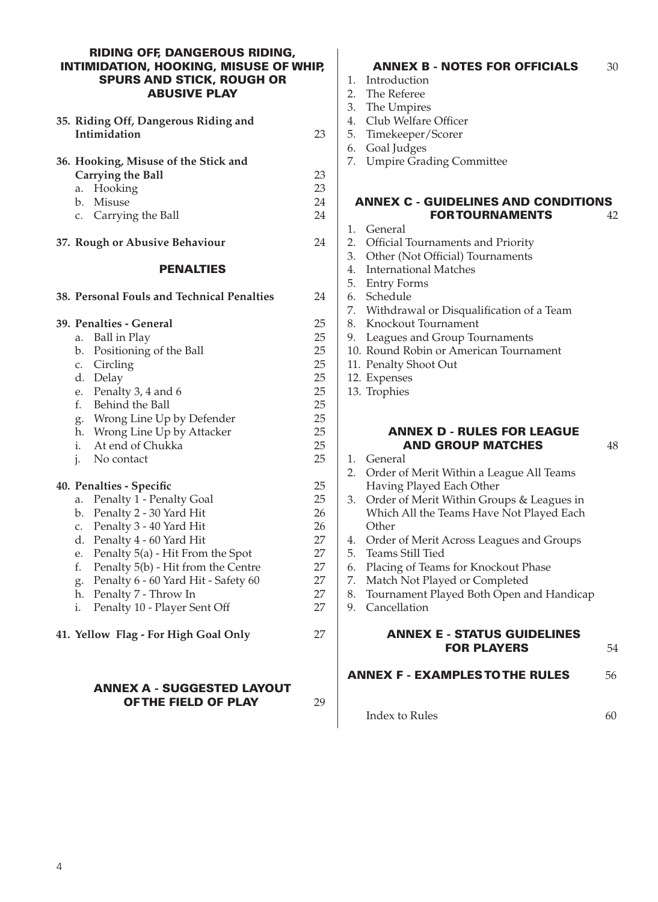## RIDING OFF, DANGEROUS RIDING, INTIMIDATION, HOOKING, MISUSE OF WHIP, SPURS AND STICK, ROUGH OR ABUSIVE PLAY

**35. Riding Off, Dangerous Riding and Intimidation** 23

**36. Hooking, Misuse of the Stick and Carrying the Ball** 23
- a. Hooking 23
- b. Misuse 24
- c. Carrying the Ball 24

**37. Rough or Abusive Behaviour** 24

## PENALTIES

**38. Personal Fouls and Technical Penalties** 24

**39. Penalties - General** 25
- a. Ball in Play 25
- b. Positioning of the Ball 25
- c. Circling 25
- d. Delay 25
- e. Penalty 3, 4 and 6 25
- f. Behind the Ball 25
- g. Wrong Line Up by Defender 25
- h. Wrong Line Up by Attacker 25
- i. At end of Chukka 25
- j. No contact 25

**40. Penalties - Specific** 25
- a. Penalty 1 - Penalty Goal 25
- b. Penalty 2 - 30 Yard Hit 26
- c. Penalty 3 - 40 Yard Hit 26
- d. Penalty 4 - 60 Yard Hit 27
- e. Penalty 5(a) - Hit From the Spot 27
- f. Penalty 5(b) - Hit from the Centre 27
- g. Penalty 6 - 60 Yard Hit - Safety 60 27
- h. Penalty 7 - Throw In 27
- i. Penalty 10 - Player Sent Off 27

**41. Yellow Flag - For High Goal Only** 27

## ANNEX A - SUGGESTED LAYOUT OF THE FIELD OF PLAY 29

## ANNEX B - NOTES FOR OFFICIALS 30

1. Introduction
2. The Referee
3. The Umpires
4. Club Welfare Officer
5. Timekeeper/Scorer
6. Goal Judges
7. Umpire Grading Committee

## ANNEX C - GUIDELINES AND CONDITIONS FOR TOURNAMENTS 42

1. General
2. Official Tournaments and Priority
3. Other (Not Official) Tournaments
4. International Matches
5. Entry Forms
6. Schedule
7. Withdrawal or Disqualification of a Team
8. Knockout Tournament
9. Leagues and Group Tournaments
10. Round Robin or American Tournament
11. Penalty Shoot Out
12. Expenses
13. Trophies

## ANNEX D - RULES FOR LEAGUE AND GROUP MATCHES 48

1. General
2. Order of Merit Within a League All Teams Having Played Each Other
3. Order of Merit Within Groups & Leagues in Which All the Teams Have Not Played Each Other
4. Order of Merit Across Leagues and Groups
5. Teams Still Tied
6. Placing of Teams for Knockout Phase
7. Match Not Played or Completed
8. Tournament Played Both Open and Handicap
9. Cancellation

## ANNEX E - STATUS GUIDELINES FOR PLAYERS 54

## ANNEX F - EXAMPLES TO THE RULES 56

Index to Rules 60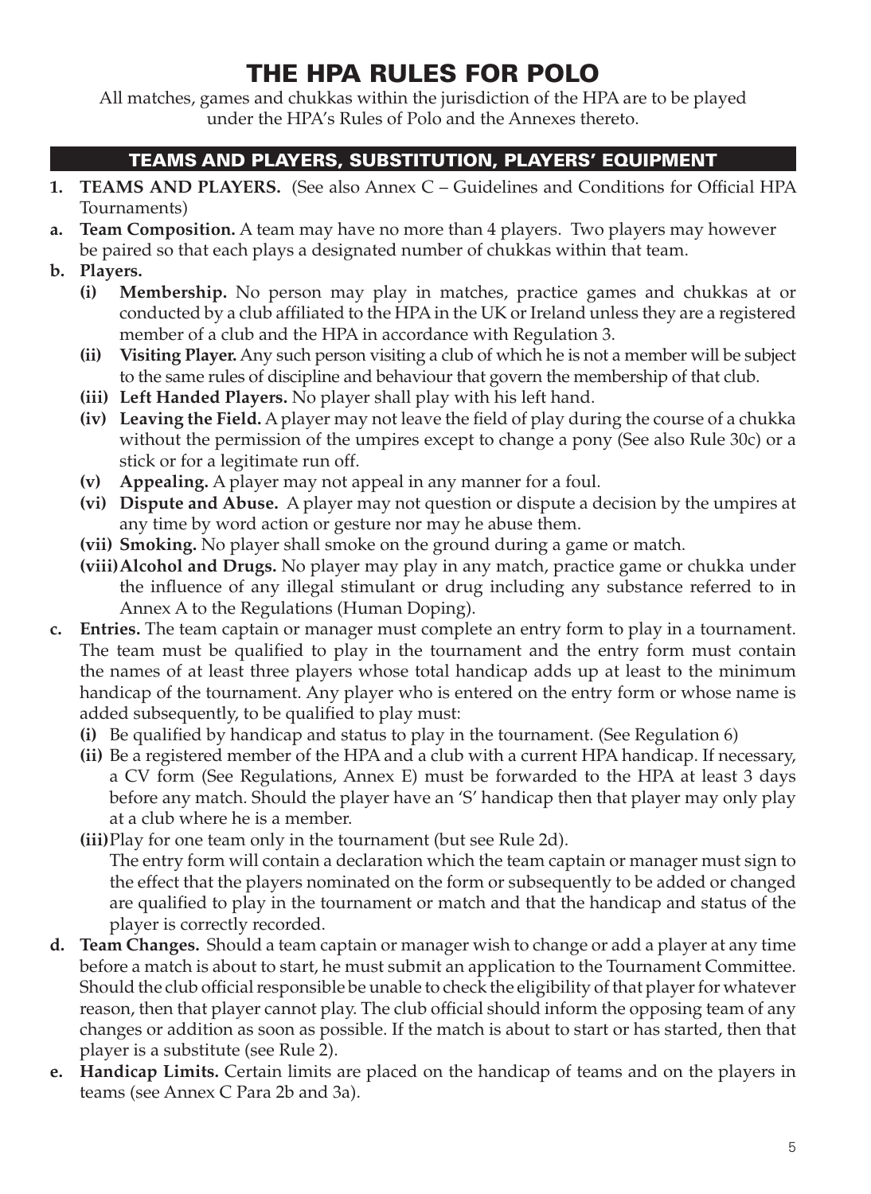# THE HPA RULES FOR POLO

All matches, games and chukkas within the jurisdiction of the HPA are to be played under the HPA's Rules of Polo and the Annexes thereto.

## TEAMS AND PLAYERS, SUBSTITUTION, PLAYERS' EQUIPMENT

**1. TEAMS AND PLAYERS.** (See also Annex C – Guidelines and Conditions for Official HPA Tournaments)

**a. Team Composition.** A team may have no more than 4 players. Two players may however be paired so that each plays a designated number of chukkas within that team.

**b. Players.**

- **(i) Membership.** No person may play in matches, practice games and chukkas at or conducted by a club affiliated to the HPA in the UK or Ireland unless they are a registered member of a club and the HPA in accordance with Regulation 3.
- **(ii) Visiting Player.** Any such person visiting a club of which he is not a member will be subject to the same rules of discipline and behaviour that govern the membership of that club.
- **(iii) Left Handed Players.** No player shall play with his left hand.
- **(iv) Leaving the Field.** A player may not leave the field of play during the course of a chukka without the permission of the umpires except to change a pony (See also Rule 30c) or a stick or for a legitimate run off.
- **(v) Appealing.** A player may not appeal in any manner for a foul.
- **(vi) Dispute and Abuse.** A player may not question or dispute a decision by the umpires at any time by word action or gesture nor may he abuse them.
- **(vii) Smoking.** No player shall smoke on the ground during a game or match.
- **(viii) Alcohol and Drugs.** No player may play in any match, practice game or chukka under the influence of any illegal stimulant or drug including any substance referred to in Annex A to the Regulations (Human Doping).

**c. Entries.** The team captain or manager must complete an entry form to play in a tournament. The team must be qualified to play in the tournament and the entry form must contain the names of at least three players whose total handicap adds up at least to the minimum handicap of the tournament. Any player who is entered on the entry form or whose name is added subsequently, to be qualified to play must:

- **(i)** Be qualified by handicap and status to play in the tournament. (See Regulation 6)
- **(ii)** Be a registered member of the HPA and a club with a current HPA handicap. If necessary, a CV form (See Regulations, Annex E) must be forwarded to the HPA at least 3 days before any match. Should the player have an 'S' handicap then that player may only play at a club where he is a member.
- **(iii)** Play for one team only in the tournament (but see Rule 2d).

  The entry form will contain a declaration which the team captain or manager must sign to the effect that the players nominated on the form or subsequently to be added or changed are qualified to play in the tournament or match and that the handicap and status of the player is correctly recorded.

**d. Team Changes.** Should a team captain or manager wish to change or add a player at any time before a match is about to start, he must submit an application to the Tournament Committee. Should the club official responsible be unable to check the eligibility of that player for whatever reason, then that player cannot play. The club official should inform the opposing team of any changes or addition as soon as possible. If the match is about to start or has started, then that player is a substitute (see Rule 2).

**e. Handicap Limits.** Certain limits are placed on the handicap of teams and on the players in teams (see Annex C Para 2b and 3a).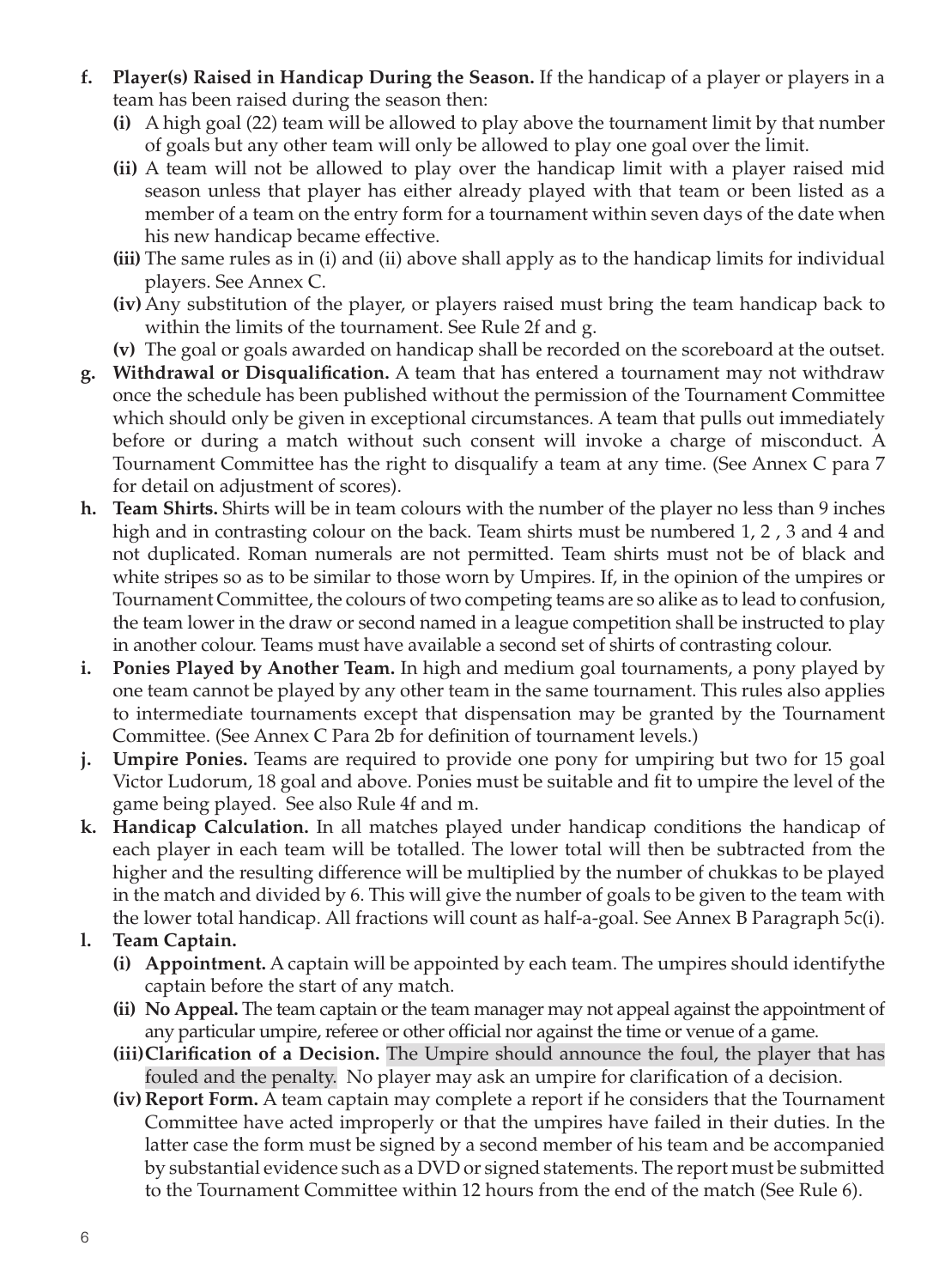- **f. Player(s) Raised in Handicap During the Season.** If the handicap of a player or players in a team has been raised during the season then:
  - **(i)** A high goal (22) team will be allowed to play above the tournament limit by that number of goals but any other team will only be allowed to play one goal over the limit.
  - **(ii)** A team will not be allowed to play over the handicap limit with a player raised mid season unless that player has either already played with that team or been listed as a member of a team on the entry form for a tournament within seven days of the date when his new handicap became effective.
  - **(iii)** The same rules as in (i) and (ii) above shall apply as to the handicap limits for individual players. See Annex C.
  - **(iv)** Any substitution of the player, or players raised must bring the team handicap back to within the limits of the tournament. See Rule 2f and g.
  - **(v)** The goal or goals awarded on handicap shall be recorded on the scoreboard at the outset.
- **g. Withdrawal or Disqualification.** A team that has entered a tournament may not withdraw once the schedule has been published without the permission of the Tournament Committee which should only be given in exceptional circumstances. A team that pulls out immediately before or during a match without such consent will invoke a charge of misconduct. A Tournament Committee has the right to disqualify a team at any time. (See Annex C para 7 for detail on adjustment of scores).
- **h. Team Shirts.** Shirts will be in team colours with the number of the player no less than 9 inches high and in contrasting colour on the back. Team shirts must be numbered 1, 2 , 3 and 4 and not duplicated. Roman numerals are not permitted. Team shirts must not be of black and white stripes so as to be similar to those worn by Umpires. If, in the opinion of the umpires or Tournament Committee, the colours of two competing teams are so alike as to lead to confusion, the team lower in the draw or second named in a league competition shall be instructed to play in another colour. Teams must have available a second set of shirts of contrasting colour.
- **i. Ponies Played by Another Team.** In high and medium goal tournaments, a pony played by one team cannot be played by any other team in the same tournament. This rules also applies to intermediate tournaments except that dispensation may be granted by the Tournament Committee. (See Annex C Para 2b for definition of tournament levels.)
- **j. Umpire Ponies.** Teams are required to provide one pony for umpiring but two for 15 goal Victor Ludorum, 18 goal and above. Ponies must be suitable and fit to umpire the level of the game being played. See also Rule 4f and m.
- **k. Handicap Calculation.** In all matches played under handicap conditions the handicap of each player in each team will be totalled. The lower total will then be subtracted from the higher and the resulting difference will be multiplied by the number of chukkas to be played in the match and divided by 6. This will give the number of goals to be given to the team with the lower total handicap. All fractions will count as half-a-goal. See Annex B Paragraph 5c(i).
- **l. Team Captain.**
  - **(i) Appointment.** A captain will be appointed by each team. The umpires should identifythe captain before the start of any match.
  - **(ii) No Appeal.** The team captain or the team manager may not appeal against the appointment of any particular umpire, referee or other official nor against the time or venue of a game.
  - **(iii) Clarification of a Decision.** The Umpire should announce the foul, the player that has fouled and the penalty. No player may ask an umpire for clarification of a decision.
  - **(iv) Report Form.** A team captain may complete a report if he considers that the Tournament Committee have acted improperly or that the umpires have failed in their duties. In the latter case the form must be signed by a second member of his team and be accompanied by substantial evidence such as a DVD or signed statements. The report must be submitted to the Tournament Committee within 12 hours from the end of the match (See Rule 6).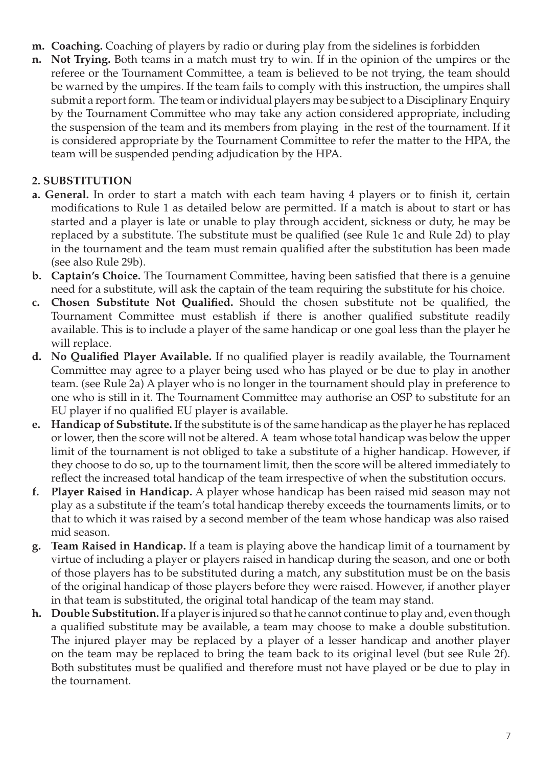- **m. Coaching.** Coaching of players by radio or during play from the sidelines is forbidden
- **n. Not Trying.** Both teams in a match must try to win. If in the opinion of the umpires or the referee or the Tournament Committee, a team is believed to be not trying, the team should be warned by the umpires. If the team fails to comply with this instruction, the umpires shall submit a report form. The team or individual players may be subject to a Disciplinary Enquiry by the Tournament Committee who may take any action considered appropriate, including the suspension of the team and its members from playing in the rest of the tournament. If it is considered appropriate by the Tournament Committee to refer the matter to the HPA, the team will be suspended pending adjudication by the HPA.

## 2. SUBSTITUTION

- **a. General.** In order to start a match with each team having 4 players or to finish it, certain modifications to Rule 1 as detailed below are permitted. If a match is about to start or has started and a player is late or unable to play through accident, sickness or duty, he may be replaced by a substitute. The substitute must be qualified (see Rule 1c and Rule 2d) to play in the tournament and the team must remain qualified after the substitution has been made (see also Rule 29b).
- **b. Captain's Choice.** The Tournament Committee, having been satisfied that there is a genuine need for a substitute, will ask the captain of the team requiring the substitute for his choice.
- **c. Chosen Substitute Not Qualified.** Should the chosen substitute not be qualified, the Tournament Committee must establish if there is another qualified substitute readily available. This is to include a player of the same handicap or one goal less than the player he will replace.
- **d. No Qualified Player Available.** If no qualified player is readily available, the Tournament Committee may agree to a player being used who has played or be due to play in another team. (see Rule 2a) A player who is no longer in the tournament should play in preference to one who is still in it. The Tournament Committee may authorise an OSP to substitute for an EU player if no qualified EU player is available.
- **e. Handicap of Substitute.** If the substitute is of the same handicap as the player he has replaced or lower, then the score will not be altered. A team whose total handicap was below the upper limit of the tournament is not obliged to take a substitute of a higher handicap. However, if they choose to do so, up to the tournament limit, then the score will be altered immediately to reflect the increased total handicap of the team irrespective of when the substitution occurs.
- **f. Player Raised in Handicap.** A player whose handicap has been raised mid season may not play as a substitute if the team's total handicap thereby exceeds the tournaments limits, or to that to which it was raised by a second member of the team whose handicap was also raised mid season.
- **g. Team Raised in Handicap.** If a team is playing above the handicap limit of a tournament by virtue of including a player or players raised in handicap during the season, and one or both of those players has to be substituted during a match, any substitution must be on the basis of the original handicap of those players before they were raised. However, if another player in that team is substituted, the original total handicap of the team may stand.
- **h. Double Substitution.** If a player is injured so that he cannot continue to play and, even though a qualified substitute may be available, a team may choose to make a double substitution. The injured player may be replaced by a player of a lesser handicap and another player on the team may be replaced to bring the team back to its original level (but see Rule 2f). Both substitutes must be qualified and therefore must not have played or be due to play in the tournament.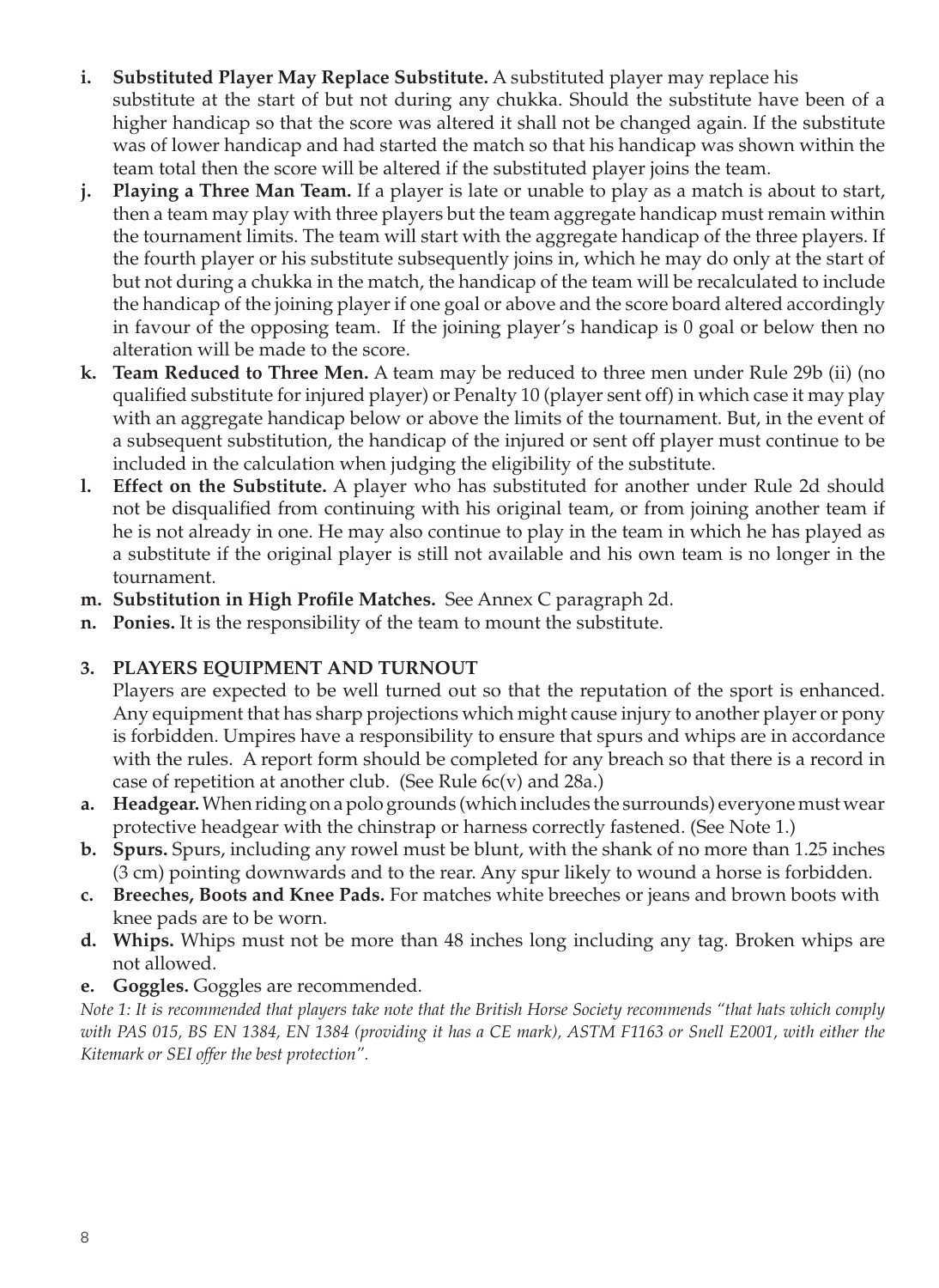i. **Substituted Player May Replace Substitute.** A substituted player may replace his substitute at the start of but not during any chukka. Should the substitute have been of a higher handicap so that the score was altered it shall not be changed again. If the substitute was of lower handicap and had started the match so that his handicap was shown within the team total then the score will be altered if the substituted player joins the team.

j. **Playing a Three Man Team.** If a player is late or unable to play as a match is about to start, then a team may play with three players but the team aggregate handicap must remain within the tournament limits. The team will start with the aggregate handicap of the three players. If the fourth player or his substitute subsequently joins in, which he may do only at the start of but not during a chukka in the match, the handicap of the team will be recalculated to include the handicap of the joining player if one goal or above and the score board altered accordingly in favour of the opposing team. If the joining player's handicap is 0 goal or below then no alteration will be made to the score.

k. **Team Reduced to Three Men.** A team may be reduced to three men under Rule 29b (ii) (no qualified substitute for injured player) or Penalty 10 (player sent off) in which case it may play with an aggregate handicap below or above the limits of the tournament. But, in the event of a subsequent substitution, the handicap of the injured or sent off player must continue to be included in the calculation when judging the eligibility of the substitute.

l. **Effect on the Substitute.** A player who has substituted for another under Rule 2d should not be disqualified from continuing with his original team, or from joining another team if he is not already in one. He may also continue to play in the team in which he has played as a substitute if the original player is still not available and his own team is no longer in the tournament.

m. **Substitution in High Profile Matches.** See Annex C paragraph 2d.

n. **Ponies.** It is the responsibility of the team to mount the substitute.

## 3. PLAYERS EQUIPMENT AND TURNOUT

Players are expected to be well turned out so that the reputation of the sport is enhanced. Any equipment that has sharp projections which might cause injury to another player or pony is forbidden. Umpires have a responsibility to ensure that spurs and whips are in accordance with the rules. A report form should be completed for any breach so that there is a record in case of repetition at another club. (See Rule 6c(v) and 28a.)

a. **Headgear.** When riding on a polo grounds (which includes the surrounds) everyone must wear protective headgear with the chinstrap or harness correctly fastened. (See Note 1.)

b. **Spurs.** Spurs, including any rowel must be blunt, with the shank of no more than 1.25 inches (3 cm) pointing downwards and to the rear. Any spur likely to wound a horse is forbidden.

c. **Breeches, Boots and Knee Pads.** For matches white breeches or jeans and brown boots with knee pads are to be worn.

d. **Whips.** Whips must not be more than 48 inches long including any tag. Broken whips are not allowed.

e. **Goggles.** Goggles are recommended.

*Note 1: It is recommended that players take note that the British Horse Society recommends "that hats which comply with PAS 015, BS EN 1384, EN 1384 (providing it has a CE mark), ASTM F1163 or Snell E2001, with either the Kitemark or SEI offer the best protection".*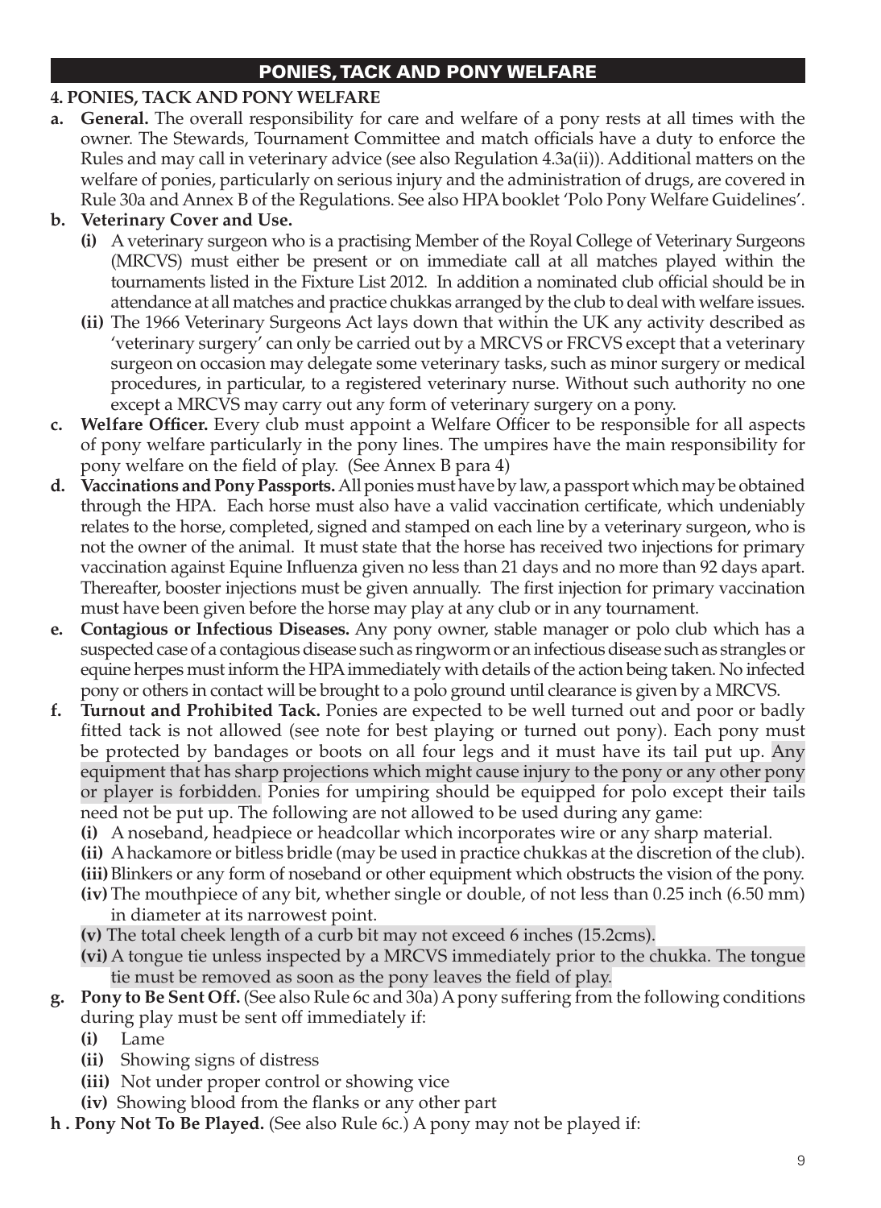## PONIES, TACK AND PONY WELFARE

### 4. PONIES, TACK AND PONY WELFARE

**a. General.** The overall responsibility for care and welfare of a pony rests at all times with the owner. The Stewards, Tournament Committee and match officials have a duty to enforce the Rules and may call in veterinary advice (see also Regulation 4.3a(ii)). Additional matters on the welfare of ponies, particularly on serious injury and the administration of drugs, are covered in Rule 30a and Annex B of the Regulations. See also HPA booklet 'Polo Pony Welfare Guidelines'.

**b. Veterinary Cover and Use.**

- **(i)** A veterinary surgeon who is a practising Member of the Royal College of Veterinary Surgeons (MRCVS) must either be present or on immediate call at all matches played within the tournaments listed in the Fixture List 2012. In addition a nominated club official should be in attendance at all matches and practice chukkas arranged by the club to deal with welfare issues.
- **(ii)** The 1966 Veterinary Surgeons Act lays down that within the UK any activity described as 'veterinary surgery' can only be carried out by a MRCVS or FRCVS except that a veterinary surgeon on occasion may delegate some veterinary tasks, such as minor surgery or medical procedures, in particular, to a registered veterinary nurse. Without such authority no one except a MRCVS may carry out any form of veterinary surgery on a pony.

**c. Welfare Officer.** Every club must appoint a Welfare Officer to be responsible for all aspects of pony welfare particularly in the pony lines. The umpires have the main responsibility for pony welfare on the field of play. (See Annex B para 4)

**d. Vaccinations and Pony Passports.** All ponies must have by law, a passport which may be obtained through the HPA. Each horse must also have a valid vaccination certificate, which undeniably relates to the horse, completed, signed and stamped on each line by a veterinary surgeon, who is not the owner of the animal. It must state that the horse has received two injections for primary vaccination against Equine Influenza given no less than 21 days and no more than 92 days apart. Thereafter, booster injections must be given annually. The first injection for primary vaccination must have been given before the horse may play at any club or in any tournament.

**e. Contagious or Infectious Diseases.** Any pony owner, stable manager or polo club which has a suspected case of a contagious disease such as ringworm or an infectious disease such as strangles or equine herpes must inform the HPA immediately with details of the action being taken. No infected pony or others in contact will be brought to a polo ground until clearance is given by a MRCVS.

**f. Turnout and Prohibited Tack.** Ponies are expected to be well turned out and poor or badly fitted tack is not allowed (see note for best playing or turned out pony). Each pony must be protected by bandages or boots on all four legs and it must have its tail put up. Any equipment that has sharp projections which might cause injury to the pony or any other pony or player is forbidden. Ponies for umpiring should be equipped for polo except their tails need not be put up. The following are not allowed to be used during any game:

- **(i)** A noseband, headpiece or headcollar which incorporates wire or any sharp material.
- **(ii)** A hackamore or bitless bridle (may be used in practice chukkas at the discretion of the club).
- **(iii)** Blinkers or any form of noseband or other equipment which obstructs the vision of the pony.
- **(iv)** The mouthpiece of any bit, whether single or double, of not less than 0.25 inch (6.50 mm) in diameter at its narrowest point.
- **(v)** The total cheek length of a curb bit may not exceed 6 inches (15.2cms).
- **(vi)** A tongue tie unless inspected by a MRCVS immediately prior to the chukka. The tongue tie must be removed as soon as the pony leaves the field of play.

**g. Pony to Be Sent Off.** (See also Rule 6c and 30a) A pony suffering from the following conditions during play must be sent off immediately if:

- **(i)** Lame
- **(ii)** Showing signs of distress
- **(iii)** Not under proper control or showing vice
- **(iv)** Showing blood from the flanks or any other part

**h . Pony Not To Be Played.** (See also Rule 6c.) A pony may not be played if: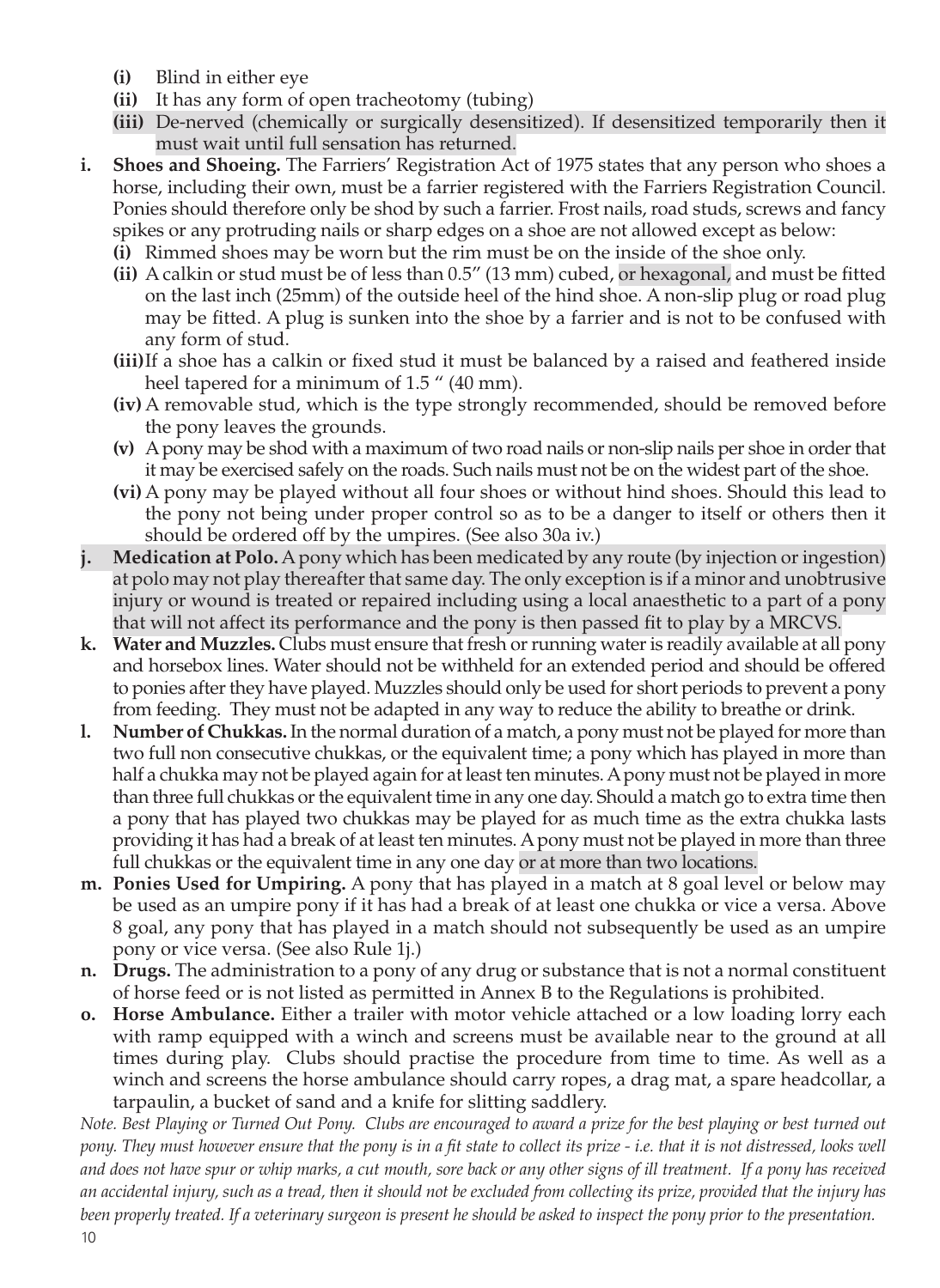- **(i)** Blind in either eye
- **(ii)** It has any form of open tracheotomy (tubing)
- **(iii)** De-nerved (chemically or surgically desensitized). If desensitized temporarily then it must wait until full sensation has returned.

**i. Shoes and Shoeing.** The Farriers' Registration Act of 1975 states that any person who shoes a horse, including their own, must be a farrier registered with the Farriers Registration Council. Ponies should therefore only be shod by such a farrier. Frost nails, road studs, screws and fancy spikes or any protruding nails or sharp edges on a shoe are not allowed except as below:

- **(i)** Rimmed shoes may be worn but the rim must be on the inside of the shoe only.
- **(ii)** A calkin or stud must be of less than 0.5" (13 mm) cubed, or hexagonal, and must be fitted on the last inch (25mm) of the outside heel of the hind shoe. A non-slip plug or road plug may be fitted. A plug is sunken into the shoe by a farrier and is not to be confused with any form of stud.
- **(iii)** If a shoe has a calkin or fixed stud it must be balanced by a raised and feathered inside heel tapered for a minimum of 1.5 " (40 mm).
- **(iv)** A removable stud, which is the type strongly recommended, should be removed before the pony leaves the grounds.
- **(v)** A pony may be shod with a maximum of two road nails or non-slip nails per shoe in order that it may be exercised safely on the roads. Such nails must not be on the widest part of the shoe.
- **(vi)** A pony may be played without all four shoes or without hind shoes. Should this lead to the pony not being under proper control so as to be a danger to itself or others then it should be ordered off by the umpires. (See also 30a iv.)

**j. Medication at Polo.** A pony which has been medicated by any route (by injection or ingestion) at polo may not play thereafter that same day. The only exception is if a minor and unobtrusive injury or wound is treated or repaired including using a local anaesthetic to a part of a pony that will not affect its performance and the pony is then passed fit to play by a MRCVS.

**k. Water and Muzzles.** Clubs must ensure that fresh or running water is readily available at all pony and horsebox lines. Water should not be withheld for an extended period and should be offered to ponies after they have played. Muzzles should only be used for short periods to prevent a pony from feeding. They must not be adapted in any way to reduce the ability to breathe or drink.

**l. Number of Chukkas.** In the normal duration of a match, a pony must not be played for more than two full non consecutive chukkas, or the equivalent time; a pony which has played in more than half a chukka may not be played again for at least ten minutes. A pony must not be played in more than three full chukkas or the equivalent time in any one day. Should a match go to extra time then a pony that has played two chukkas may be played for as much time as the extra chukka lasts providing it has had a break of at least ten minutes. A pony must not be played in more than three full chukkas or the equivalent time in any one day or at more than two locations.

**m. Ponies Used for Umpiring.** A pony that has played in a match at 8 goal level or below may be used as an umpire pony if it has had a break of at least one chukka or vice a versa. Above 8 goal, any pony that has played in a match should not subsequently be used as an umpire pony or vice versa. (See also Rule 1j.)

**n. Drugs.** The administration to a pony of any drug or substance that is not a normal constituent of horse feed or is not listed as permitted in Annex B to the Regulations is prohibited.

**o. Horse Ambulance.** Either a trailer with motor vehicle attached or a low loading lorry each with ramp equipped with a winch and screens must be available near to the ground at all times during play. Clubs should practise the procedure from time to time. As well as a winch and screens the horse ambulance should carry ropes, a drag mat, a spare headcollar, a tarpaulin, a bucket of sand and a knife for slitting saddlery.

*Note. Best Playing or Turned Out Pony. Clubs are encouraged to award a prize for the best playing or best turned out pony. They must however ensure that the pony is in a fit state to collect its prize - i.e. that it is not distressed, looks well and does not have spur or whip marks, a cut mouth, sore back or any other signs of ill treatment. If a pony has received an accidental injury, such as a tread, then it should not be excluded from collecting its prize, provided that the injury has been properly treated. If a veterinary surgeon is present he should be asked to inspect the pony prior to the presentation.*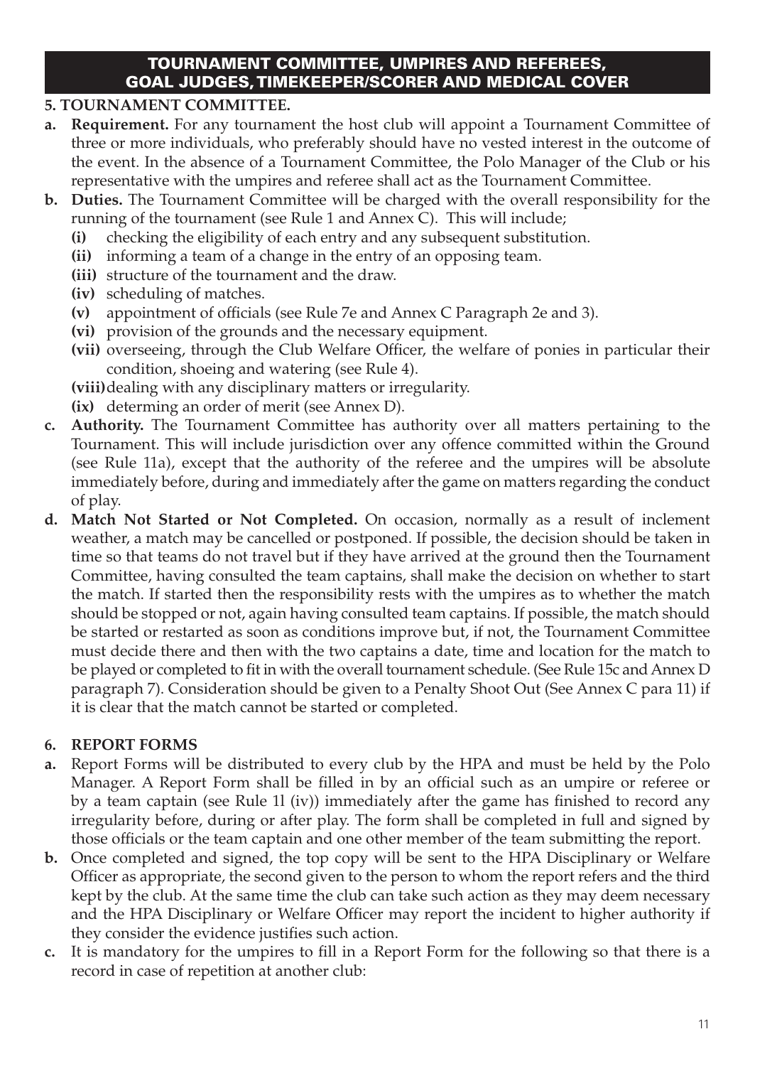## TOURNAMENT COMMITTEE, UMPIRES AND REFEREES, GOAL JUDGES, TIMEKEEPER/SCORER AND MEDICAL COVER

### 5. TOURNAMENT COMMITTEE.

**a. Requirement.** For any tournament the host club will appoint a Tournament Committee of three or more individuals, who preferably should have no vested interest in the outcome of the event. In the absence of a Tournament Committee, the Polo Manager of the Club or his representative with the umpires and referee shall act as the Tournament Committee.

**b. Duties.** The Tournament Committee will be charged with the overall responsibility for the running of the tournament (see Rule 1 and Annex C). This will include;

- **(i)** checking the eligibility of each entry and any subsequent substitution.
- **(ii)** informing a team of a change in the entry of an opposing team.
- **(iii)** structure of the tournament and the draw.
- **(iv)** scheduling of matches.
- **(v)** appointment of officials (see Rule 7e and Annex C Paragraph 2e and 3).
- **(vi)** provision of the grounds and the necessary equipment.
- **(vii)** overseeing, through the Club Welfare Officer, the welfare of ponies in particular their condition, shoeing and watering (see Rule 4).
- **(viii)** dealing with any disciplinary matters or irregularity.
- **(ix)** determing an order of merit (see Annex D).

**c. Authority.** The Tournament Committee has authority over all matters pertaining to the Tournament. This will include jurisdiction over any offence committed within the Ground (see Rule 11a), except that the authority of the referee and the umpires will be absolute immediately before, during and immediately after the game on matters regarding the conduct of play.

**d. Match Not Started or Not Completed.** On occasion, normally as a result of inclement weather, a match may be cancelled or postponed. If possible, the decision should be taken in time so that teams do not travel but if they have arrived at the ground then the Tournament Committee, having consulted the team captains, shall make the decision on whether to start the match. If started then the responsibility rests with the umpires as to whether the match should be stopped or not, again having consulted team captains. If possible, the match should be started or restarted as soon as conditions improve but, if not, the Tournament Committee must decide there and then with the two captains a date, time and location for the match to be played or completed to fit in with the overall tournament schedule. (See Rule 15c and Annex D paragraph 7). Consideration should be given to a Penalty Shoot Out (See Annex C para 11) if it is clear that the match cannot be started or completed.

### 6. REPORT FORMS

**a.** Report Forms will be distributed to every club by the HPA and must be held by the Polo Manager. A Report Form shall be filled in by an official such as an umpire or referee or by a team captain (see Rule 1l (iv)) immediately after the game has finished to record any irregularity before, during or after play. The form shall be completed in full and signed by those officials or the team captain and one other member of the team submitting the report.

**b.** Once completed and signed, the top copy will be sent to the HPA Disciplinary or Welfare Officer as appropriate, the second given to the person to whom the report refers and the third kept by the club. At the same time the club can take such action as they may deem necessary and the HPA Disciplinary or Welfare Officer may report the incident to higher authority if they consider the evidence justifies such action.

**c.** It is mandatory for the umpires to fill in a Report Form for the following so that there is a record in case of repetition at another club: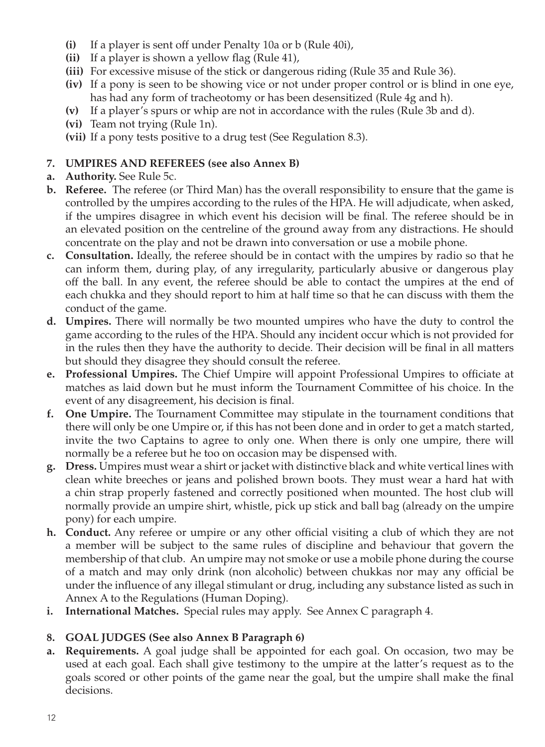- **(i)** If a player is sent off under Penalty 10a or b (Rule 40i),
- **(ii)** If a player is shown a yellow flag (Rule 41),
- **(iii)** For excessive misuse of the stick or dangerous riding (Rule 35 and Rule 36).
- **(iv)** If a pony is seen to be showing vice or not under proper control or is blind in one eye, has had any form of tracheotomy or has been desensitized (Rule 4g and h).
- **(v)** If a player's spurs or whip are not in accordance with the rules (Rule 3b and d).
- **(vi)** Team not trying (Rule 1n).
- **(vii)** If a pony tests positive to a drug test (See Regulation 8.3).

## 7. UMPIRES AND REFEREES (see also Annex B)

**a. Authority.** See Rule 5c.

**b. Referee.** The referee (or Third Man) has the overall responsibility to ensure that the game is controlled by the umpires according to the rules of the HPA. He will adjudicate, when asked, if the umpires disagree in which event his decision will be final. The referee should be in an elevated position on the centreline of the ground away from any distractions. He should concentrate on the play and not be drawn into conversation or use a mobile phone.

**c. Consultation.** Ideally, the referee should be in contact with the umpires by radio so that he can inform them, during play, of any irregularity, particularly abusive or dangerous play off the ball. In any event, the referee should be able to contact the umpires at the end of each chukka and they should report to him at half time so that he can discuss with them the conduct of the game.

**d. Umpires.** There will normally be two mounted umpires who have the duty to control the game according to the rules of the HPA. Should any incident occur which is not provided for in the rules then they have the authority to decide. Their decision will be final in all matters but should they disagree they should consult the referee.

**e. Professional Umpires.** The Chief Umpire will appoint Professional Umpires to officiate at matches as laid down but he must inform the Tournament Committee of his choice. In the event of any disagreement, his decision is final.

**f. One Umpire.** The Tournament Committee may stipulate in the tournament conditions that there will only be one Umpire or, if this has not been done and in order to get a match started, invite the two Captains to agree to only one. When there is only one umpire, there will normally be a referee but he too on occasion may be dispensed with.

**g. Dress.** Umpires must wear a shirt or jacket with distinctive black and white vertical lines with clean white breeches or jeans and polished brown boots. They must wear a hard hat with a chin strap properly fastened and correctly positioned when mounted. The host club will normally provide an umpire shirt, whistle, pick up stick and ball bag (already on the umpire pony) for each umpire.

**h. Conduct.** Any referee or umpire or any other official visiting a club of which they are not a member will be subject to the same rules of discipline and behaviour that govern the membership of that club. An umpire may not smoke or use a mobile phone during the course of a match and may only drink (non alcoholic) between chukkas nor may any official be under the influence of any illegal stimulant or drug, including any substance listed as such in Annex A to the Regulations (Human Doping).

**i. International Matches.** Special rules may apply. See Annex C paragraph 4.

## 8. GOAL JUDGES (See also Annex B Paragraph 6)

**a. Requirements.** A goal judge shall be appointed for each goal. On occasion, two may be used at each goal. Each shall give testimony to the umpire at the latter's request as to the goals scored or other points of the game near the goal, but the umpire shall make the final decisions.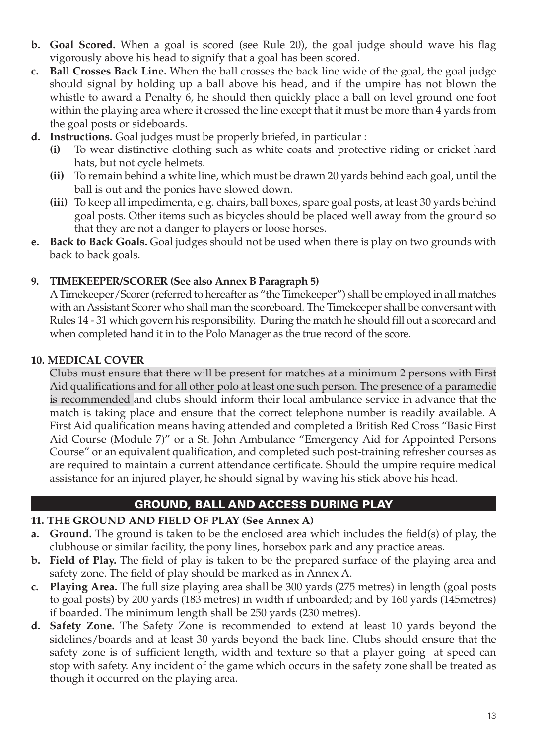**b. Goal Scored.** When a goal is scored (see Rule 20), the goal judge should wave his flag vigorously above his head to signify that a goal has been scored.

**c. Ball Crosses Back Line.** When the ball crosses the back line wide of the goal, the goal judge should signal by holding up a ball above his head, and if the umpire has not blown the whistle to award a Penalty 6, he should then quickly place a ball on level ground one foot within the playing area where it crossed the line except that it must be more than 4 yards from the goal posts or sideboards.

**d. Instructions.** Goal judges must be properly briefed, in particular :

- **(i)** To wear distinctive clothing such as white coats and protective riding or cricket hard hats, but not cycle helmets.
- **(ii)** To remain behind a white line, which must be drawn 20 yards behind each goal, until the ball is out and the ponies have slowed down.
- **(iii)** To keep all impedimenta, e.g. chairs, ball boxes, spare goal posts, at least 30 yards behind goal posts. Other items such as bicycles should be placed well away from the ground so that they are not a danger to players or loose horses.

**e. Back to Back Goals.** Goal judges should not be used when there is play on two grounds with back to back goals.

### 9. TIMEKEEPER/SCORER (See also Annex B Paragraph 5)

A Timekeeper/Scorer (referred to hereafter as "the Timekeeper") shall be employed in all matches with an Assistant Scorer who shall man the scoreboard. The Timekeeper shall be conversant with Rules 14 - 31 which govern his responsibility. During the match he should fill out a scorecard and when completed hand it in to the Polo Manager as the true record of the score.

### 10. MEDICAL COVER

Clubs must ensure that there will be present for matches at a minimum 2 persons with First Aid qualifications and for all other polo at least one such person. The presence of a paramedic is recommended and clubs should inform their local ambulance service in advance that the match is taking place and ensure that the correct telephone number is readily available. A First Aid qualification means having attended and completed a British Red Cross "Basic First Aid Course (Module 7)" or a St. John Ambulance "Emergency Aid for Appointed Persons Course" or an equivalent qualification, and completed such post-training refresher courses as are required to maintain a current attendance certificate. Should the umpire require medical assistance for an injured player, he should signal by waving his stick above his head.

## GROUND, BALL AND ACCESS DURING PLAY

### 11. THE GROUND AND FIELD OF PLAY (See Annex A)

**a. Ground.** The ground is taken to be the enclosed area which includes the field(s) of play, the clubhouse or similar facility, the pony lines, horsebox park and any practice areas.

**b. Field of Play.** The field of play is taken to be the prepared surface of the playing area and safety zone. The field of play should be marked as in Annex A.

**c. Playing Area.** The full size playing area shall be 300 yards (275 metres) in length (goal posts to goal posts) by 200 yards (183 metres) in width if unboarded; and by 160 yards (145metres) if boarded. The minimum length shall be 250 yards (230 metres).

**d. Safety Zone.** The Safety Zone is recommended to extend at least 10 yards beyond the sidelines/boards and at least 30 yards beyond the back line. Clubs should ensure that the safety zone is of sufficient length, width and texture so that a player going at speed can stop with safety. Any incident of the game which occurs in the safety zone shall be treated as though it occurred on the playing area.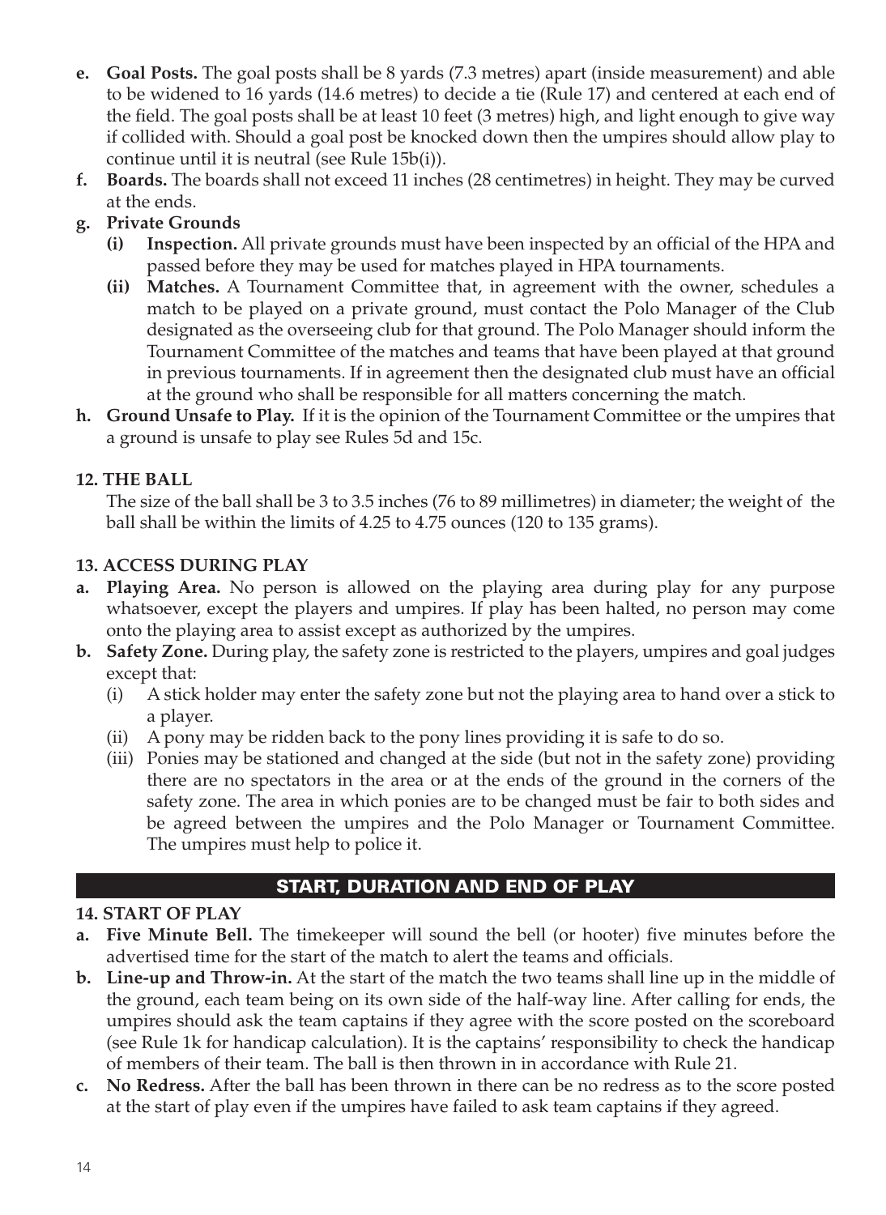- **e. Goal Posts.** The goal posts shall be 8 yards (7.3 metres) apart (inside measurement) and able to be widened to 16 yards (14.6 metres) to decide a tie (Rule 17) and centered at each end of the field. The goal posts shall be at least 10 feet (3 metres) high, and light enough to give way if collided with. Should a goal post be knocked down then the umpires should allow play to continue until it is neutral (see Rule 15b(i)).
- **f. Boards.** The boards shall not exceed 11 inches (28 centimetres) in height. They may be curved at the ends.
- **g. Private Grounds**
  - **(i) Inspection.** All private grounds must have been inspected by an official of the HPA and passed before they may be used for matches played in HPA tournaments.
  - **(ii) Matches.** A Tournament Committee that, in agreement with the owner, schedules a match to be played on a private ground, must contact the Polo Manager of the Club designated as the overseeing club for that ground. The Polo Manager should inform the Tournament Committee of the matches and teams that have been played at that ground in previous tournaments. If in agreement then the designated club must have an official at the ground who shall be responsible for all matters concerning the match.
- **h. Ground Unsafe to Play.** If it is the opinion of the Tournament Committee or the umpires that a ground is unsafe to play see Rules 5d and 15c.

### 12. THE BALL

The size of the ball shall be 3 to 3.5 inches (76 to 89 millimetres) in diameter; the weight of the ball shall be within the limits of 4.25 to 4.75 ounces (120 to 135 grams).

### 13. ACCESS DURING PLAY

- **a. Playing Area.** No person is allowed on the playing area during play for any purpose whatsoever, except the players and umpires. If play has been halted, no person may come onto the playing area to assist except as authorized by the umpires.
- **b. Safety Zone.** During play, the safety zone is restricted to the players, umpires and goal judges except that:
  - (i) A stick holder may enter the safety zone but not the playing area to hand over a stick to a player.
  - (ii) A pony may be ridden back to the pony lines providing it is safe to do so.
  - (iii) Ponies may be stationed and changed at the side (but not in the safety zone) providing there are no spectators in the area or at the ends of the ground in the corners of the safety zone. The area in which ponies are to be changed must be fair to both sides and be agreed between the umpires and the Polo Manager or Tournament Committee. The umpires must help to police it.

## START, DURATION AND END OF PLAY

### 14. START OF PLAY

- **a. Five Minute Bell.** The timekeeper will sound the bell (or hooter) five minutes before the advertised time for the start of the match to alert the teams and officials.
- **b. Line-up and Throw-in.** At the start of the match the two teams shall line up in the middle of the ground, each team being on its own side of the half-way line. After calling for ends, the umpires should ask the team captains if they agree with the score posted on the scoreboard (see Rule 1k for handicap calculation). It is the captains' responsibility to check the handicap of members of their team. The ball is then thrown in in accordance with Rule 21.
- **c. No Redress.** After the ball has been thrown in there can be no redress as to the score posted at the start of play even if the umpires have failed to ask team captains if they agreed.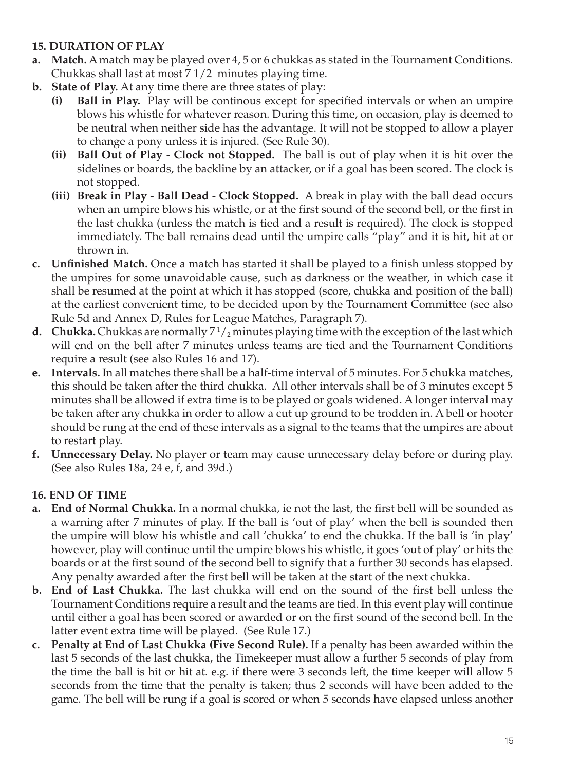### 15. DURATION OF PLAY

**a. Match.** A match may be played over 4, 5 or 6 chukkas as stated in the Tournament Conditions. Chukkas shall last at most 7 1/2 minutes playing time.

**b. State of Play.** At any time there are three states of play:

**(i) Ball in Play.** Play will be continous except for specified intervals or when an umpire blows his whistle for whatever reason. During this time, on occasion, play is deemed to be neutral when neither side has the advantage. It will not be stopped to allow a player to change a pony unless it is injured. (See Rule 30).

**(ii) Ball Out of Play - Clock not Stopped.** The ball is out of play when it is hit over the sidelines or boards, the backline by an attacker, or if a goal has been scored. The clock is not stopped.

**(iii) Break in Play - Ball Dead - Clock Stopped.** A break in play with the ball dead occurs when an umpire blows his whistle, or at the first sound of the second bell, or the first in the last chukka (unless the match is tied and a result is required). The clock is stopped immediately. The ball remains dead until the umpire calls "play" and it is hit, hit at or thrown in.

**c. Unfinished Match.** Once a match has started it shall be played to a finish unless stopped by the umpires for some unavoidable cause, such as darkness or the weather, in which case it shall be resumed at the point at which it has stopped (score, chukka and position of the ball) at the earliest convenient time, to be decided upon by the Tournament Committee (see also Rule 5d and Annex D, Rules for League Matches, Paragraph 7).

**d. Chukka.** Chukkas are normally 7 1/2 minutes playing time with the exception of the last which will end on the bell after 7 minutes unless teams are tied and the Tournament Conditions require a result (see also Rules 16 and 17).

**e. Intervals.** In all matches there shall be a half-time interval of 5 minutes. For 5 chukka matches, this should be taken after the third chukka. All other intervals shall be of 3 minutes except 5 minutes shall be allowed if extra time is to be played or goals widened. A longer interval may be taken after any chukka in order to allow a cut up ground to be trodden in. A bell or hooter should be rung at the end of these intervals as a signal to the teams that the umpires are about to restart play.

**f. Unnecessary Delay.** No player or team may cause unnecessary delay before or during play. (See also Rules 18a, 24 e, f, and 39d.)

### 16. END OF TIME

**a. End of Normal Chukka.** In a normal chukka, ie not the last, the first bell will be sounded as a warning after 7 minutes of play. If the ball is 'out of play' when the bell is sounded then the umpire will blow his whistle and call 'chukka' to end the chukka. If the ball is 'in play' however, play will continue until the umpire blows his whistle, it goes 'out of play' or hits the boards or at the first sound of the second bell to signify that a further 30 seconds has elapsed. Any penalty awarded after the first bell will be taken at the start of the next chukka.

**b. End of Last Chukka.** The last chukka will end on the sound of the first bell unless the Tournament Conditions require a result and the teams are tied. In this event play will continue until either a goal has been scored or awarded or on the first sound of the second bell. In the latter event extra time will be played. (See Rule 17.)

**c. Penalty at End of Last Chukka (Five Second Rule).** If a penalty has been awarded within the last 5 seconds of the last chukka, the Timekeeper must allow a further 5 seconds of play from the time the ball is hit or hit at. e.g. if there were 3 seconds left, the time keeper will allow 5 seconds from the time that the penalty is taken; thus 2 seconds will have been added to the game. The bell will be rung if a goal is scored or when 5 seconds have elapsed unless another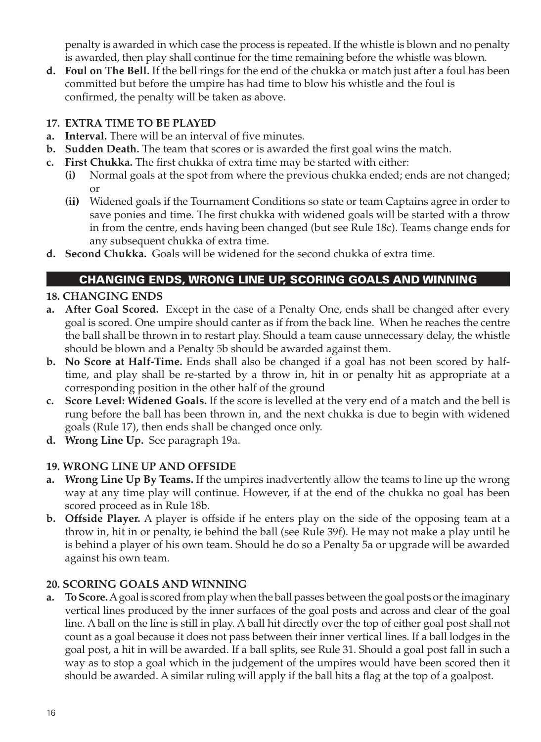penalty is awarded in which case the process is repeated. If the whistle is blown and no penalty is awarded, then play shall continue for the time remaining before the whistle was blown.

**d. Foul on The Bell.** If the bell rings for the end of the chukka or match just after a foul has been committed but before the umpire has had time to blow his whistle and the foul is confirmed, the penalty will be taken as above.

### 17. EXTRA TIME TO BE PLAYED

**a. Interval.** There will be an interval of five minutes.

**b. Sudden Death.** The team that scores or is awarded the first goal wins the match.

**c. First Chukka.** The first chukka of extra time may be started with either:

- **(i)** Normal goals at the spot from where the previous chukka ended; ends are not changed; or
- **(ii)** Widened goals if the Tournament Conditions so state or team Captains agree in order to save ponies and time. The first chukka with widened goals will be started with a throw in from the centre, ends having been changed (but see Rule 18c). Teams change ends for any subsequent chukka of extra time.

**d. Second Chukka.** Goals will be widened for the second chukka of extra time.

## CHANGING ENDS, WRONG LINE UP, SCORING GOALS AND WINNING

### 18. CHANGING ENDS

**a. After Goal Scored.** Except in the case of a Penalty One, ends shall be changed after every goal is scored. One umpire should canter as if from the back line. When he reaches the centre the ball shall be thrown in to restart play. Should a team cause unnecessary delay, the whistle should be blown and a Penalty 5b should be awarded against them.

**b. No Score at Half-Time.** Ends shall also be changed if a goal has not been scored by half-time, and play shall be re-started by a throw in, hit in or penalty hit as appropriate at a corresponding position in the other half of the ground

**c. Score Level: Widened Goals.** If the score is levelled at the very end of a match and the bell is rung before the ball has been thrown in, and the next chukka is due to begin with widened goals (Rule 17), then ends shall be changed once only.

**d. Wrong Line Up.** See paragraph 19a.

### 19. WRONG LINE UP AND OFFSIDE

**a. Wrong Line Up By Teams.** If the umpires inadvertently allow the teams to line up the wrong way at any time play will continue. However, if at the end of the chukka no goal has been scored proceed as in Rule 18b.

**b. Offside Player.** A player is offside if he enters play on the side of the opposing team at a throw in, hit in or penalty, ie behind the ball (see Rule 39f). He may not make a play until he is behind a player of his own team. Should he do so a Penalty 5a or upgrade will be awarded against his own team.

### 20. SCORING GOALS AND WINNING

**a. To Score.** A goal is scored from play when the ball passes between the goal posts or the imaginary vertical lines produced by the inner surfaces of the goal posts and across and clear of the goal line. A ball on the line is still in play. A ball hit directly over the top of either goal post shall not count as a goal because it does not pass between their inner vertical lines. If a ball lodges in the goal post, a hit in will be awarded. If a ball splits, see Rule 31. Should a goal post fall in such a way as to stop a goal which in the judgement of the umpires would have been scored then it should be awarded. A similar ruling will apply if the ball hits a flag at the top of a goalpost.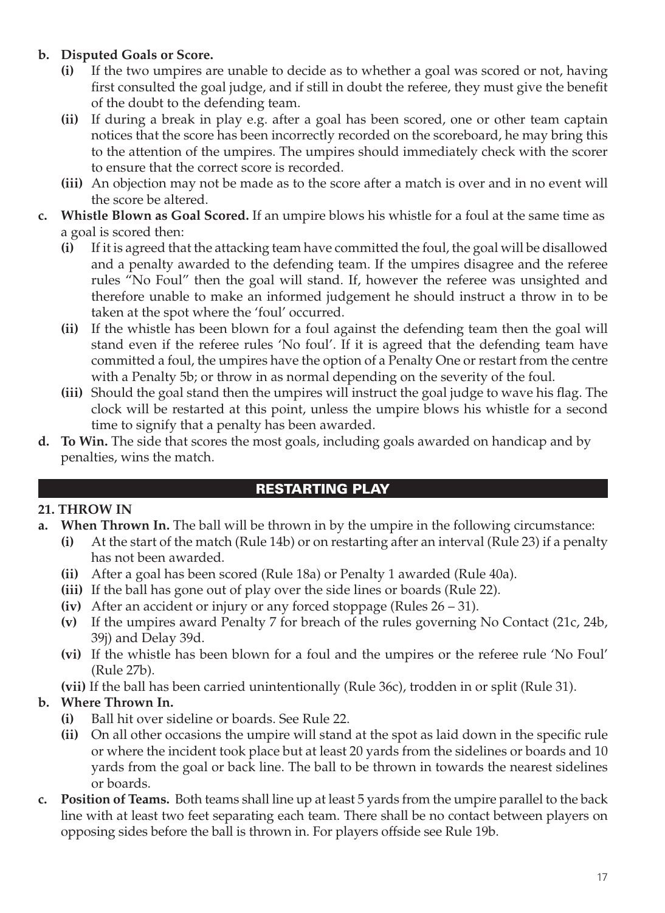**b. Disputed Goals or Score.**

- **(i)** If the two umpires are unable to decide as to whether a goal was scored or not, having first consulted the goal judge, and if still in doubt the referee, they must give the benefit of the doubt to the defending team.
- **(ii)** If during a break in play e.g. after a goal has been scored, one or other team captain notices that the score has been incorrectly recorded on the scoreboard, he may bring this to the attention of the umpires. The umpires should immediately check with the scorer to ensure that the correct score is recorded.
- **(iii)** An objection may not be made as to the score after a match is over and in no event will the score be altered.

**c. Whistle Blown as Goal Scored.** If an umpire blows his whistle for a foul at the same time as a goal is scored then:

- **(i)** If it is agreed that the attacking team have committed the foul, the goal will be disallowed and a penalty awarded to the defending team. If the umpires disagree and the referee rules "No Foul" then the goal will stand. If, however the referee was unsighted and therefore unable to make an informed judgement he should instruct a throw in to be taken at the spot where the 'foul' occurred.
- **(ii)** If the whistle has been blown for a foul against the defending team then the goal will stand even if the referee rules 'No foul'. If it is agreed that the defending team have committed a foul, the umpires have the option of a Penalty One or restart from the centre with a Penalty 5b; or throw in as normal depending on the severity of the foul.
- **(iii)** Should the goal stand then the umpires will instruct the goal judge to wave his flag. The clock will be restarted at this point, unless the umpire blows his whistle for a second time to signify that a penalty has been awarded.

**d. To Win.** The side that scores the most goals, including goals awarded on handicap and by penalties, wins the match.

## RESTARTING PLAY

### 21. THROW IN

**a. When Thrown In.** The ball will be thrown in by the umpire in the following circumstance:

- **(i)** At the start of the match (Rule 14b) or on restarting after an interval (Rule 23) if a penalty has not been awarded.
- **(ii)** After a goal has been scored (Rule 18a) or Penalty 1 awarded (Rule 40a).
- **(iii)** If the ball has gone out of play over the side lines or boards (Rule 22).
- **(iv)** After an accident or injury or any forced stoppage (Rules 26 – 31).
- **(v)** If the umpires award Penalty 7 for breach of the rules governing No Contact (21c, 24b, 39j) and Delay 39d.
- **(vi)** If the whistle has been blown for a foul and the umpires or the referee rule 'No Foul' (Rule 27b).
- **(vii)** If the ball has been carried unintentionally (Rule 36c), trodden in or split (Rule 31).

**b. Where Thrown In.**

- **(i)** Ball hit over sideline or boards. See Rule 22.
- **(ii)** On all other occasions the umpire will stand at the spot as laid down in the specific rule or where the incident took place but at least 20 yards from the sidelines or boards and 10 yards from the goal or back line. The ball to be thrown in towards the nearest sidelines or boards.

**c. Position of Teams.** Both teams shall line up at least 5 yards from the umpire parallel to the back line with at least two feet separating each team. There shall be no contact between players on opposing sides before the ball is thrown in. For players offside see Rule 19b.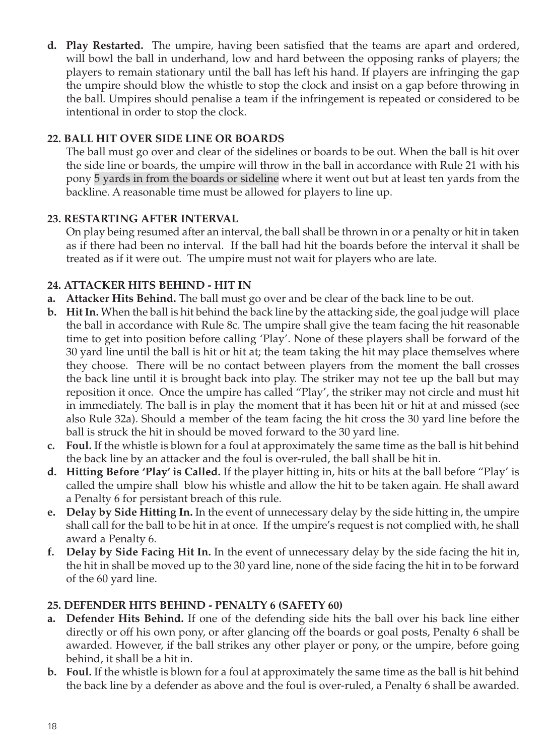**d. Play Restarted.** The umpire, having been satisfied that the teams are apart and ordered, will bowl the ball in underhand, low and hard between the opposing ranks of players; the players to remain stationary until the ball has left his hand. If players are infringing the gap the umpire should blow the whistle to stop the clock and insist on a gap before throwing in the ball. Umpires should penalise a team if the infringement is repeated or considered to be intentional in order to stop the clock.

### 22. BALL HIT OVER SIDE LINE OR BOARDS

The ball must go over and clear of the sidelines or boards to be out. When the ball is hit over the side line or boards, the umpire will throw in the ball in accordance with Rule 21 with his pony 5 yards in from the boards or sideline where it went out but at least ten yards from the backline. A reasonable time must be allowed for players to line up.

### 23. RESTARTING AFTER INTERVAL

On play being resumed after an interval, the ball shall be thrown in or a penalty or hit in taken as if there had been no interval. If the ball had hit the boards before the interval it shall be treated as if it were out. The umpire must not wait for players who are late.

### 24. ATTACKER HITS BEHIND - HIT IN

**a. Attacker Hits Behind.** The ball must go over and be clear of the back line to be out.

**b. Hit In.** When the ball is hit behind the back line by the attacking side, the goal judge will place the ball in accordance with Rule 8c. The umpire shall give the team facing the hit reasonable time to get into position before calling 'Play'. None of these players shall be forward of the 30 yard line until the ball is hit or hit at; the team taking the hit may place themselves where they choose. There will be no contact between players from the moment the ball crosses the back line until it is brought back into play. The striker may not tee up the ball but may reposition it once. Once the umpire has called "Play', the striker may not circle and must hit in immediately. The ball is in play the moment that it has been hit or hit at and missed (see also Rule 32a). Should a member of the team facing the hit cross the 30 yard line before the ball is struck the hit in should be moved forward to the 30 yard line.

**c. Foul.** If the whistle is blown for a foul at approximately the same time as the ball is hit behind the back line by an attacker and the foul is over-ruled, the ball shall be hit in.

**d. Hitting Before 'Play' is Called.** If the player hitting in, hits or hits at the ball before "Play' is called the umpire shall blow his whistle and allow the hit to be taken again. He shall award a Penalty 6 for persistant breach of this rule.

**e. Delay by Side Hitting In.** In the event of unnecessary delay by the side hitting in, the umpire shall call for the ball to be hit in at once. If the umpire's request is not complied with, he shall award a Penalty 6.

**f. Delay by Side Facing Hit In.** In the event of unnecessary delay by the side facing the hit in, the hit in shall be moved up to the 30 yard line, none of the side facing the hit in to be forward of the 60 yard line.

### 25. DEFENDER HITS BEHIND - PENALTY 6 (SAFETY 60)

**a. Defender Hits Behind.** If one of the defending side hits the ball over his back line either directly or off his own pony, or after glancing off the boards or goal posts, Penalty 6 shall be awarded. However, if the ball strikes any other player or pony, or the umpire, before going behind, it shall be a hit in.

**b. Foul.** If the whistle is blown for a foul at approximately the same time as the ball is hit behind the back line by a defender as above and the foul is over-ruled, a Penalty 6 shall be awarded.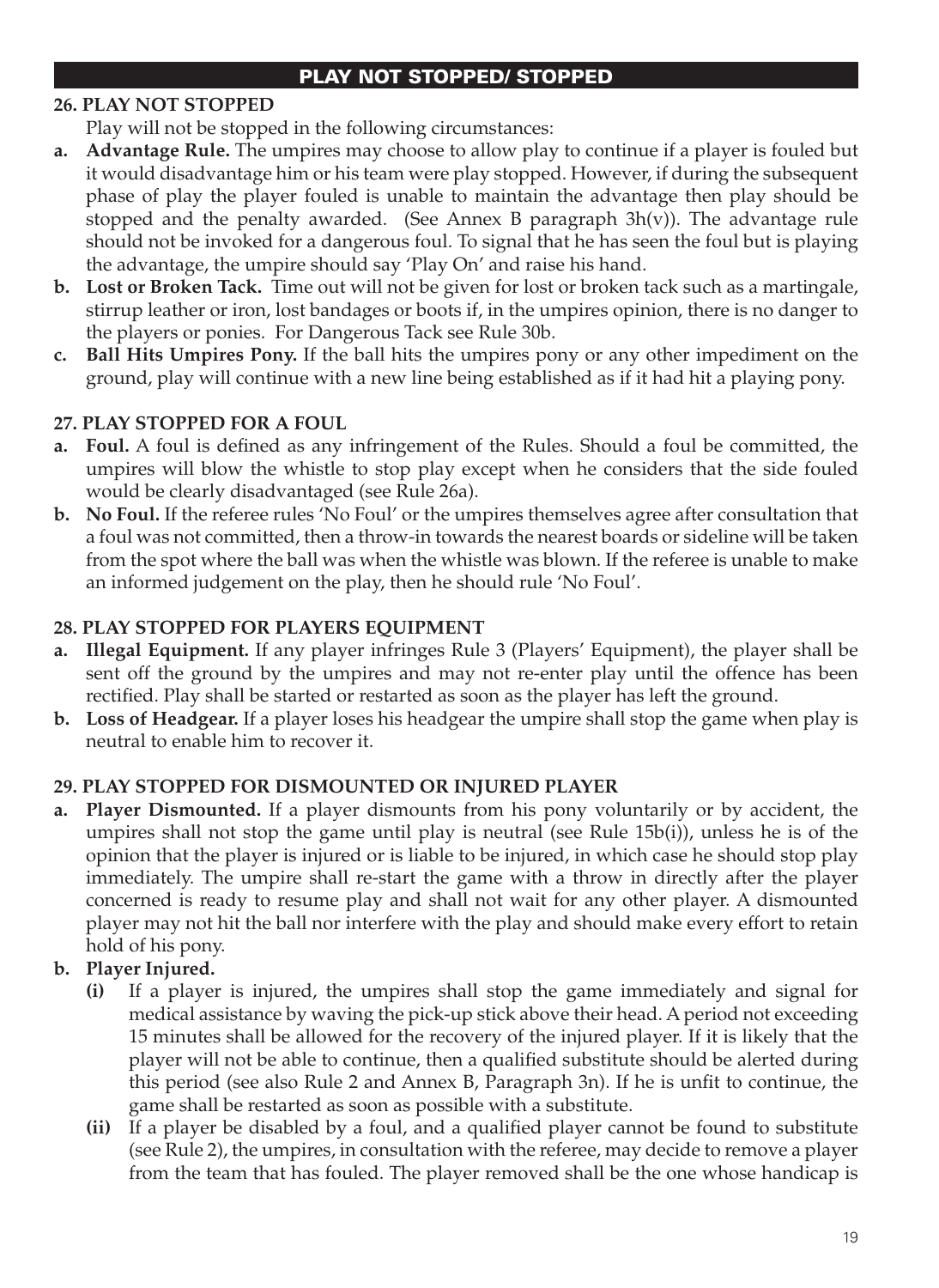## PLAY NOT STOPPED/ STOPPED

### 26. PLAY NOT STOPPED

Play will not be stopped in the following circumstances:

**a. Advantage Rule.** The umpires may choose to allow play to continue if a player is fouled but it would disadvantage him or his team were play stopped. However, if during the subsequent phase of play the player fouled is unable to maintain the advantage then play should be stopped and the penalty awarded. (See Annex B paragraph 3h(v)). The advantage rule should not be invoked for a dangerous foul. To signal that he has seen the foul but is playing the advantage, the umpire should say 'Play On' and raise his hand.

**b. Lost or Broken Tack.** Time out will not be given for lost or broken tack such as a martingale, stirrup leather or iron, lost bandages or boots if, in the umpires opinion, there is no danger to the players or ponies. For Dangerous Tack see Rule 30b.

**c. Ball Hits Umpires Pony.** If the ball hits the umpires pony or any other impediment on the ground, play will continue with a new line being established as if it had hit a playing pony.

### 27. PLAY STOPPED FOR A FOUL

**a. Foul.** A foul is defined as any infringement of the Rules. Should a foul be committed, the umpires will blow the whistle to stop play except when he considers that the side fouled would be clearly disadvantaged (see Rule 26a).

**b. No Foul.** If the referee rules 'No Foul' or the umpires themselves agree after consultation that a foul was not committed, then a throw-in towards the nearest boards or sideline will be taken from the spot where the ball was when the whistle was blown. If the referee is unable to make an informed judgement on the play, then he should rule 'No Foul'.

### 28. PLAY STOPPED FOR PLAYERS EQUIPMENT

**a. Illegal Equipment.** If any player infringes Rule 3 (Players' Equipment), the player shall be sent off the ground by the umpires and may not re-enter play until the offence has been rectified. Play shall be started or restarted as soon as the player has left the ground.

**b. Loss of Headgear.** If a player loses his headgear the umpire shall stop the game when play is neutral to enable him to recover it.

### 29. PLAY STOPPED FOR DISMOUNTED OR INJURED PLAYER

**a. Player Dismounted.** If a player dismounts from his pony voluntarily or by accident, the umpires shall not stop the game until play is neutral (see Rule 15b(i)), unless he is of the opinion that the player is injured or is liable to be injured, in which case he should stop play immediately. The umpire shall re-start the game with a throw in directly after the player concerned is ready to resume play and shall not wait for any other player. A dismounted player may not hit the ball nor interfere with the play and should make every effort to retain hold of his pony.

**b. Player Injured.**

**(i)** If a player is injured, the umpires shall stop the game immediately and signal for medical assistance by waving the pick-up stick above their head. A period not exceeding 15 minutes shall be allowed for the recovery of the injured player. If it is likely that the player will not be able to continue, then a qualified substitute should be alerted during this period (see also Rule 2 and Annex B, Paragraph 3n). If he is unfit to continue, the game shall be restarted as soon as possible with a substitute.

**(ii)** If a player be disabled by a foul, and a qualified player cannot be found to substitute (see Rule 2), the umpires, in consultation with the referee, may decide to remove a player from the team that has fouled. The player removed shall be the one whose handicap is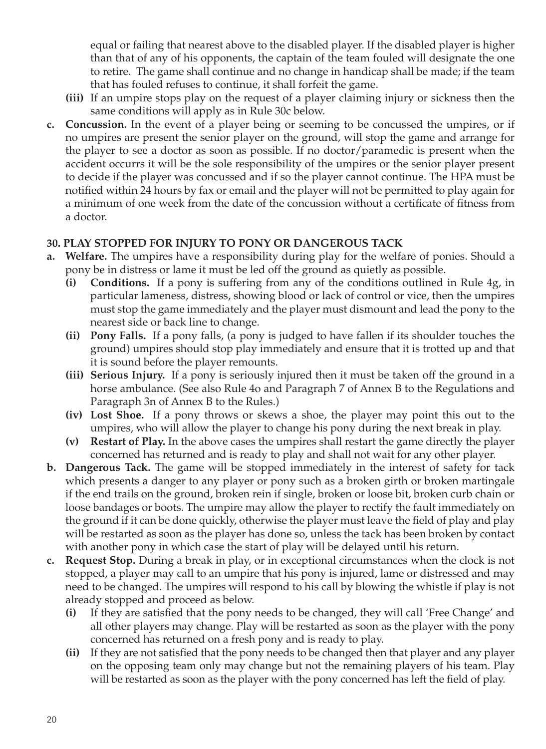equal or failing that nearest above to the disabled player. If the disabled player is higher than that of any of his opponents, the captain of the team fouled will designate the one to retire. The game shall continue and no change in handicap shall be made; if the team that has fouled refuses to continue, it shall forfeit the game.

**(iii)** If an umpire stops play on the request of a player claiming injury or sickness then the same conditions will apply as in Rule 30c below.

**c. Concussion.** In the event of a player being or seeming to be concussed the umpires, or if no umpires are present the senior player on the ground, will stop the game and arrange for the player to see a doctor as soon as possible. If no doctor/paramedic is present when the accident occurrs it will be the sole responsibility of the umpires or the senior player present to decide if the player was concussed and if so the player cannot continue. The HPA must be notified within 24 hours by fax or email and the player will not be permitted to play again for a minimum of one week from the date of the concussion without a certificate of fitness from a doctor.

## 30. PLAY STOPPED FOR INJURY TO PONY OR DANGEROUS TACK

**a. Welfare.** The umpires have a responsibility during play for the welfare of ponies. Should a pony be in distress or lame it must be led off the ground as quietly as possible.

- **(i) Conditions.** If a pony is suffering from any of the conditions outlined in Rule 4g, in particular lameness, distress, showing blood or lack of control or vice, then the umpires must stop the game immediately and the player must dismount and lead the pony to the nearest side or back line to change.
- **(ii) Pony Falls.** If a pony falls, (a pony is judged to have fallen if its shoulder touches the ground) umpires should stop play immediately and ensure that it is trotted up and that it is sound before the player remounts.
- **(iii) Serious Injury.** If a pony is seriously injured then it must be taken off the ground in a horse ambulance. (See also Rule 4o and Paragraph 7 of Annex B to the Regulations and Paragraph 3n of Annex B to the Rules.)
- **(iv) Lost Shoe.** If a pony throws or skews a shoe, the player may point this out to the umpires, who will allow the player to change his pony during the next break in play.
- **(v) Restart of Play.** In the above cases the umpires shall restart the game directly the player concerned has returned and is ready to play and shall not wait for any other player.

**b. Dangerous Tack.** The game will be stopped immediately in the interest of safety for tack which presents a danger to any player or pony such as a broken girth or broken martingale if the end trails on the ground, broken rein if single, broken or loose bit, broken curb chain or loose bandages or boots. The umpire may allow the player to rectify the fault immediately on the ground if it can be done quickly, otherwise the player must leave the field of play and play will be restarted as soon as the player has done so, unless the tack has been broken by contact with another pony in which case the start of play will be delayed until his return.

**c. Request Stop.** During a break in play, or in exceptional circumstances when the clock is not stopped, a player may call to an umpire that his pony is injured, lame or distressed and may need to be changed. The umpires will respond to his call by blowing the whistle if play is not already stopped and proceed as below.

- **(i)** If they are satisfied that the pony needs to be changed, they will call 'Free Change' and all other players may change. Play will be restarted as soon as the player with the pony concerned has returned on a fresh pony and is ready to play.
- **(ii)** If they are not satisfied that the pony needs to be changed then that player and any player on the opposing team only may change but not the remaining players of his team. Play will be restarted as soon as the player with the pony concerned has left the field of play.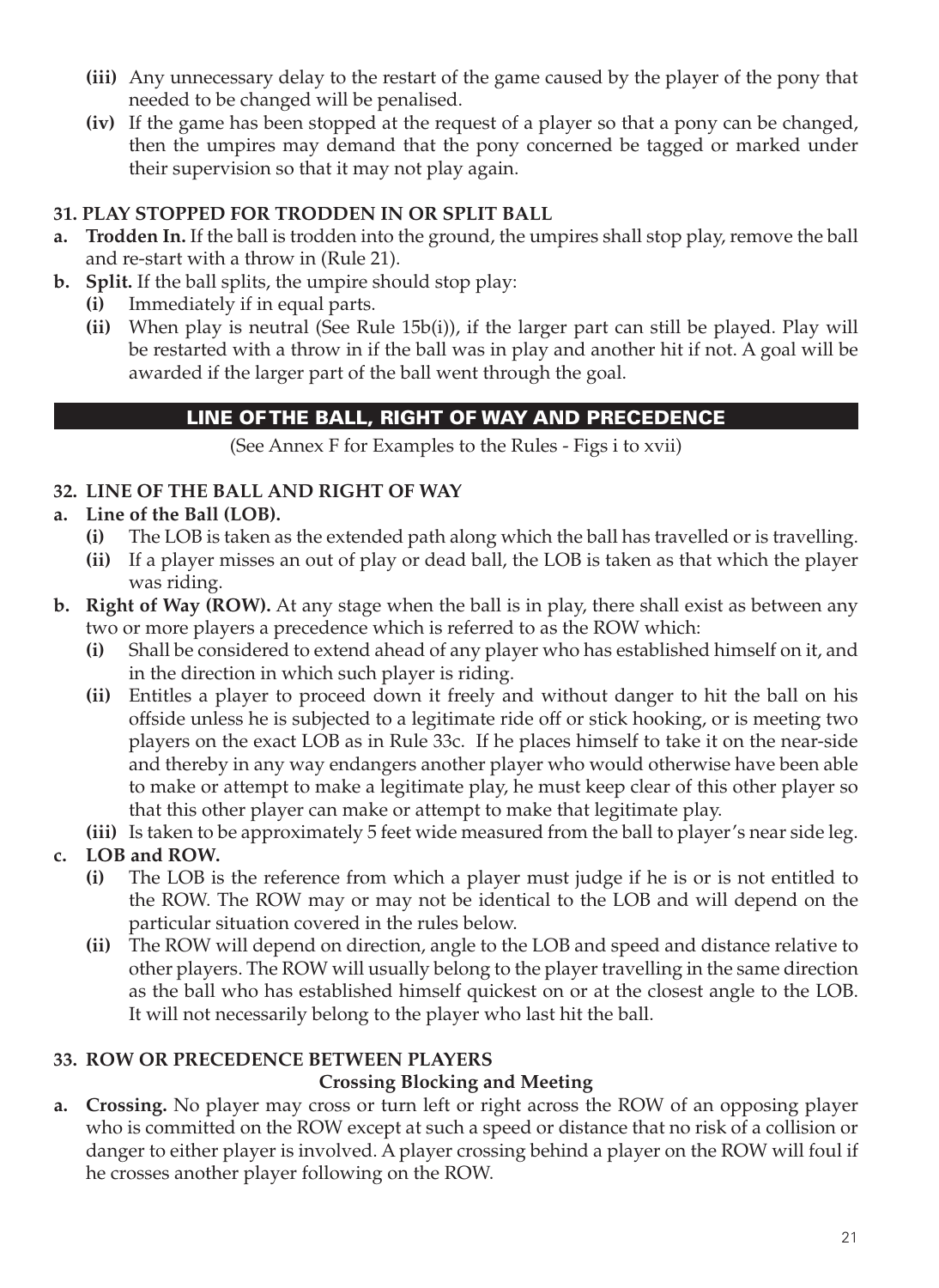**(iii)** Any unnecessary delay to the restart of the game caused by the player of the pony that needed to be changed will be penalised.

**(iv)** If the game has been stopped at the request of a player so that a pony can be changed, then the umpires may demand that the pony concerned be tagged or marked under their supervision so that it may not play again.

### 31. PLAY STOPPED FOR TRODDEN IN OR SPLIT BALL

**a. Trodden In.** If the ball is trodden into the ground, the umpires shall stop play, remove the ball and re-start with a throw in (Rule 21).

**b. Split.** If the ball splits, the umpire should stop play:

- **(i)** Immediately if in equal parts.
- **(ii)** When play is neutral (See Rule 15b(i)), if the larger part can still be played. Play will be restarted with a throw in if the ball was in play and another hit if not. A goal will be awarded if the larger part of the ball went through the goal.

## LINE OF THE BALL, RIGHT OF WAY AND PRECEDENCE

(See Annex F for Examples to the Rules - Figs i to xvii)

### 32. LINE OF THE BALL AND RIGHT OF WAY

**a. Line of the Ball (LOB).**

- **(i)** The LOB is taken as the extended path along which the ball has travelled or is travelling.
- **(ii)** If a player misses an out of play or dead ball, the LOB is taken as that which the player was riding.

**b. Right of Way (ROW).** At any stage when the ball is in play, there shall exist as between any two or more players a precedence which is referred to as the ROW which:

- **(i)** Shall be considered to extend ahead of any player who has established himself on it, and in the direction in which such player is riding.
- **(ii)** Entitles a player to proceed down it freely and without danger to hit the ball on his offside unless he is subjected to a legitimate ride off or stick hooking, or is meeting two players on the exact LOB as in Rule 33c. If he places himself to take it on the near-side and thereby in any way endangers another player who would otherwise have been able to make or attempt to make a legitimate play, he must keep clear of this other player so that this other player can make or attempt to make that legitimate play.
- **(iii)** Is taken to be approximately 5 feet wide measured from the ball to player's near side leg.

**c. LOB and ROW.**

- **(i)** The LOB is the reference from which a player must judge if he is or is not entitled to the ROW. The ROW may or may not be identical to the LOB and will depend on the particular situation covered in the rules below.
- **(ii)** The ROW will depend on direction, angle to the LOB and speed and distance relative to other players. The ROW will usually belong to the player travelling in the same direction as the ball who has established himself quickest on or at the closest angle to the LOB. It will not necessarily belong to the player who last hit the ball.

### 33. ROW OR PRECEDENCE BETWEEN PLAYERS

**Crossing Blocking and Meeting**

**a. Crossing.** No player may cross or turn left or right across the ROW of an opposing player who is committed on the ROW except at such a speed or distance that no risk of a collision or danger to either player is involved. A player crossing behind a player on the ROW will foul if he crosses another player following on the ROW.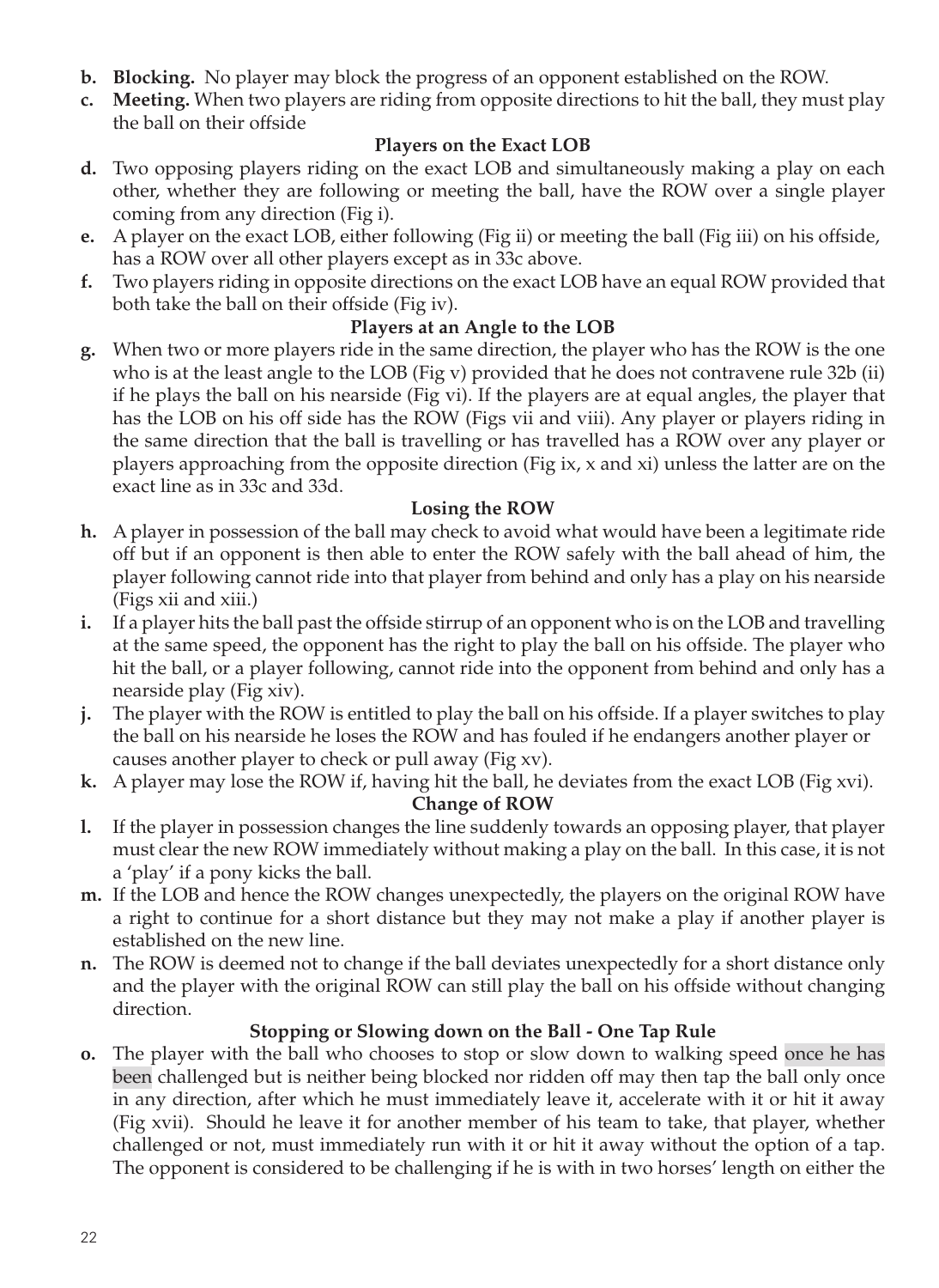**b. Blocking.** No player may block the progress of an opponent established on the ROW.

**c. Meeting.** When two players are riding from opposite directions to hit the ball, they must play the ball on their offside

### Players on the Exact LOB

**d.** Two opposing players riding on the exact LOB and simultaneously making a play on each other, whether they are following or meeting the ball, have the ROW over a single player coming from any direction (Fig i).

**e.** A player on the exact LOB, either following (Fig ii) or meeting the ball (Fig iii) on his offside, has a ROW over all other players except as in 33c above.

**f.** Two players riding in opposite directions on the exact LOB have an equal ROW provided that both take the ball on their offside (Fig iv).

### Players at an Angle to the LOB

**g.** When two or more players ride in the same direction, the player who has the ROW is the one who is at the least angle to the LOB (Fig v) provided that he does not contravene rule 32b (ii) if he plays the ball on his nearside (Fig vi). If the players are at equal angles, the player that has the LOB on his off side has the ROW (Figs vii and viii). Any player or players riding in the same direction that the ball is travelling or has travelled has a ROW over any player or players approaching from the opposite direction (Fig ix, x and xi) unless the latter are on the exact line as in 33c and 33d.

### Losing the ROW

**h.** A player in possession of the ball may check to avoid what would have been a legitimate ride off but if an opponent is then able to enter the ROW safely with the ball ahead of him, the player following cannot ride into that player from behind and only has a play on his nearside (Figs xii and xiii.)

**i.** If a player hits the ball past the offside stirrup of an opponent who is on the LOB and travelling at the same speed, the opponent has the right to play the ball on his offside. The player who hit the ball, or a player following, cannot ride into the opponent from behind and only has a nearside play (Fig xiv).

**j.** The player with the ROW is entitled to play the ball on his offside. If a player switches to play the ball on his nearside he loses the ROW and has fouled if he endangers another player or causes another player to check or pull away (Fig xv).

**k.** A player may lose the ROW if, having hit the ball, he deviates from the exact LOB (Fig xvi).

### Change of ROW

**l.** If the player in possession changes the line suddenly towards an opposing player, that player must clear the new ROW immediately without making a play on the ball. In this case, it is not a 'play' if a pony kicks the ball.

**m.** If the LOB and hence the ROW changes unexpectedly, the players on the original ROW have a right to continue for a short distance but they may not make a play if another player is established on the new line.

**n.** The ROW is deemed not to change if the ball deviates unexpectedly for a short distance only and the player with the original ROW can still play the ball on his offside without changing direction.

### Stopping or Slowing down on the Ball - One Tap Rule

**o.** The player with the ball who chooses to stop or slow down to walking speed once he has been challenged but is neither being blocked nor ridden off may then tap the ball only once in any direction, after which he must immediately leave it, accelerate with it or hit it away (Fig xvii). Should he leave it for another member of his team to take, that player, whether challenged or not, must immediately run with it or hit it away without the option of a tap. The opponent is considered to be challenging if he is with in two horses' length on either the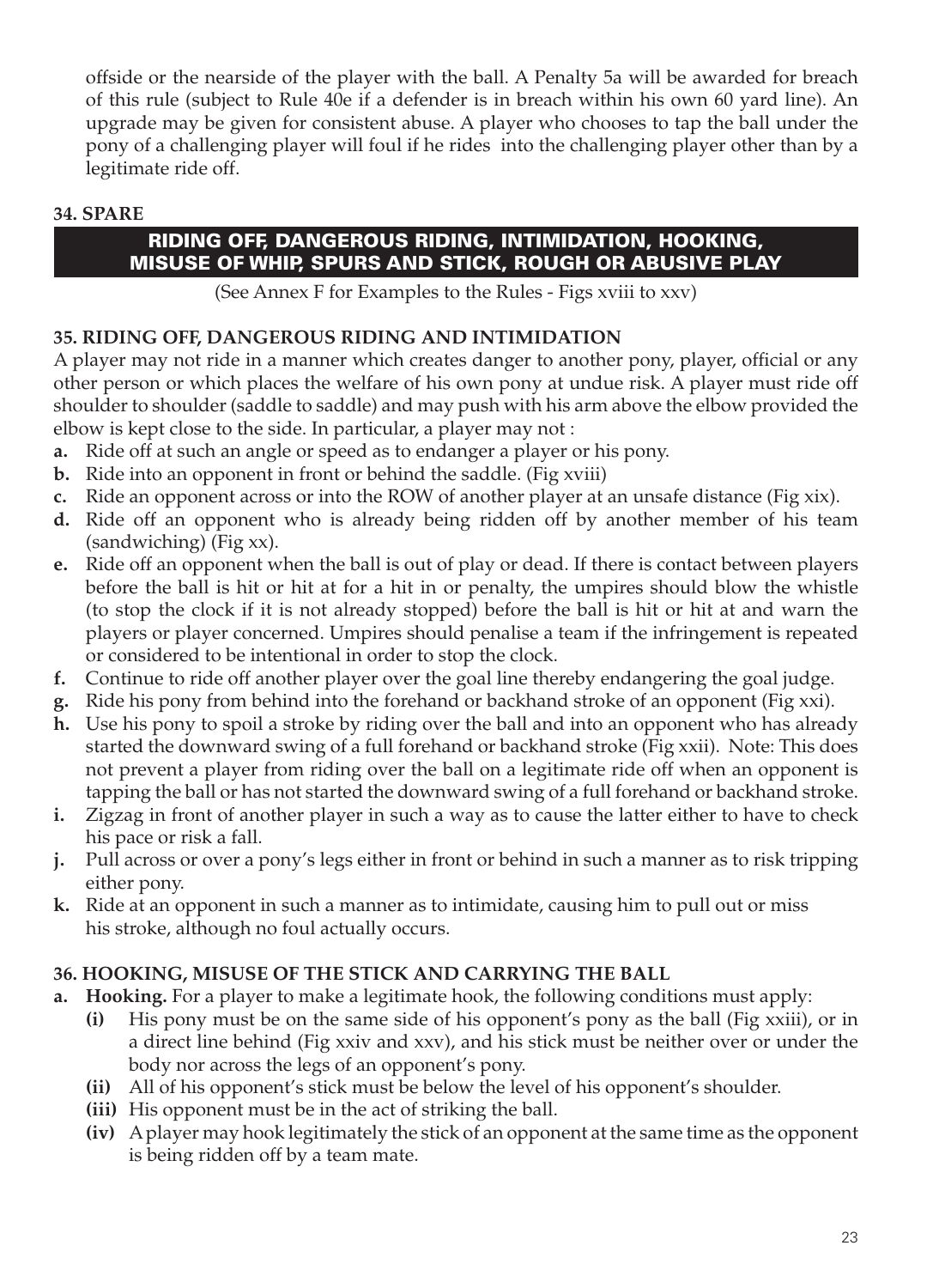offside or the nearside of the player with the ball. A Penalty 5a will be awarded for breach of this rule (subject to Rule 40e if a defender is in breach within his own 60 yard line). An upgrade may be given for consistent abuse. A player who chooses to tap the ball under the pony of a challenging player will foul if he rides into the challenging player other than by a legitimate ride off.

### 34. SPARE

## RIDING OFF, DANGEROUS RIDING, INTIMIDATION, HOOKING, MISUSE OF WHIP, SPURS AND STICK, ROUGH OR ABUSIVE PLAY

(See Annex F for Examples to the Rules - Figs xviii to xxv)

### 35. RIDING OFF, DANGEROUS RIDING AND INTIMIDATION

A player may not ride in a manner which creates danger to another pony, player, official or any other person or which places the welfare of his own pony at undue risk. A player must ride off shoulder to shoulder (saddle to saddle) and may push with his arm above the elbow provided the elbow is kept close to the side. In particular, a player may not :

**a.** Ride off at such an angle or speed as to endanger a player or his pony.

**b.** Ride into an opponent in front or behind the saddle. (Fig xviii)

**c.** Ride an opponent across or into the ROW of another player at an unsafe distance (Fig xix).

**d.** Ride off an opponent who is already being ridden off by another member of his team (sandwiching) (Fig xx).

**e.** Ride off an opponent when the ball is out of play or dead. If there is contact between players before the ball is hit or hit at for a hit in or penalty, the umpires should blow the whistle (to stop the clock if it is not already stopped) before the ball is hit or hit at and warn the players or player concerned. Umpires should penalise a team if the infringement is repeated or considered to be intentional in order to stop the clock.

**f.** Continue to ride off another player over the goal line thereby endangering the goal judge.

**g.** Ride his pony from behind into the forehand or backhand stroke of an opponent (Fig xxi).

**h.** Use his pony to spoil a stroke by riding over the ball and into an opponent who has already started the downward swing of a full forehand or backhand stroke (Fig xxii). Note: This does not prevent a player from riding over the ball on a legitimate ride off when an opponent is tapping the ball or has not started the downward swing of a full forehand or backhand stroke.

**i.** Zigzag in front of another player in such a way as to cause the latter either to have to check his pace or risk a fall.

**j.** Pull across or over a pony's legs either in front or behind in such a manner as to risk tripping either pony.

**k.** Ride at an opponent in such a manner as to intimidate, causing him to pull out or miss his stroke, although no foul actually occurs.

### 36. HOOKING, MISUSE OF THE STICK AND CARRYING THE BALL

**a. Hooking.** For a player to make a legitimate hook, the following conditions must apply:

**(i)** His pony must be on the same side of his opponent's pony as the ball (Fig xxiii), or in a direct line behind (Fig xxiv and xxv), and his stick must be neither over or under the body nor across the legs of an opponent's pony.

**(ii)** All of his opponent's stick must be below the level of his opponent's shoulder.

**(iii)** His opponent must be in the act of striking the ball.

**(iv)** A player may hook legitimately the stick of an opponent at the same time as the opponent is being ridden off by a team mate.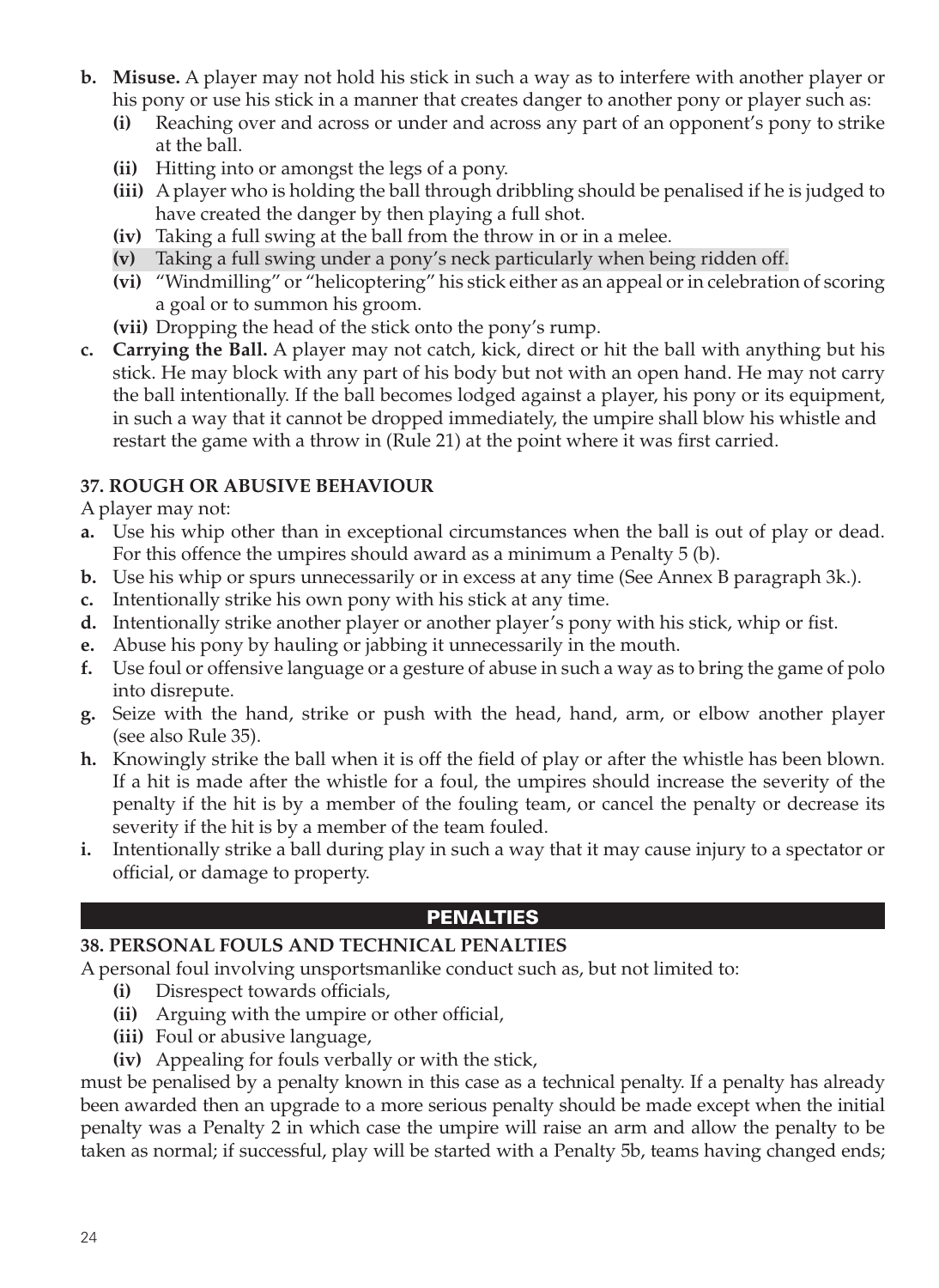- **b. Misuse.** A player may not hold his stick in such a way as to interfere with another player or his pony or use his stick in a manner that creates danger to another pony or player such as:
  - **(i)** Reaching over and across or under and across any part of an opponent's pony to strike at the ball.
  - **(ii)** Hitting into or amongst the legs of a pony.
  - **(iii)** A player who is holding the ball through dribbling should be penalised if he is judged to have created the danger by then playing a full shot.
  - **(iv)** Taking a full swing at the ball from the throw in or in a melee.
  - **(v)** Taking a full swing under a pony's neck particularly when being ridden off.
  - **(vi)** "Windmilling" or "helicoptering" his stick either as an appeal or in celebration of scoring a goal or to summon his groom.
  - **(vii)** Dropping the head of the stick onto the pony's rump.
- **c. Carrying the Ball.** A player may not catch, kick, direct or hit the ball with anything but his stick. He may block with any part of his body but not with an open hand. He may not carry the ball intentionally. If the ball becomes lodged against a player, his pony or its equipment, in such a way that it cannot be dropped immediately, the umpire shall blow his whistle and restart the game with a throw in (Rule 21) at the point where it was first carried.

### 37. ROUGH OR ABUSIVE BEHAVIOUR

A player may not:

- **a.** Use his whip other than in exceptional circumstances when the ball is out of play or dead. For this offence the umpires should award as a minimum a Penalty 5 (b).
- **b.** Use his whip or spurs unnecessarily or in excess at any time (See Annex B paragraph 3k.).
- **c.** Intentionally strike his own pony with his stick at any time.
- **d.** Intentionally strike another player or another player's pony with his stick, whip or fist.
- **e.** Abuse his pony by hauling or jabbing it unnecessarily in the mouth.
- **f.** Use foul or offensive language or a gesture of abuse in such a way as to bring the game of polo into disrepute.
- **g.** Seize with the hand, strike or push with the head, hand, arm, or elbow another player (see also Rule 35).
- **h.** Knowingly strike the ball when it is off the field of play or after the whistle has been blown. If a hit is made after the whistle for a foul, the umpires should increase the severity of the penalty if the hit is by a member of the fouling team, or cancel the penalty or decrease its severity if the hit is by a member of the team fouled.
- **i.** Intentionally strike a ball during play in such a way that it may cause injury to a spectator or official, or damage to property.

## PENALTIES

### 38. PERSONAL FOULS AND TECHNICAL PENALTIES

A personal foul involving unsportsmanlike conduct such as, but not limited to:

- **(i)** Disrespect towards officials,
- **(ii)** Arguing with the umpire or other official,
- **(iii)** Foul or abusive language,
- **(iv)** Appealing for fouls verbally or with the stick,

must be penalised by a penalty known in this case as a technical penalty. If a penalty has already been awarded then an upgrade to a more serious penalty should be made except when the initial penalty was a Penalty 2 in which case the umpire will raise an arm and allow the penalty to be taken as normal; if successful, play will be started with a Penalty 5b, teams having changed ends;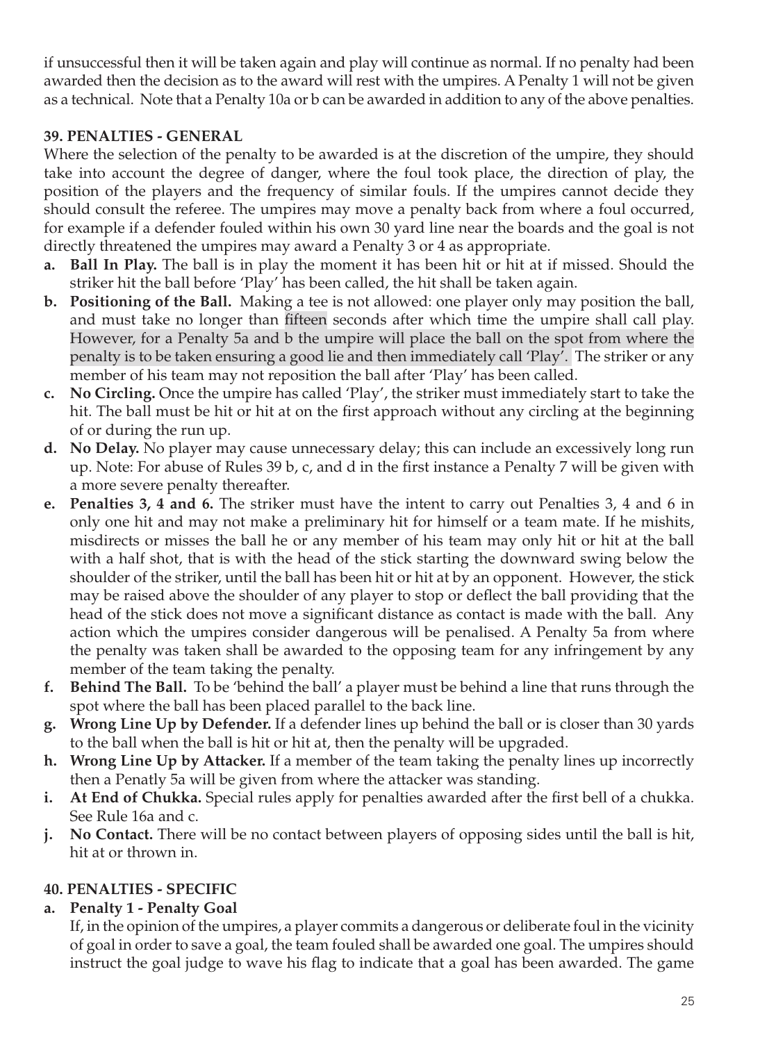if unsuccessful then it will be taken again and play will continue as normal. If no penalty had been awarded then the decision as to the award will rest with the umpires. A Penalty 1 will not be given as a technical. Note that a Penalty 10a or b can be awarded in addition to any of the above penalties.

### 39. PENALTIES - GENERAL

Where the selection of the penalty to be awarded is at the discretion of the umpire, they should take into account the degree of danger, where the foul took place, the direction of play, the position of the players and the frequency of similar fouls. If the umpires cannot decide they should consult the referee. The umpires may move a penalty back from where a foul occurred, for example if a defender fouled within his own 30 yard line near the boards and the goal is not directly threatened the umpires may award a Penalty 3 or 4 as appropriate.

- **a. Ball In Play.** The ball is in play the moment it has been hit or hit at if missed. Should the striker hit the ball before 'Play' has been called, the hit shall be taken again.
- **b. Positioning of the Ball.** Making a tee is not allowed: one player only may position the ball, and must take no longer than fifteen seconds after which time the umpire shall call play. However, for a Penalty 5a and b the umpire will place the ball on the spot from where the penalty is to be taken ensuring a good lie and then immediately call 'Play'. The striker or any member of his team may not reposition the ball after 'Play' has been called.
- **c. No Circling.** Once the umpire has called 'Play', the striker must immediately start to take the hit. The ball must be hit or hit at on the first approach without any circling at the beginning of or during the run up.
- **d. No Delay.** No player may cause unnecessary delay; this can include an excessively long run up. Note: For abuse of Rules 39 b, c, and d in the first instance a Penalty 7 will be given with a more severe penalty thereafter.
- **e. Penalties 3, 4 and 6.** The striker must have the intent to carry out Penalties 3, 4 and 6 in only one hit and may not make a preliminary hit for himself or a team mate. If he mishits, misdirects or misses the ball he or any member of his team may only hit or hit at the ball with a half shot, that is with the head of the stick starting the downward swing below the shoulder of the striker, until the ball has been hit or hit at by an opponent. However, the stick may be raised above the shoulder of any player to stop or deflect the ball providing that the head of the stick does not move a significant distance as contact is made with the ball. Any action which the umpires consider dangerous will be penalised. A Penalty 5a from where the penalty was taken shall be awarded to the opposing team for any infringement by any member of the team taking the penalty.
- **f. Behind The Ball.** To be 'behind the ball' a player must be behind a line that runs through the spot where the ball has been placed parallel to the back line.
- **g. Wrong Line Up by Defender.** If a defender lines up behind the ball or is closer than 30 yards to the ball when the ball is hit or hit at, then the penalty will be upgraded.
- **h. Wrong Line Up by Attacker.** If a member of the team taking the penalty lines up incorrectly then a Penatly 5a will be given from where the attacker was standing.
- **i. At End of Chukka.** Special rules apply for penalties awarded after the first bell of a chukka. See Rule 16a and c.
- **j. No Contact.** There will be no contact between players of opposing sides until the ball is hit, hit at or thrown in.

### 40. PENALTIES - SPECIFIC

- **a. Penalty 1 - Penalty Goal**

  If, in the opinion of the umpires, a player commits a dangerous or deliberate foul in the vicinity of goal in order to save a goal, the team fouled shall be awarded one goal. The umpires should instruct the goal judge to wave his flag to indicate that a goal has been awarded. The game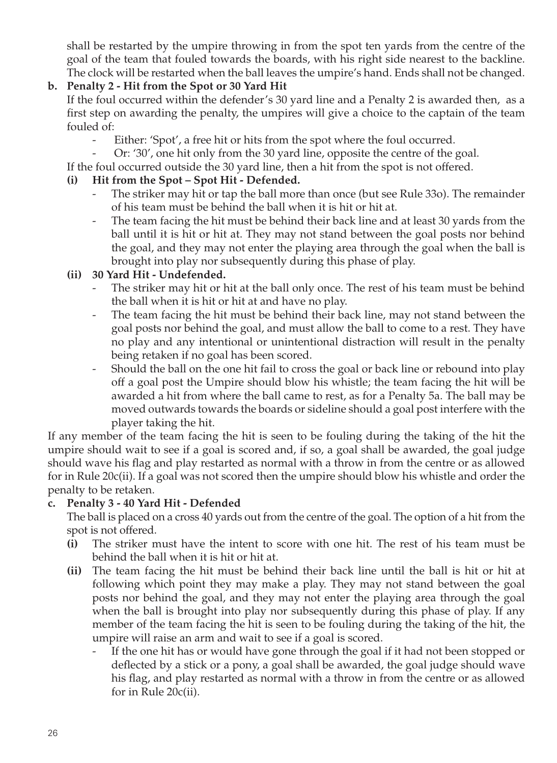shall be restarted by the umpire throwing in from the spot ten yards from the centre of the goal of the team that fouled towards the boards, with his right side nearest to the backline. The clock will be restarted when the ball leaves the umpire's hand. Ends shall not be changed.

**b. Penalty 2 - Hit from the Spot or 30 Yard Hit**

If the foul occurred within the defender's 30 yard line and a Penalty 2 is awarded then, as a first step on awarding the penalty, the umpires will give a choice to the captain of the team fouled of:

- Either: 'Spot', a free hit or hits from the spot where the foul occurred.
- Or: '30', one hit only from the 30 yard line, opposite the centre of the goal.

If the foul occurred outside the 30 yard line, then a hit from the spot is not offered.

**(i) Hit from the Spot – Spot Hit - Defended.**

- The striker may hit or tap the ball more than once (but see Rule 33o). The remainder of his team must be behind the ball when it is hit or hit at.
- The team facing the hit must be behind their back line and at least 30 yards from the ball until it is hit or hit at. They may not stand between the goal posts nor behind the goal, and they may not enter the playing area through the goal when the ball is brought into play nor subsequently during this phase of play.

**(ii) 30 Yard Hit - Undefended.**

- The striker may hit or hit at the ball only once. The rest of his team must be behind the ball when it is hit or hit at and have no play.
- The team facing the hit must be behind their back line, may not stand between the goal posts nor behind the goal, and must allow the ball to come to a rest. They have no play and any intentional or unintentional distraction will result in the penalty being retaken if no goal has been scored.
- Should the ball on the one hit fail to cross the goal or back line or rebound into play off a goal post the Umpire should blow his whistle; the team facing the hit will be awarded a hit from where the ball came to rest, as for a Penalty 5a. The ball may be moved outwards towards the boards or sideline should a goal post interfere with the player taking the hit.

If any member of the team facing the hit is seen to be fouling during the taking of the hit the umpire should wait to see if a goal is scored and, if so, a goal shall be awarded, the goal judge should wave his flag and play restarted as normal with a throw in from the centre or as allowed for in Rule 20c(ii). If a goal was not scored then the umpire should blow his whistle and order the penalty to be retaken.

**c. Penalty 3 - 40 Yard Hit - Defended**

The ball is placed on a cross 40 yards out from the centre of the goal. The option of a hit from the spot is not offered.

**(i)** The striker must have the intent to score with one hit. The rest of his team must be behind the ball when it is hit or hit at.

**(ii)** The team facing the hit must be behind their back line until the ball is hit or hit at following which point they may make a play. They may not stand between the goal posts nor behind the goal, and they may not enter the playing area through the goal when the ball is brought into play nor subsequently during this phase of play. If any member of the team facing the hit is seen to be fouling during the taking of the hit, the umpire will raise an arm and wait to see if a goal is scored.

- If the one hit has or would have gone through the goal if it had not been stopped or deflected by a stick or a pony, a goal shall be awarded, the goal judge should wave his flag, and play restarted as normal with a throw in from the centre or as allowed for in Rule 20c(ii).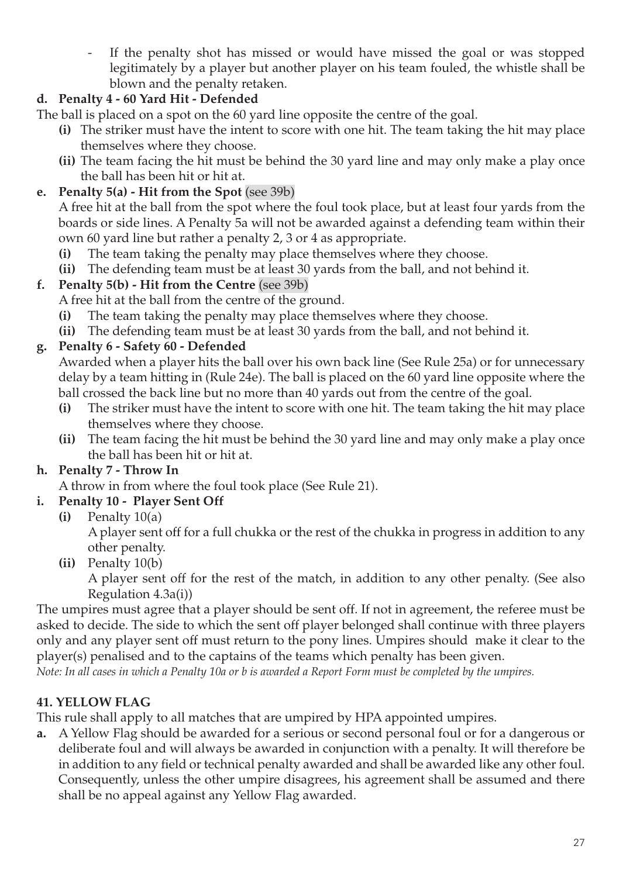- If the penalty shot has missed or would have missed the goal or was stopped legitimately by a player but another player on his team fouled, the whistle shall be blown and the penalty retaken.

**d. Penalty 4 - 60 Yard Hit - Defended**

The ball is placed on a spot on the 60 yard line opposite the centre of the goal.

- **(i)** The striker must have the intent to score with one hit. The team taking the hit may place themselves where they choose.
- **(ii)** The team facing the hit must be behind the 30 yard line and may only make a play once the ball has been hit or hit at.

**e. Penalty 5(a) - Hit from the Spot** (see 39b)

A free hit at the ball from the spot where the foul took place, but at least four yards from the boards or side lines. A Penalty 5a will not be awarded against a defending team within their own 60 yard line but rather a penalty 2, 3 or 4 as appropriate.

- **(i)** The team taking the penalty may place themselves where they choose.
- **(ii)** The defending team must be at least 30 yards from the ball, and not behind it.

**f. Penalty 5(b) - Hit from the Centre** (see 39b)

A free hit at the ball from the centre of the ground.

- **(i)** The team taking the penalty may place themselves where they choose.
- **(ii)** The defending team must be at least 30 yards from the ball, and not behind it.

**g. Penalty 6 - Safety 60 - Defended**

Awarded when a player hits the ball over his own back line (See Rule 25a) or for unnecessary delay by a team hitting in (Rule 24e). The ball is placed on the 60 yard line opposite where the ball crossed the back line but no more than 40 yards out from the centre of the goal.

- **(i)** The striker must have the intent to score with one hit. The team taking the hit may place themselves where they choose.
- **(ii)** The team facing the hit must be behind the 30 yard line and may only make a play once the ball has been hit or hit at.

**h. Penalty 7 - Throw In**

A throw in from where the foul took place (See Rule 21).

**i. Penalty 10 - Player Sent Off**

- **(i)** Penalty 10(a)

  A player sent off for a full chukka or the rest of the chukka in progress in addition to any other penalty.
- **(ii)** Penalty 10(b)

  A player sent off for the rest of the match, in addition to any other penalty. (See also Regulation 4.3a(i))

The umpires must agree that a player should be sent off. If not in agreement, the referee must be asked to decide. The side to which the sent off player belonged shall continue with three players only and any player sent off must return to the pony lines. Umpires should make it clear to the player(s) penalised and to the captains of the teams which penalty has been given.

*Note: In all cases in which a Penalty 10a or b is awarded a Report Form must be completed by the umpires.*

## 41. YELLOW FLAG

This rule shall apply to all matches that are umpired by HPA appointed umpires.

**a.** A Yellow Flag should be awarded for a serious or second personal foul or for a dangerous or deliberate foul and will always be awarded in conjunction with a penalty. It will therefore be in addition to any field or technical penalty awarded and shall be awarded like any other foul. Consequently, unless the other umpire disagrees, his agreement shall be assumed and there shall be no appeal against any Yellow Flag awarded.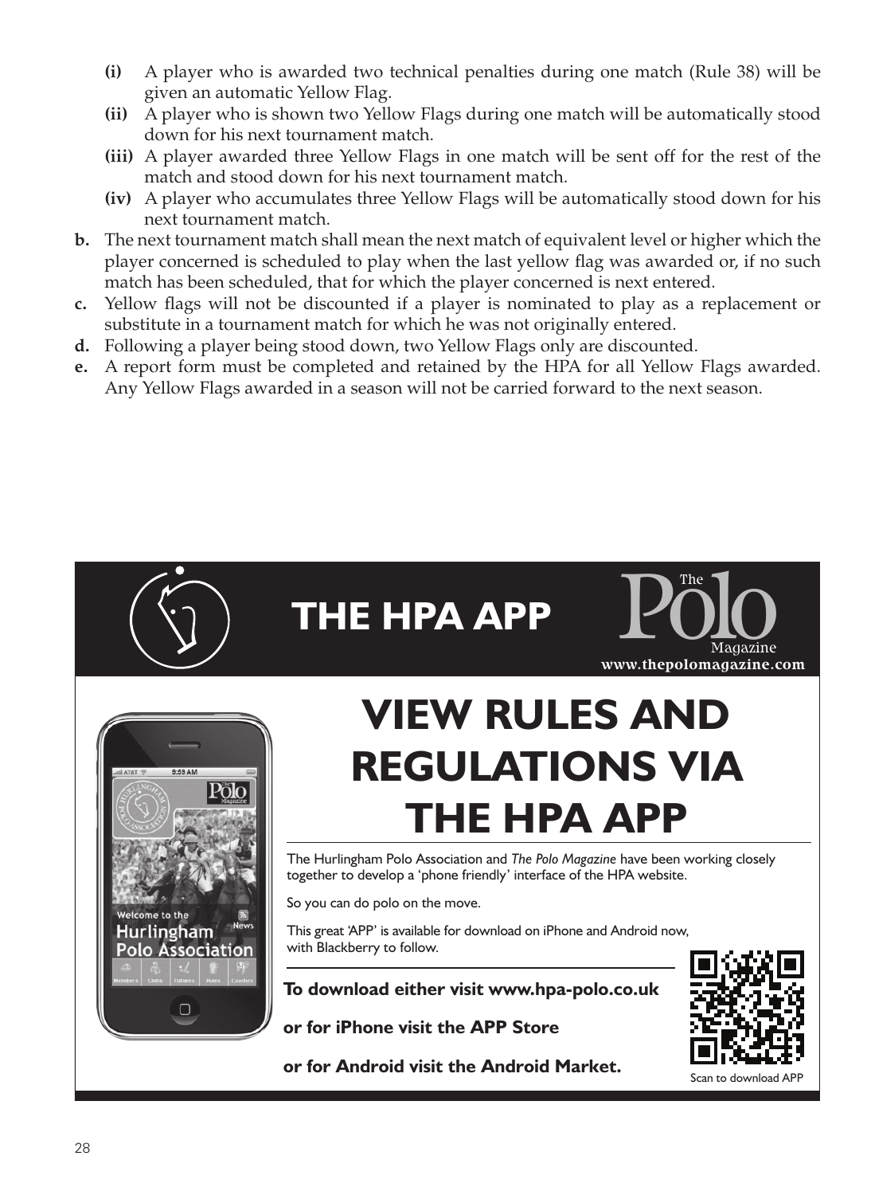- **(i)** A player who is awarded two technical penalties during one match (Rule 38) will be given an automatic Yellow Flag.
- **(ii)** A player who is shown two Yellow Flags during one match will be automatically stood down for his next tournament match.
- **(iii)** A player awarded three Yellow Flags in one match will be sent off for the rest of the match and stood down for his next tournament match.
- **(iv)** A player who accumulates three Yellow Flags will be automatically stood down for his next tournament match.

**b.** The next tournament match shall mean the next match of equivalent level or higher which the player concerned is scheduled to play when the last yellow flag was awarded or, if no such match has been scheduled, that for which the player concerned is next entered.

**c.** Yellow flags will not be discounted if a player is nominated to play as a replacement or substitute in a tournament match for which he was not originally entered.

**d.** Following a player being stood down, two Yellow Flags only are discounted.

**e.** A report form must be completed and retained by the HPA for all Yellow Flags awarded. Any Yellow Flags awarded in a season will not be carried forward to the next season.

# THE HPA APP

The Polo Magazine
www.thepolomagazine.com

## VIEW RULES AND REGULATIONS VIA THE HPA APP

The Hurlingham Polo Association and *The Polo Magazine* have been working closely together to develop a 'phone friendly' interface of the HPA website.

So you can do polo on the move.

This great 'APP' is available for download on iPhone and Android now, with Blackberry to follow.

**To download either visit www.hpa-polo.co.uk**

**or for iPhone visit the APP Store**

**or for Android visit the Android Market.**

Scan to download APP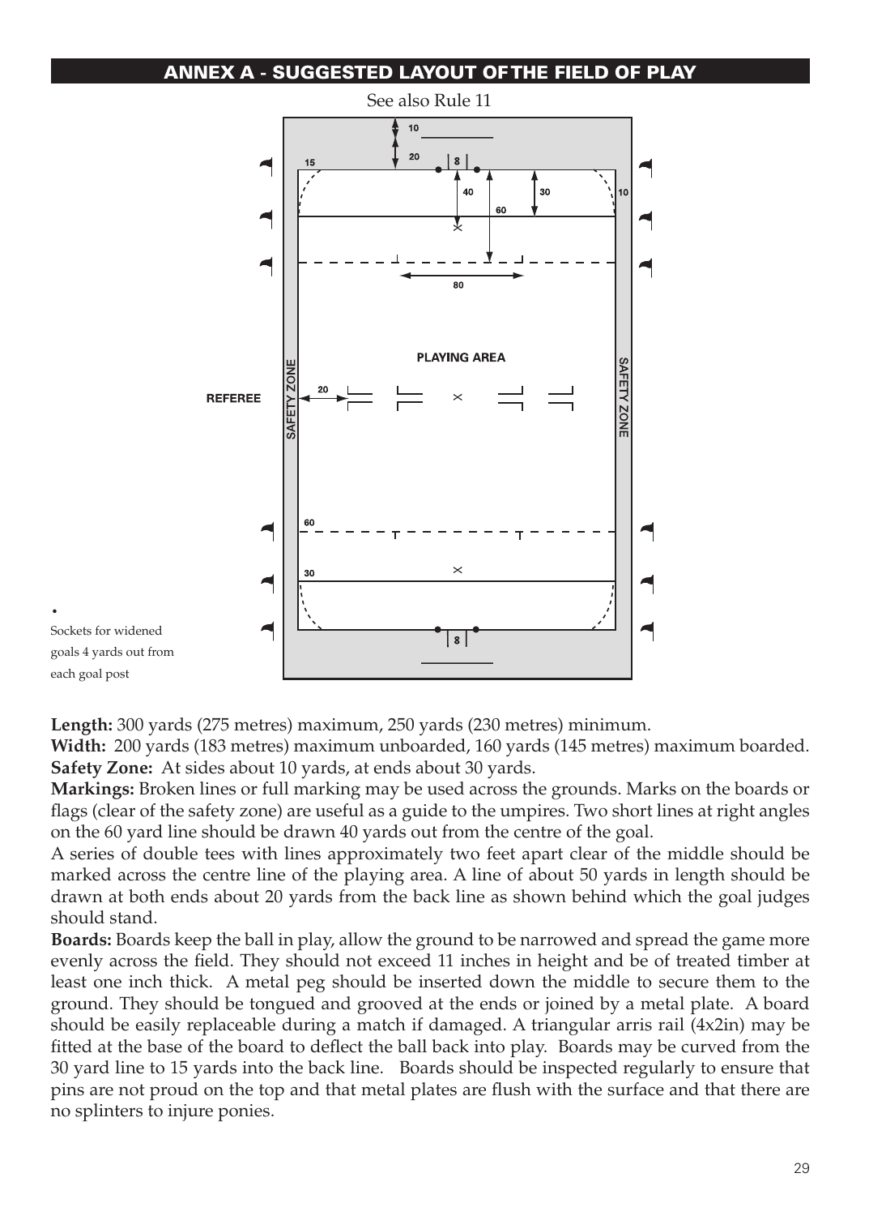## ANNEX A - SUGGESTED LAYOUT OF THE FIELD OF PLAY

See also Rule 11

• Sockets for widened goals 4 yards out from each goal post

**Length:** 300 yards (275 metres) maximum, 250 yards (230 metres) minimum.
**Width:** 200 yards (183 metres) maximum unboarded, 160 yards (145 metres) maximum boarded.
**Safety Zone:** At sides about 10 yards, at ends about 30 yards.
**Markings:** Broken lines or full marking may be used across the grounds. Marks on the boards or flags (clear of the safety zone) are useful as a guide to the umpires. Two short lines at right angles on the 60 yard line should be drawn 40 yards out from the centre of the goal.
A series of double tees with lines approximately two feet apart clear of the middle should be marked across the centre line of the playing area. A line of about 50 yards in length should be drawn at both ends about 20 yards from the back line as shown behind which the goal judges should stand.
**Boards:** Boards keep the ball in play, allow the ground to be narrowed and spread the game more evenly across the field. They should not exceed 11 inches in height and be of treated timber at least one inch thick. A metal peg should be inserted down the middle to secure them to the ground. They should be tongued and grooved at the ends or joined by a metal plate. A board should be easily replaceable during a match if damaged. A triangular arris rail (4x2in) may be fitted at the base of the board to deflect the ball back into play. Boards may be curved from the 30 yard line to 15 yards into the back line. Boards should be inspected regularly to ensure that pins are not proud on the top and that metal plates are flush with the surface and that there are no splinters to injure ponies.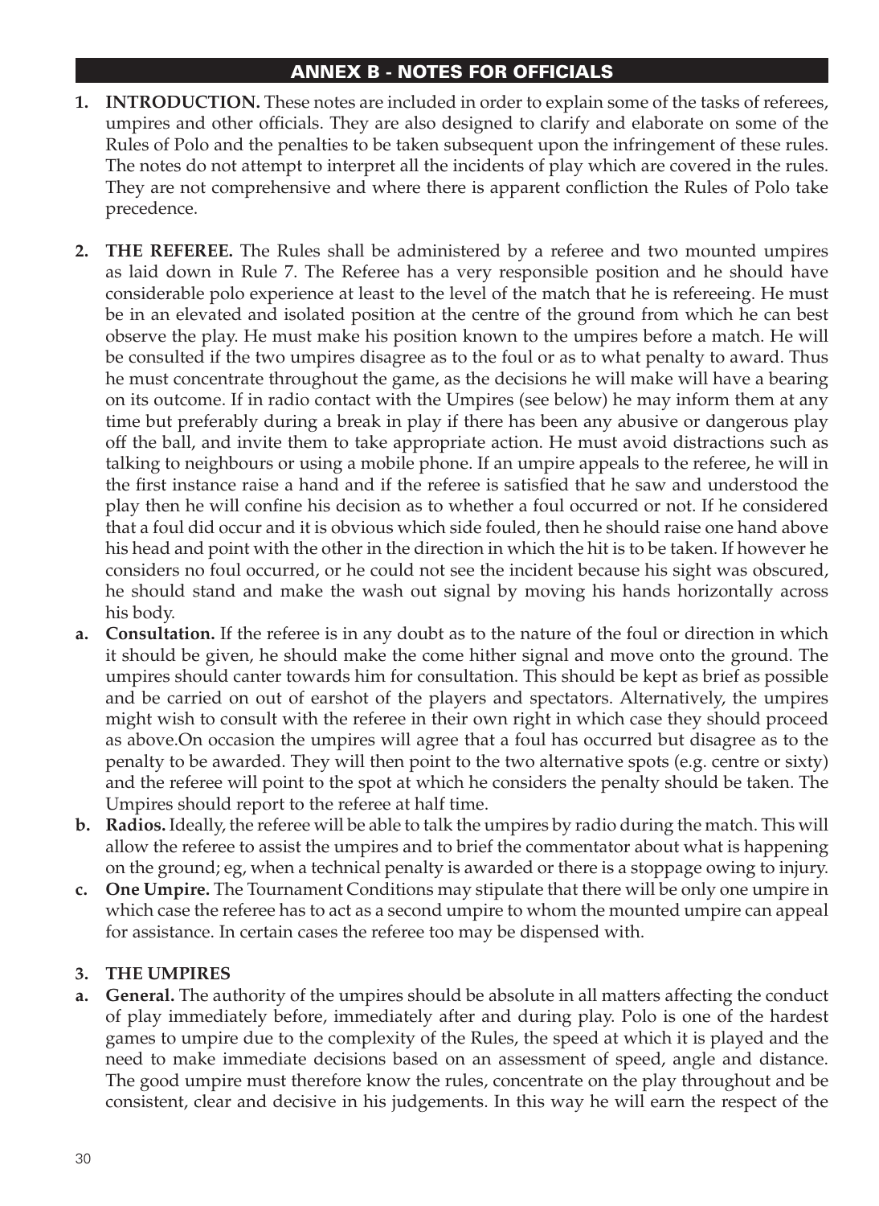## ANNEX B - NOTES FOR OFFICIALS

**1. INTRODUCTION.** These notes are included in order to explain some of the tasks of referees, umpires and other officials. They are also designed to clarify and elaborate on some of the Rules of Polo and the penalties to be taken subsequent upon the infringement of these rules. The notes do not attempt to interpret all the incidents of play which are covered in the rules. They are not comprehensive and where there is apparent confliction the Rules of Polo take precedence.

**2. THE REFEREE.** The Rules shall be administered by a referee and two mounted umpires as laid down in Rule 7. The Referee has a very responsible position and he should have considerable polo experience at least to the level of the match that he is refereeing. He must be in an elevated and isolated position at the centre of the ground from which he can best observe the play. He must make his position known to the umpires before a match. He will be consulted if the two umpires disagree as to the foul or as to what penalty to award. Thus he must concentrate throughout the game, as the decisions he will make will have a bearing on its outcome. If in radio contact with the Umpires (see below) he may inform them at any time but preferably during a break in play if there has been any abusive or dangerous play off the ball, and invite them to take appropriate action. He must avoid distractions such as talking to neighbours or using a mobile phone. If an umpire appeals to the referee, he will in the first instance raise a hand and if the referee is satisfied that he saw and understood the play then he will confine his decision as to whether a foul occurred or not. If he considered that a foul did occur and it is obvious which side fouled, then he should raise one hand above his head and point with the other in the direction in which the hit is to be taken. If however he considers no foul occurred, or he could not see the incident because his sight was obscured, he should stand and make the wash out signal by moving his hands horizontally across his body.

**a. Consultation.** If the referee is in any doubt as to the nature of the foul or direction in which it should be given, he should make the come hither signal and move onto the ground. The umpires should canter towards him for consultation. This should be kept as brief as possible and be carried on out of earshot of the players and spectators. Alternatively, the umpires might wish to consult with the referee in their own right in which case they should proceed as above.On occasion the umpires will agree that a foul has occurred but disagree as to the penalty to be awarded. They will then point to the two alternative spots (e.g. centre or sixty) and the referee will point to the spot at which he considers the penalty should be taken. The Umpires should report to the referee at half time.

**b. Radios.** Ideally, the referee will be able to talk the umpires by radio during the match. This will allow the referee to assist the umpires and to brief the commentator about what is happening on the ground; eg, when a technical penalty is awarded or there is a stoppage owing to injury.

**c. One Umpire.** The Tournament Conditions may stipulate that there will be only one umpire in which case the referee has to act as a second umpire to whom the mounted umpire can appeal for assistance. In certain cases the referee too may be dispensed with.

**3. THE UMPIRES**

**a. General.** The authority of the umpires should be absolute in all matters affecting the conduct of play immediately before, immediately after and during play. Polo is one of the hardest games to umpire due to the complexity of the Rules, the speed at which it is played and the need to make immediate decisions based on an assessment of speed, angle and distance. The good umpire must therefore know the rules, concentrate on the play throughout and be consistent, clear and decisive in his judgements. In this way he will earn the respect of the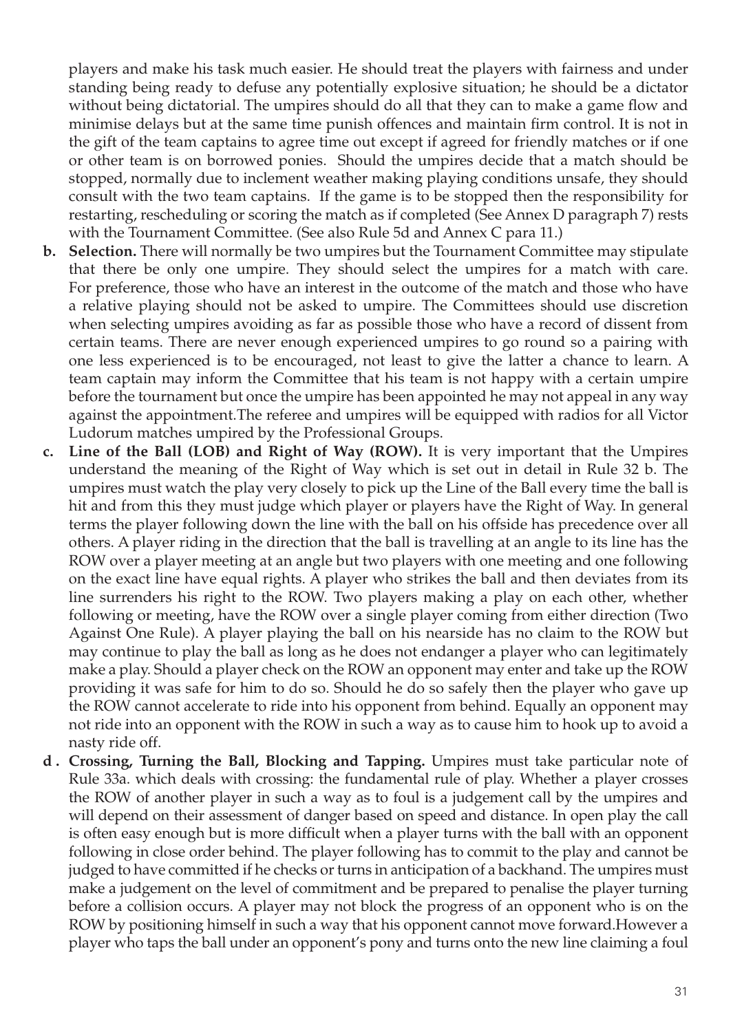players and make his task much easier. He should treat the players with fairness and under standing being ready to defuse any potentially explosive situation; he should be a dictator without being dictatorial. The umpires should do all that they can to make a game flow and minimise delays but at the same time punish offences and maintain firm control. It is not in the gift of the team captains to agree time out except if agreed for friendly matches or if one or other team is on borrowed ponies. Should the umpires decide that a match should be stopped, normally due to inclement weather making playing conditions unsafe, they should consult with the two team captains. If the game is to be stopped then the responsibility for restarting, rescheduling or scoring the match as if completed (See Annex D paragraph 7) rests with the Tournament Committee. (See also Rule 5d and Annex C para 11.)

**b. Selection.** There will normally be two umpires but the Tournament Committee may stipulate that there be only one umpire. They should select the umpires for a match with care. For preference, those who have an interest in the outcome of the match and those who have a relative playing should not be asked to umpire. The Committees should use discretion when selecting umpires avoiding as far as possible those who have a record of dissent from certain teams. There are never enough experienced umpires to go round so a pairing with one less experienced is to be encouraged, not least to give the latter a chance to learn. A team captain may inform the Committee that his team is not happy with a certain umpire before the tournament but once the umpire has been appointed he may not appeal in any way against the appointment.The referee and umpires will be equipped with radios for all Victor Ludorum matches umpired by the Professional Groups.

**c. Line of the Ball (LOB) and Right of Way (ROW).** It is very important that the Umpires understand the meaning of the Right of Way which is set out in detail in Rule 32 b. The umpires must watch the play very closely to pick up the Line of the Ball every time the ball is hit and from this they must judge which player or players have the Right of Way. In general terms the player following down the line with the ball on his offside has precedence over all others. A player riding in the direction that the ball is travelling at an angle to its line has the ROW over a player meeting at an angle but two players with one meeting and one following on the exact line have equal rights. A player who strikes the ball and then deviates from its line surrenders his right to the ROW. Two players making a play on each other, whether following or meeting, have the ROW over a single player coming from either direction (Two Against One Rule). A player playing the ball on his nearside has no claim to the ROW but may continue to play the ball as long as he does not endanger a player who can legitimately make a play. Should a player check on the ROW an opponent may enter and take up the ROW providing it was safe for him to do so. Should he do so safely then the player who gave up the ROW cannot accelerate to ride into his opponent from behind. Equally an opponent may not ride into an opponent with the ROW in such a way as to cause him to hook up to avoid a nasty ride off.

**d . Crossing, Turning the Ball, Blocking and Tapping.** Umpires must take particular note of Rule 33a. which deals with crossing: the fundamental rule of play. Whether a player crosses the ROW of another player in such a way as to foul is a judgement call by the umpires and will depend on their assessment of danger based on speed and distance. In open play the call is often easy enough but is more difficult when a player turns with the ball with an opponent following in close order behind. The player following has to commit to the play and cannot be judged to have committed if he checks or turns in anticipation of a backhand. The umpires must make a judgement on the level of commitment and be prepared to penalise the player turning before a collision occurs. A player may not block the progress of an opponent who is on the ROW by positioning himself in such a way that his opponent cannot move forward.However a player who taps the ball under an opponent's pony and turns onto the new line claiming a foul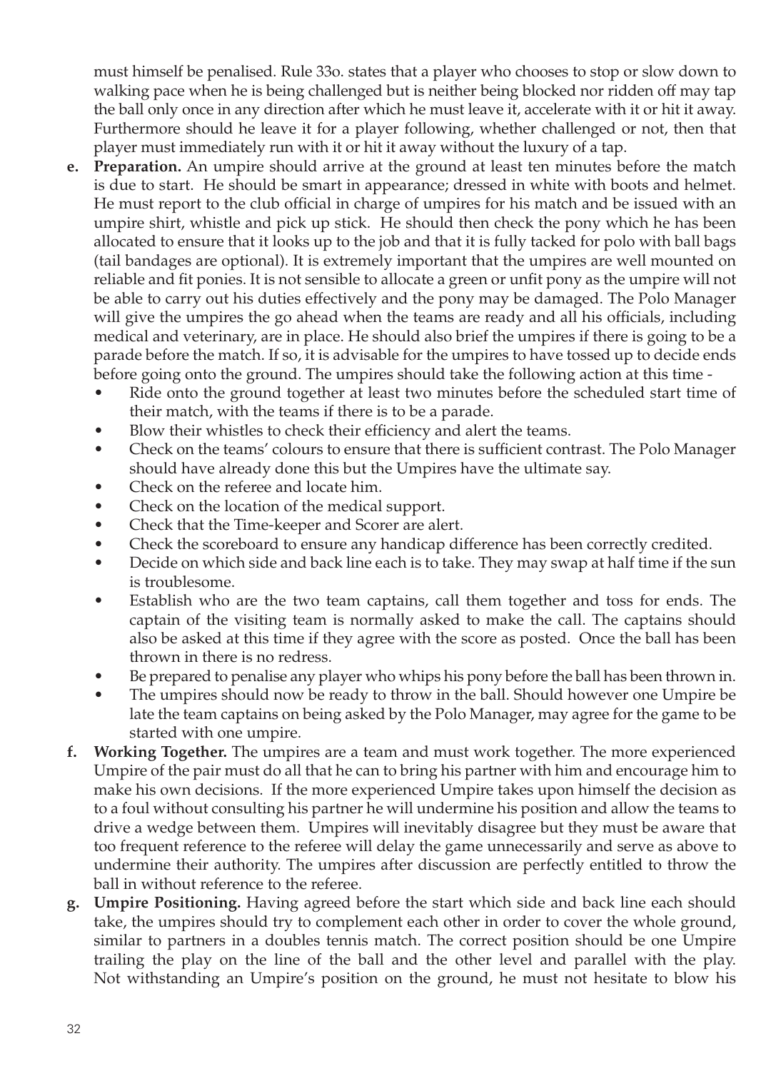must himself be penalised. Rule 33o. states that a player who chooses to stop or slow down to walking pace when he is being challenged but is neither being blocked nor ridden off may tap the ball only once in any direction after which he must leave it, accelerate with it or hit it away. Furthermore should he leave it for a player following, whether challenged or not, then that player must immediately run with it or hit it away without the luxury of a tap.

**e. Preparation.** An umpire should arrive at the ground at least ten minutes before the match is due to start. He should be smart in appearance; dressed in white with boots and helmet. He must report to the club official in charge of umpires for his match and be issued with an umpire shirt, whistle and pick up stick. He should then check the pony which he has been allocated to ensure that it looks up to the job and that it is fully tacked for polo with ball bags (tail bandages are optional). It is extremely important that the umpires are well mounted on reliable and fit ponies. It is not sensible to allocate a green or unfit pony as the umpire will not be able to carry out his duties effectively and the pony may be damaged. The Polo Manager will give the umpires the go ahead when the teams are ready and all his officials, including medical and veterinary, are in place. He should also brief the umpires if there is going to be a parade before the match. If so, it is advisable for the umpires to have tossed up to decide ends before going onto the ground. The umpires should take the following action at this time -

- Ride onto the ground together at least two minutes before the scheduled start time of their match, with the teams if there is to be a parade.
- Blow their whistles to check their efficiency and alert the teams.
- Check on the teams' colours to ensure that there is sufficient contrast. The Polo Manager should have already done this but the Umpires have the ultimate say.
- Check on the referee and locate him.
- Check on the location of the medical support.
- Check that the Time-keeper and Scorer are alert.
- Check the scoreboard to ensure any handicap difference has been correctly credited.
- Decide on which side and back line each is to take. They may swap at half time if the sun is troublesome.
- Establish who are the two team captains, call them together and toss for ends. The captain of the visiting team is normally asked to make the call. The captains should also be asked at this time if they agree with the score as posted. Once the ball has been thrown in there is no redress.
- Be prepared to penalise any player who whips his pony before the ball has been thrown in.
- The umpires should now be ready to throw in the ball. Should however one Umpire be late the team captains on being asked by the Polo Manager, may agree for the game to be started with one umpire.

**f. Working Together.** The umpires are a team and must work together. The more experienced Umpire of the pair must do all that he can to bring his partner with him and encourage him to make his own decisions. If the more experienced Umpire takes upon himself the decision as to a foul without consulting his partner he will undermine his position and allow the teams to drive a wedge between them. Umpires will inevitably disagree but they must be aware that too frequent reference to the referee will delay the game unnecessarily and serve as above to undermine their authority. The umpires after discussion are perfectly entitled to throw the ball in without reference to the referee.

**g. Umpire Positioning.** Having agreed before the start which side and back line each should take, the umpires should try to complement each other in order to cover the whole ground, similar to partners in a doubles tennis match. The correct position should be one Umpire trailing the play on the line of the ball and the other level and parallel with the play. Not withstanding an Umpire's position on the ground, he must not hesitate to blow his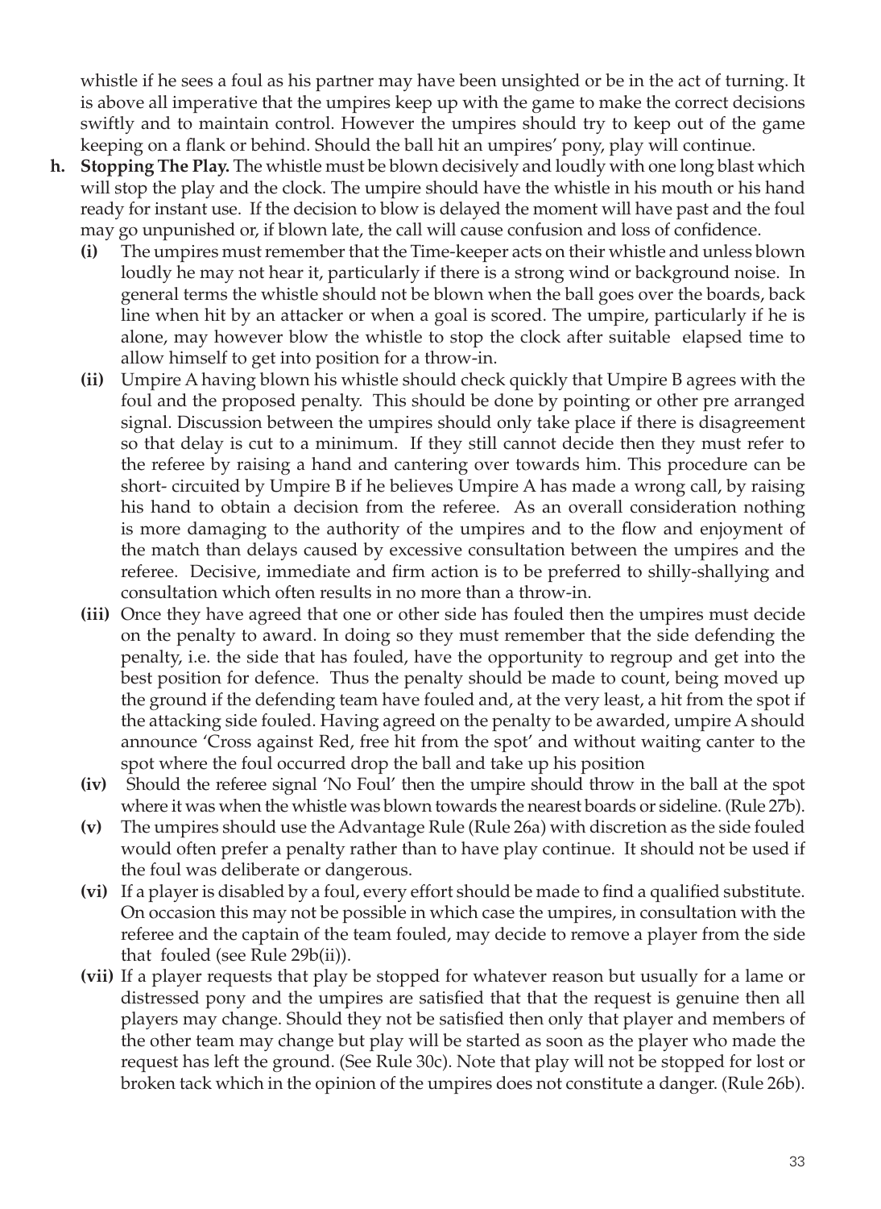whistle if he sees a foul as his partner may have been unsighted or be in the act of turning. It is above all imperative that the umpires keep up with the game to make the correct decisions swiftly and to maintain control. However the umpires should try to keep out of the game keeping on a flank or behind. Should the ball hit an umpires' pony, play will continue.

**h. Stopping The Play.** The whistle must be blown decisively and loudly with one long blast which will stop the play and the clock. The umpire should have the whistle in his mouth or his hand ready for instant use. If the decision to blow is delayed the moment will have past and the foul may go unpunished or, if blown late, the call will cause confusion and loss of confidence.

- **(i)** The umpires must remember that the Time-keeper acts on their whistle and unless blown loudly he may not hear it, particularly if there is a strong wind or background noise. In general terms the whistle should not be blown when the ball goes over the boards, back line when hit by an attacker or when a goal is scored. The umpire, particularly if he is alone, may however blow the whistle to stop the clock after suitable elapsed time to allow himself to get into position for a throw-in.
- **(ii)** Umpire A having blown his whistle should check quickly that Umpire B agrees with the foul and the proposed penalty. This should be done by pointing or other pre arranged signal. Discussion between the umpires should only take place if there is disagreement so that delay is cut to a minimum. If they still cannot decide then they must refer to the referee by raising a hand and cantering over towards him. This procedure can be short- circuited by Umpire B if he believes Umpire A has made a wrong call, by raising his hand to obtain a decision from the referee. As an overall consideration nothing is more damaging to the authority of the umpires and to the flow and enjoyment of the match than delays caused by excessive consultation between the umpires and the referee. Decisive, immediate and firm action is to be preferred to shilly-shallying and consultation which often results in no more than a throw-in.
- **(iii)** Once they have agreed that one or other side has fouled then the umpires must decide on the penalty to award. In doing so they must remember that the side defending the penalty, i.e. the side that has fouled, have the opportunity to regroup and get into the best position for defence. Thus the penalty should be made to count, being moved up the ground if the defending team have fouled and, at the very least, a hit from the spot if the attacking side fouled. Having agreed on the penalty to be awarded, umpire A should announce 'Cross against Red, free hit from the spot' and without waiting canter to the spot where the foul occurred drop the ball and take up his position
- **(iv)** Should the referee signal 'No Foul' then the umpire should throw in the ball at the spot where it was when the whistle was blown towards the nearest boards or sideline. (Rule 27b).
- **(v)** The umpires should use the Advantage Rule (Rule 26a) with discretion as the side fouled would often prefer a penalty rather than to have play continue. It should not be used if the foul was deliberate or dangerous.
- **(vi)** If a player is disabled by a foul, every effort should be made to find a qualified substitute. On occasion this may not be possible in which case the umpires, in consultation with the referee and the captain of the team fouled, may decide to remove a player from the side that fouled (see Rule 29b(ii)).
- **(vii)** If a player requests that play be stopped for whatever reason but usually for a lame or distressed pony and the umpires are satisfied that that the request is genuine then all players may change. Should they not be satisfied then only that player and members of the other team may change but play will be started as soon as the player who made the request has left the ground. (See Rule 30c). Note that play will not be stopped for lost or broken tack which in the opinion of the umpires does not constitute a danger. (Rule 26b).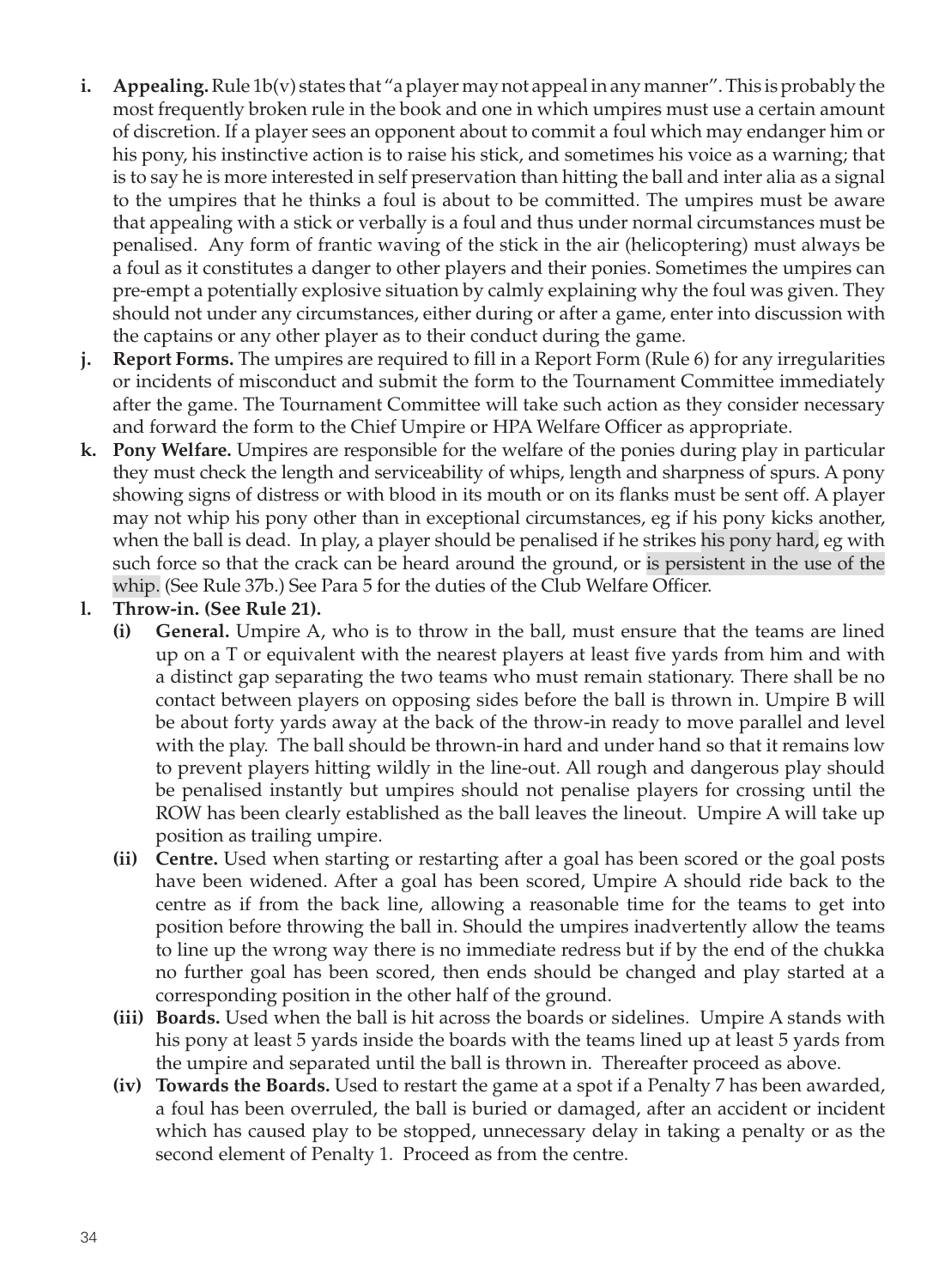**i. Appealing.** Rule 1b(v) states that "a player may not appeal in any manner". This is probably the most frequently broken rule in the book and one in which umpires must use a certain amount of discretion. If a player sees an opponent about to commit a foul which may endanger him or his pony, his instinctive action is to raise his stick, and sometimes his voice as a warning; that is to say he is more interested in self preservation than hitting the ball and inter alia as a signal to the umpires that he thinks a foul is about to be committed. The umpires must be aware that appealing with a stick or verbally is a foul and thus under normal circumstances must be penalised. Any form of frantic waving of the stick in the air (helicoptering) must always be a foul as it constitutes a danger to other players and their ponies. Sometimes the umpires can pre-empt a potentially explosive situation by calmly explaining why the foul was given. They should not under any circumstances, either during or after a game, enter into discussion with the captains or any other player as to their conduct during the game.

**j. Report Forms.** The umpires are required to fill in a Report Form (Rule 6) for any irregularities or incidents of misconduct and submit the form to the Tournament Committee immediately after the game. The Tournament Committee will take such action as they consider necessary and forward the form to the Chief Umpire or HPA Welfare Officer as appropriate.

**k. Pony Welfare.** Umpires are responsible for the welfare of the ponies during play in particular they must check the length and serviceability of whips, length and sharpness of spurs. A pony showing signs of distress or with blood in its mouth or on its flanks must be sent off. A player may not whip his pony other than in exceptional circumstances, eg if his pony kicks another, when the ball is dead. In play, a player should be penalised if he strikes his pony hard, eg with such force so that the crack can be heard around the ground, or is persistent in the use of the whip. (See Rule 37b.) See Para 5 for the duties of the Club Welfare Officer.

**l. Throw-in. (See Rule 21).**

- **(i) General.** Umpire A, who is to throw in the ball, must ensure that the teams are lined up on a T or equivalent with the nearest players at least five yards from him and with a distinct gap separating the two teams who must remain stationary. There shall be no contact between players on opposing sides before the ball is thrown in. Umpire B will be about forty yards away at the back of the throw-in ready to move parallel and level with the play. The ball should be thrown-in hard and under hand so that it remains low to prevent players hitting wildly in the line-out. All rough and dangerous play should be penalised instantly but umpires should not penalise players for crossing until the ROW has been clearly established as the ball leaves the lineout. Umpire A will take up position as trailing umpire.
- **(ii) Centre.** Used when starting or restarting after a goal has been scored or the goal posts have been widened. After a goal has been scored, Umpire A should ride back to the centre as if from the back line, allowing a reasonable time for the teams to get into position before throwing the ball in. Should the umpires inadvertently allow the teams to line up the wrong way there is no immediate redress but if by the end of the chukka no further goal has been scored, then ends should be changed and play started at a corresponding position in the other half of the ground.
- **(iii) Boards.** Used when the ball is hit across the boards or sidelines. Umpire A stands with his pony at least 5 yards inside the boards with the teams lined up at least 5 yards from the umpire and separated until the ball is thrown in. Thereafter proceed as above.
- **(iv) Towards the Boards.** Used to restart the game at a spot if a Penalty 7 has been awarded, a foul has been overruled, the ball is buried or damaged, after an accident or incident which has caused play to be stopped, unnecessary delay in taking a penalty or as the second element of Penalty 1. Proceed as from the centre.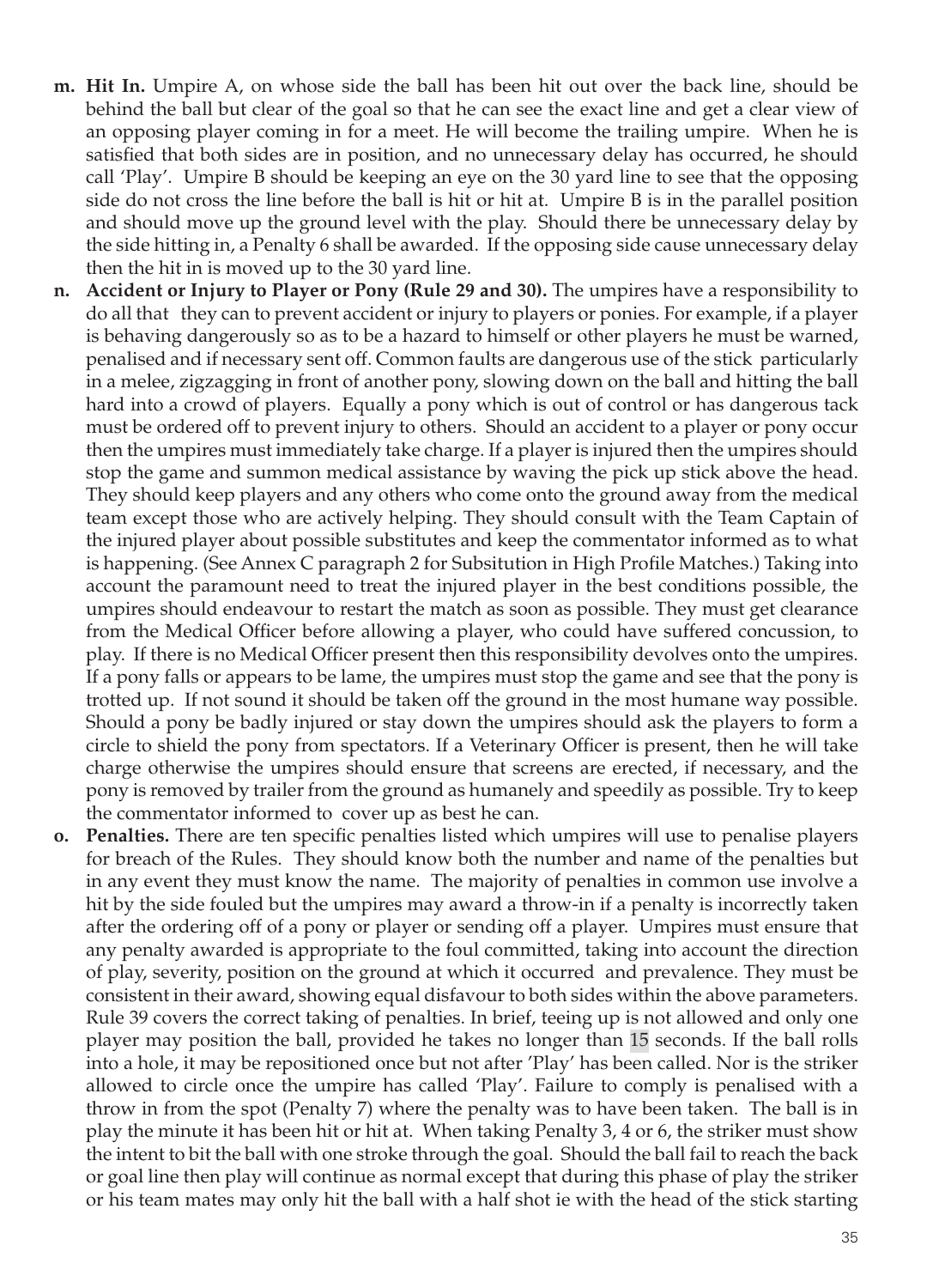- **m. Hit In.** Umpire A, on whose side the ball has been hit out over the back line, should be behind the ball but clear of the goal so that he can see the exact line and get a clear view of an opposing player coming in for a meet. He will become the trailing umpire. When he is satisfied that both sides are in position, and no unnecessary delay has occurred, he should call 'Play'. Umpire B should be keeping an eye on the 30 yard line to see that the opposing side do not cross the line before the ball is hit or hit at. Umpire B is in the parallel position and should move up the ground level with the play. Should there be unnecessary delay by the side hitting in, a Penalty 6 shall be awarded. If the opposing side cause unnecessary delay then the hit in is moved up to the 30 yard line.
- **n. Accident or Injury to Player or Pony (Rule 29 and 30).** The umpires have a responsibility to do all that they can to prevent accident or injury to players or ponies. For example, if a player is behaving dangerously so as to be a hazard to himself or other players he must be warned, penalised and if necessary sent off. Common faults are dangerous use of the stick particularly in a melee, zigzagging in front of another pony, slowing down on the ball and hitting the ball hard into a crowd of players. Equally a pony which is out of control or has dangerous tack must be ordered off to prevent injury to others. Should an accident to a player or pony occur then the umpires must immediately take charge. If a player is injured then the umpires should stop the game and summon medical assistance by waving the pick up stick above the head. They should keep players and any others who come onto the ground away from the medical team except those who are actively helping. They should consult with the Team Captain of the injured player about possible substitutes and keep the commentator informed as to what is happening. (See Annex C paragraph 2 for Subsitution in High Profile Matches.) Taking into account the paramount need to treat the injured player in the best conditions possible, the umpires should endeavour to restart the match as soon as possible. They must get clearance from the Medical Officer before allowing a player, who could have suffered concussion, to play. If there is no Medical Officer present then this responsibility devolves onto the umpires. If a pony falls or appears to be lame, the umpires must stop the game and see that the pony is trotted up. If not sound it should be taken off the ground in the most humane way possible. Should a pony be badly injured or stay down the umpires should ask the players to form a circle to shield the pony from spectators. If a Veterinary Officer is present, then he will take charge otherwise the umpires should ensure that screens are erected, if necessary, and the pony is removed by trailer from the ground as humanely and speedily as possible. Try to keep the commentator informed to cover up as best he can.
- **o. Penalties.** There are ten specific penalties listed which umpires will use to penalise players for breach of the Rules. They should know both the number and name of the penalties but in any event they must know the name. The majority of penalties in common use involve a hit by the side fouled but the umpires may award a throw-in if a penalty is incorrectly taken after the ordering off of a pony or player or sending off a player. Umpires must ensure that any penalty awarded is appropriate to the foul committed, taking into account the direction of play, severity, position on the ground at which it occurred and prevalence. They must be consistent in their award, showing equal disfavour to both sides within the above parameters. Rule 39 covers the correct taking of penalties. In brief, teeing up is not allowed and only one player may position the ball, provided he takes no longer than 15 seconds. If the ball rolls into a hole, it may be repositioned once but not after 'Play' has been called. Nor is the striker allowed to circle once the umpire has called 'Play'. Failure to comply is penalised with a throw in from the spot (Penalty 7) where the penalty was to have been taken. The ball is in play the minute it has been hit or hit at. When taking Penalty 3, 4 or 6, the striker must show the intent to bit the ball with one stroke through the goal. Should the ball fail to reach the back or goal line then play will continue as normal except that during this phase of play the striker or his team mates may only hit the ball with a half shot ie with the head of the stick starting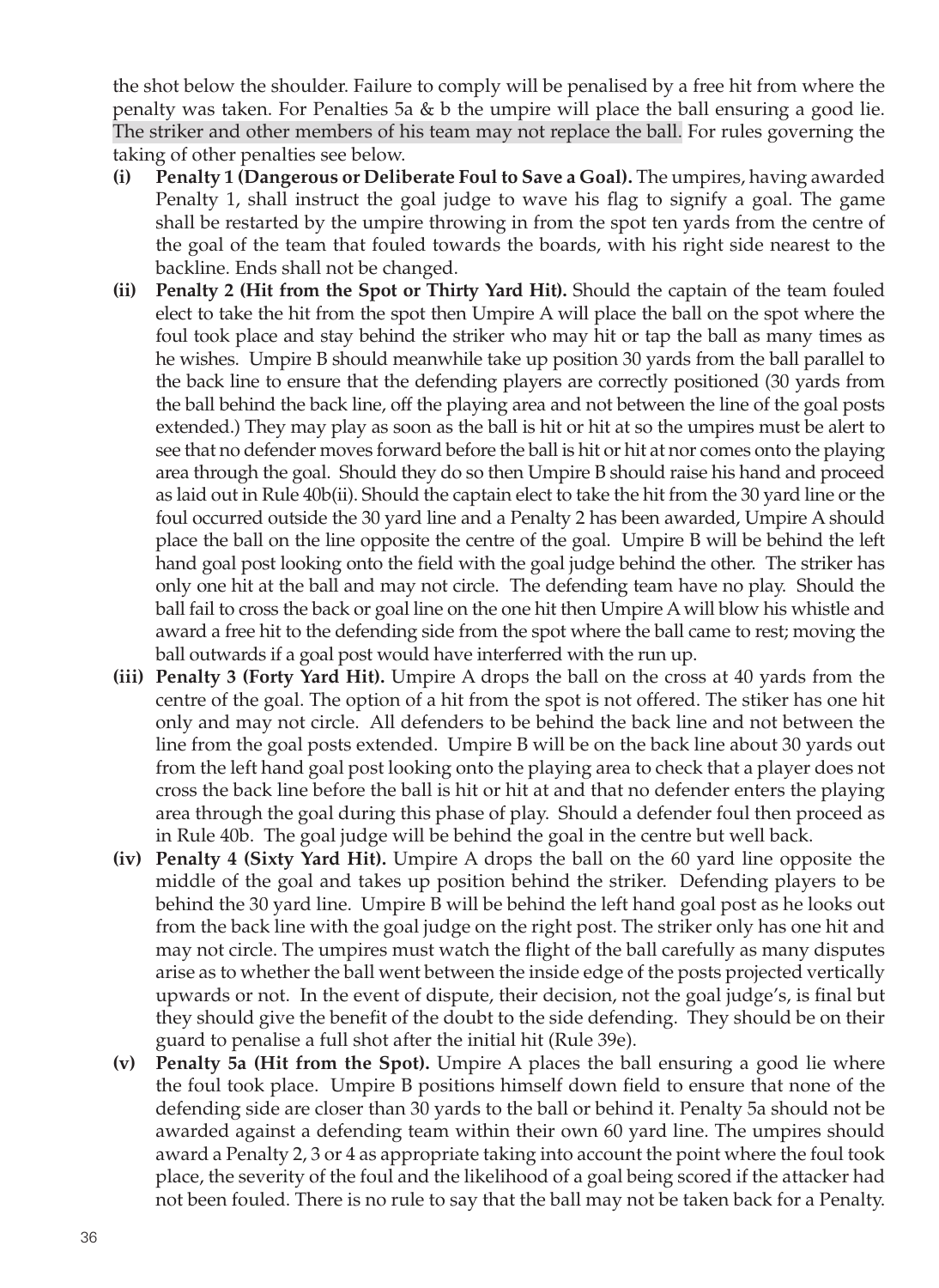the shot below the shoulder. Failure to comply will be penalised by a free hit from where the penalty was taken. For Penalties 5a & b the umpire will place the ball ensuring a good lie. The striker and other members of his team may not replace the ball. For rules governing the taking of other penalties see below.

- **(i) Penalty 1 (Dangerous or Deliberate Foul to Save a Goal).** The umpires, having awarded Penalty 1, shall instruct the goal judge to wave his flag to signify a goal. The game shall be restarted by the umpire throwing in from the spot ten yards from the centre of the goal of the team that fouled towards the boards, with his right side nearest to the backline. Ends shall not be changed.
- **(ii) Penalty 2 (Hit from the Spot or Thirty Yard Hit).** Should the captain of the team fouled elect to take the hit from the spot then Umpire A will place the ball on the spot where the foul took place and stay behind the striker who may hit or tap the ball as many times as he wishes. Umpire B should meanwhile take up position 30 yards from the ball parallel to the back line to ensure that the defending players are correctly positioned (30 yards from the ball behind the back line, off the playing area and not between the line of the goal posts extended.) They may play as soon as the ball is hit or hit at so the umpires must be alert to see that no defender moves forward before the ball is hit or hit at nor comes onto the playing area through the goal. Should they do so then Umpire B should raise his hand and proceed as laid out in Rule 40b(ii). Should the captain elect to take the hit from the 30 yard line or the foul occurred outside the 30 yard line and a Penalty 2 has been awarded, Umpire A should place the ball on the line opposite the centre of the goal. Umpire B will be behind the left hand goal post looking onto the field with the goal judge behind the other. The striker has only one hit at the ball and may not circle. The defending team have no play. Should the ball fail to cross the back or goal line on the one hit then Umpire A will blow his whistle and award a free hit to the defending side from the spot where the ball came to rest; moving the ball outwards if a goal post would have interferred with the run up.
- **(iii) Penalty 3 (Forty Yard Hit).** Umpire A drops the ball on the cross at 40 yards from the centre of the goal. The option of a hit from the spot is not offered. The stiker has one hit only and may not circle. All defenders to be behind the back line and not between the line from the goal posts extended. Umpire B will be on the back line about 30 yards out from the left hand goal post looking onto the playing area to check that a player does not cross the back line before the ball is hit or hit at and that no defender enters the playing area through the goal during this phase of play. Should a defender foul then proceed as in Rule 40b. The goal judge will be behind the goal in the centre but well back.
- **(iv) Penalty 4 (Sixty Yard Hit).** Umpire A drops the ball on the 60 yard line opposite the middle of the goal and takes up position behind the striker. Defending players to be behind the 30 yard line. Umpire B will be behind the left hand goal post as he looks out from the back line with the goal judge on the right post. The striker only has one hit and may not circle. The umpires must watch the flight of the ball carefully as many disputes arise as to whether the ball went between the inside edge of the posts projected vertically upwards or not. In the event of dispute, their decision, not the goal judge's, is final but they should give the benefit of the doubt to the side defending. They should be on their guard to penalise a full shot after the initial hit (Rule 39e).
- **(v) Penalty 5a (Hit from the Spot).** Umpire A places the ball ensuring a good lie where the foul took place. Umpire B positions himself down field to ensure that none of the defending side are closer than 30 yards to the ball or behind it. Penalty 5a should not be awarded against a defending team within their own 60 yard line. The umpires should award a Penalty 2, 3 or 4 as appropriate taking into account the point where the foul took place, the severity of the foul and the likelihood of a goal being scored if the attacker had not been fouled. There is no rule to say that the ball may not be taken back for a Penalty.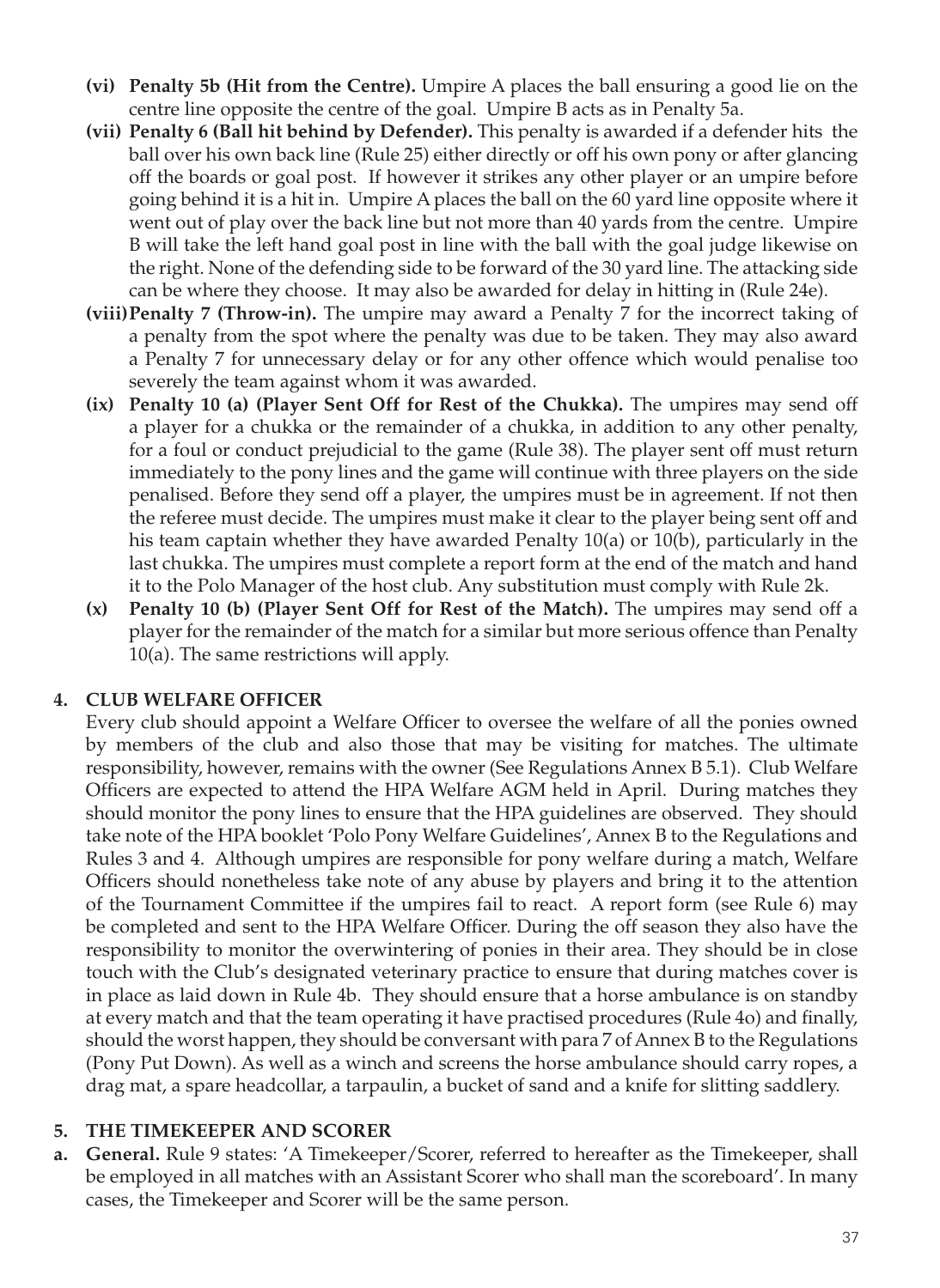- **(vi) Penalty 5b (Hit from the Centre).** Umpire A places the ball ensuring a good lie on the centre line opposite the centre of the goal. Umpire B acts as in Penalty 5a.
- **(vii) Penalty 6 (Ball hit behind by Defender).** This penalty is awarded if a defender hits the ball over his own back line (Rule 25) either directly or off his own pony or after glancing off the boards or goal post. If however it strikes any other player or an umpire before going behind it is a hit in. Umpire A places the ball on the 60 yard line opposite where it went out of play over the back line but not more than 40 yards from the centre. Umpire B will take the left hand goal post in line with the ball with the goal judge likewise on the right. None of the defending side to be forward of the 30 yard line. The attacking side can be where they choose. It may also be awarded for delay in hitting in (Rule 24e).
- **(viii) Penalty 7 (Throw-in).** The umpire may award a Penalty 7 for the incorrect taking of a penalty from the spot where the penalty was due to be taken. They may also award a Penalty 7 for unnecessary delay or for any other offence which would penalise too severely the team against whom it was awarded.
- **(ix) Penalty 10 (a) (Player Sent Off for Rest of the Chukka).** The umpires may send off a player for a chukka or the remainder of a chukka, in addition to any other penalty, for a foul or conduct prejudicial to the game (Rule 38). The player sent off must return immediately to the pony lines and the game will continue with three players on the side penalised. Before they send off a player, the umpires must be in agreement. If not then the referee must decide. The umpires must make it clear to the player being sent off and his team captain whether they have awarded Penalty 10(a) or 10(b), particularly in the last chukka. The umpires must complete a report form at the end of the match and hand it to the Polo Manager of the host club. Any substitution must comply with Rule 2k.
- **(x) Penalty 10 (b) (Player Sent Off for Rest of the Match).** The umpires may send off a player for the remainder of the match for a similar but more serious offence than Penalty 10(a). The same restrictions will apply.

## 4. CLUB WELFARE OFFICER

Every club should appoint a Welfare Officer to oversee the welfare of all the ponies owned by members of the club and also those that may be visiting for matches. The ultimate responsibility, however, remains with the owner (See Regulations Annex B 5.1). Club Welfare Officers are expected to attend the HPA Welfare AGM held in April. During matches they should monitor the pony lines to ensure that the HPA guidelines are observed. They should take note of the HPA booklet 'Polo Pony Welfare Guidelines', Annex B to the Regulations and Rules 3 and 4. Although umpires are responsible for pony welfare during a match, Welfare Officers should nonetheless take note of any abuse by players and bring it to the attention of the Tournament Committee if the umpires fail to react. A report form (see Rule 6) may be completed and sent to the HPA Welfare Officer. During the off season they also have the responsibility to monitor the overwintering of ponies in their area. They should be in close touch with the Club's designated veterinary practice to ensure that during matches cover is in place as laid down in Rule 4b. They should ensure that a horse ambulance is on standby at every match and that the team operating it have practised procedures (Rule 4o) and finally, should the worst happen, they should be conversant with para 7 of Annex B to the Regulations (Pony Put Down). As well as a winch and screens the horse ambulance should carry ropes, a drag mat, a spare headcollar, a tarpaulin, a bucket of sand and a knife for slitting saddlery.

## 5. THE TIMEKEEPER AND SCORER

**a. General.** Rule 9 states: 'A Timekeeper/Scorer, referred to hereafter as the Timekeeper, shall be employed in all matches with an Assistant Scorer who shall man the scoreboard'. In many cases, the Timekeeper and Scorer will be the same person.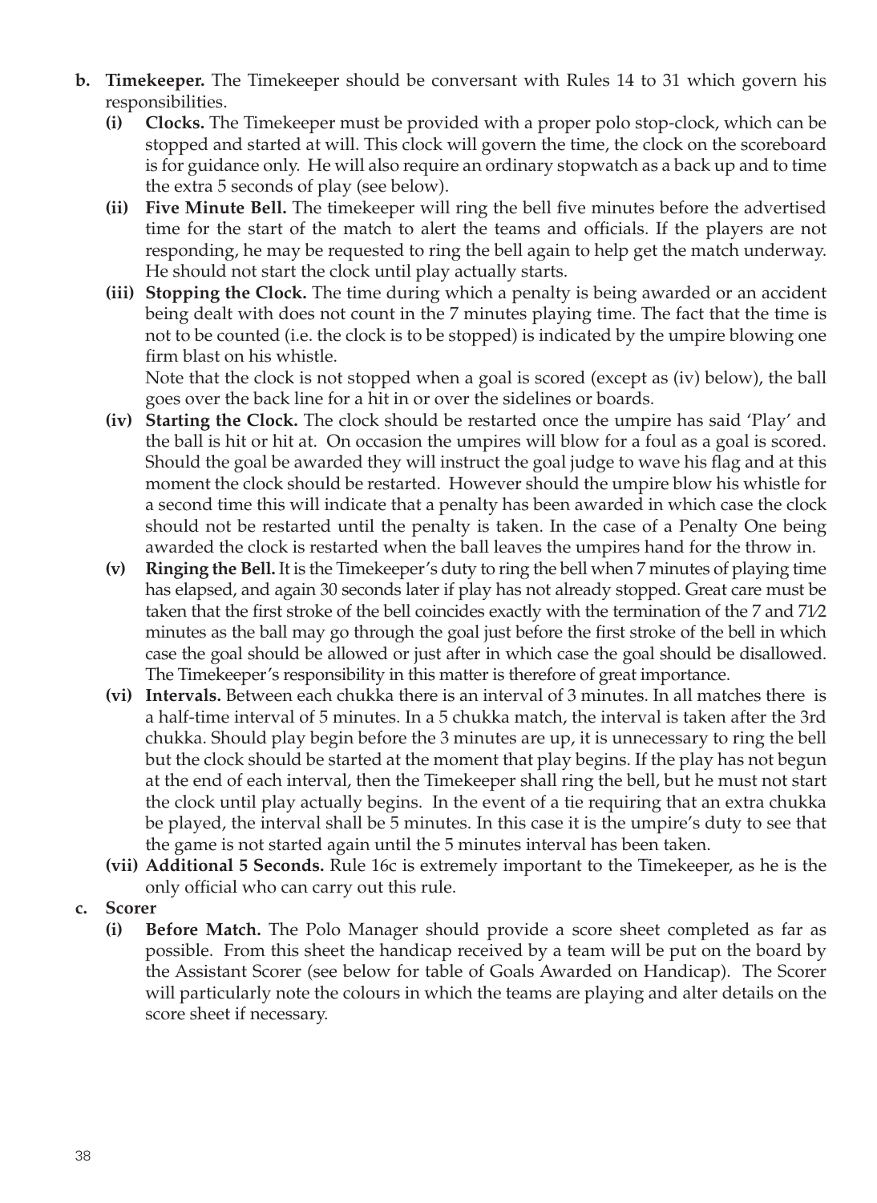- **b. Timekeeper.** The Timekeeper should be conversant with Rules 14 to 31 which govern his responsibilities.
  - **(i) Clocks.** The Timekeeper must be provided with a proper polo stop-clock, which can be stopped and started at will. This clock will govern the time, the clock on the scoreboard is for guidance only. He will also require an ordinary stopwatch as a back up and to time the extra 5 seconds of play (see below).
  - **(ii) Five Minute Bell.** The timekeeper will ring the bell five minutes before the advertised time for the start of the match to alert the teams and officials. If the players are not responding, he may be requested to ring the bell again to help get the match underway. He should not start the clock until play actually starts.
  - **(iii) Stopping the Clock.** The time during which a penalty is being awarded or an accident being dealt with does not count in the 7 minutes playing time. The fact that the time is not to be counted (i.e. the clock is to be stopped) is indicated by the umpire blowing one firm blast on his whistle.

    Note that the clock is not stopped when a goal is scored (except as (iv) below), the ball goes over the back line for a hit in or over the sidelines or boards.
  - **(iv) Starting the Clock.** The clock should be restarted once the umpire has said 'Play' and the ball is hit or hit at. On occasion the umpires will blow for a foul as a goal is scored. Should the goal be awarded they will instruct the goal judge to wave his flag and at this moment the clock should be restarted. However should the umpire blow his whistle for a second time this will indicate that a penalty has been awarded in which case the clock should not be restarted until the penalty is taken. In the case of a Penalty One being awarded the clock is restarted when the ball leaves the umpires hand for the throw in.
  - **(v) Ringing the Bell.** It is the Timekeeper's duty to ring the bell when 7 minutes of playing time has elapsed, and again 30 seconds later if play has not already stopped. Great care must be taken that the first stroke of the bell coincides exactly with the termination of the 7 and 7½ minutes as the ball may go through the goal just before the first stroke of the bell in which case the goal should be allowed or just after in which case the goal should be disallowed. The Timekeeper's responsibility in this matter is therefore of great importance.
  - **(vi) Intervals.** Between each chukka there is an interval of 3 minutes. In all matches there is a half-time interval of 5 minutes. In a 5 chukka match, the interval is taken after the 3rd chukka. Should play begin before the 3 minutes are up, it is unnecessary to ring the bell but the clock should be started at the moment that play begins. If the play has not begun at the end of each interval, then the Timekeeper shall ring the bell, but he must not start the clock until play actually begins. In the event of a tie requiring that an extra chukka be played, the interval shall be 5 minutes. In this case it is the umpire's duty to see that the game is not started again until the 5 minutes interval has been taken.
  - **(vii) Additional 5 Seconds.** Rule 16c is extremely important to the Timekeeper, as he is the only official who can carry out this rule.
- **c. Scorer**
  - **(i) Before Match.** The Polo Manager should provide a score sheet completed as far as possible. From this sheet the handicap received by a team will be put on the board by the Assistant Scorer (see below for table of Goals Awarded on Handicap). The Scorer will particularly note the colours in which the teams are playing and alter details on the score sheet if necessary.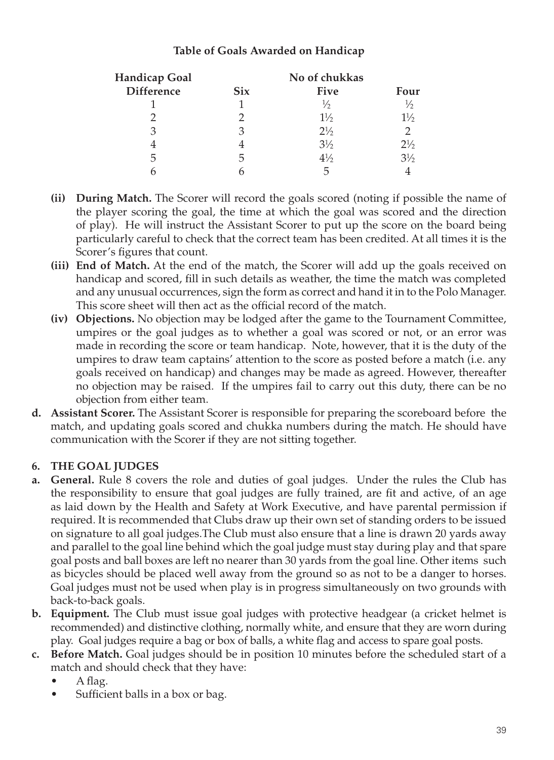**Table of Goals Awarded on Handicap**

| Handicap Goal Difference | No of chukkas | | |
|---|---|---|---|
| | Six | Five | Four |
| 1 | 1 | ½ | ½ |
| 2 | 2 | 1½ | 1½ |
| 3 | 3 | 2½ | 2 |
| 4 | 4 | 3½ | 2½ |
| 5 | 5 | 4½ | 3½ |
| 6 | 6 | 5 | 4 |

- **(ii) During Match.** The Scorer will record the goals scored (noting if possible the name of the player scoring the goal, the time at which the goal was scored and the direction of play). He will instruct the Assistant Scorer to put up the score on the board being particularly careful to check that the correct team has been credited. At all times it is the Scorer's figures that count.
- **(iii) End of Match.** At the end of the match, the Scorer will add up the goals received on handicap and scored, fill in such details as weather, the time the match was completed and any unusual occurrences, sign the form as correct and hand it in to the Polo Manager. This score sheet will then act as the official record of the match.
- **(iv) Objections.** No objection may be lodged after the game to the Tournament Committee, umpires or the goal judges as to whether a goal was scored or not, or an error was made in recording the score or team handicap. Note, however, that it is the duty of the umpires to draw team captains' attention to the score as posted before a match (i.e. any goals received on handicap) and changes may be made as agreed. However, thereafter no objection may be raised. If the umpires fail to carry out this duty, there can be no objection from either team.

**d. Assistant Scorer.** The Assistant Scorer is responsible for preparing the scoreboard before the match, and updating goals scored and chukka numbers during the match. He should have communication with the Scorer if they are not sitting together.

## 6. THE GOAL JUDGES

**a. General.** Rule 8 covers the role and duties of goal judges. Under the rules the Club has the responsibility to ensure that goal judges are fully trained, are fit and active, of an age as laid down by the Health and Safety at Work Executive, and have parental permission if required. It is recommended that Clubs draw up their own set of standing orders to be issued on signature to all goal judges.The Club must also ensure that a line is drawn 20 yards away and parallel to the goal line behind which the goal judge must stay during play and that spare goal posts and ball boxes are left no nearer than 30 yards from the goal line. Other items such as bicycles should be placed well away from the ground so as not to be a danger to horses. Goal judges must not be used when play is in progress simultaneously on two grounds with back-to-back goals.

**b. Equipment.** The Club must issue goal judges with protective headgear (a cricket helmet is recommended) and distinctive clothing, normally white, and ensure that they are worn during play. Goal judges require a bag or box of balls, a white flag and access to spare goal posts.

**c. Before Match.** Goal judges should be in position 10 minutes before the scheduled start of a match and should check that they have:

- A flag.
- Sufficient balls in a box or bag.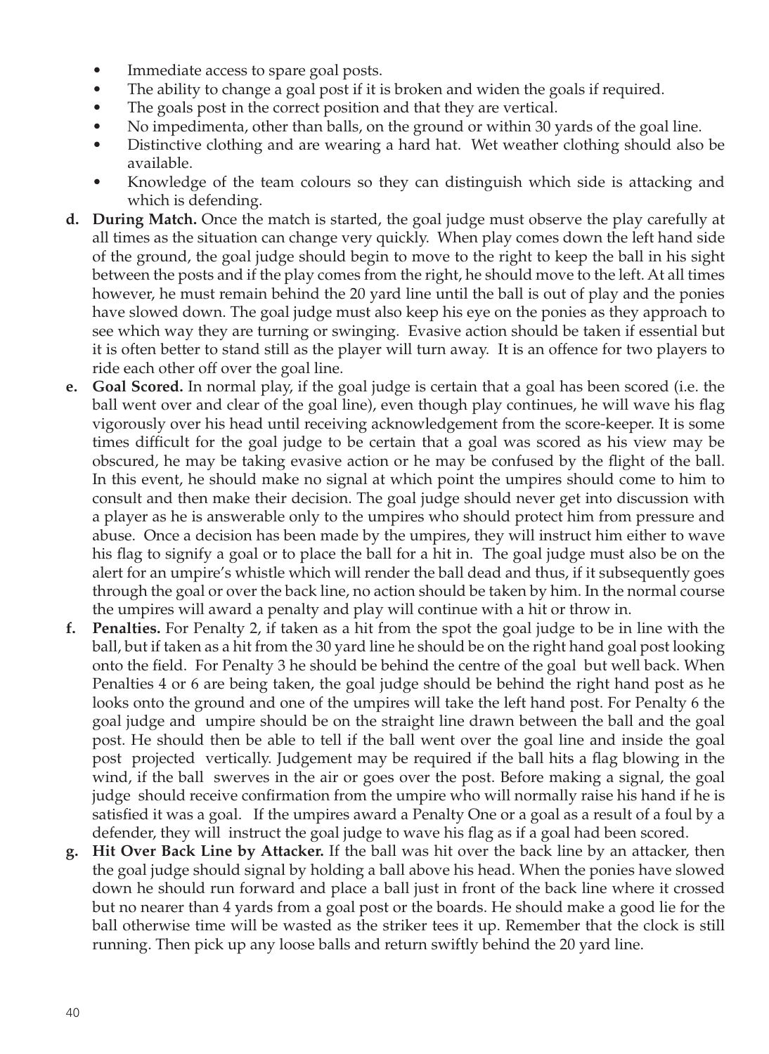- Immediate access to spare goal posts.
- The ability to change a goal post if it is broken and widen the goals if required.
- The goals post in the correct position and that they are vertical.
- No impedimenta, other than balls, on the ground or within 30 yards of the goal line.
- Distinctive clothing and are wearing a hard hat. Wet weather clothing should also be available.
- Knowledge of the team colours so they can distinguish which side is attacking and which is defending.

**d. During Match.** Once the match is started, the goal judge must observe the play carefully at all times as the situation can change very quickly. When play comes down the left hand side of the ground, the goal judge should begin to move to the right to keep the ball in his sight between the posts and if the play comes from the right, he should move to the left. At all times however, he must remain behind the 20 yard line until the ball is out of play and the ponies have slowed down. The goal judge must also keep his eye on the ponies as they approach to see which way they are turning or swinging. Evasive action should be taken if essential but it is often better to stand still as the player will turn away. It is an offence for two players to ride each other off over the goal line.

**e. Goal Scored.** In normal play, if the goal judge is certain that a goal has been scored (i.e. the ball went over and clear of the goal line), even though play continues, he will wave his flag vigorously over his head until receiving acknowledgement from the score-keeper. It is some times difficult for the goal judge to be certain that a goal was scored as his view may be obscured, he may be taking evasive action or he may be confused by the flight of the ball. In this event, he should make no signal at which point the umpires should come to him to consult and then make their decision. The goal judge should never get into discussion with a player as he is answerable only to the umpires who should protect him from pressure and abuse. Once a decision has been made by the umpires, they will instruct him either to wave his flag to signify a goal or to place the ball for a hit in. The goal judge must also be on the alert for an umpire's whistle which will render the ball dead and thus, if it subsequently goes through the goal or over the back line, no action should be taken by him. In the normal course the umpires will award a penalty and play will continue with a hit or throw in.

**f. Penalties.** For Penalty 2, if taken as a hit from the spot the goal judge to be in line with the ball, but if taken as a hit from the 30 yard line he should be on the right hand goal post looking onto the field. For Penalty 3 he should be behind the centre of the goal but well back. When Penalties 4 or 6 are being taken, the goal judge should be behind the right hand post as he looks onto the ground and one of the umpires will take the left hand post. For Penalty 6 the goal judge and umpire should be on the straight line drawn between the ball and the goal post. He should then be able to tell if the ball went over the goal line and inside the goal post projected vertically. Judgement may be required if the ball hits a flag blowing in the wind, if the ball swerves in the air or goes over the post. Before making a signal, the goal judge should receive confirmation from the umpire who will normally raise his hand if he is satisfied it was a goal. If the umpires award a Penalty One or a goal as a result of a foul by a defender, they will instruct the goal judge to wave his flag as if a goal had been scored.

**g. Hit Over Back Line by Attacker.** If the ball was hit over the back line by an attacker, then the goal judge should signal by holding a ball above his head. When the ponies have slowed down he should run forward and place a ball just in front of the back line where it crossed but no nearer than 4 yards from a goal post or the boards. He should make a good lie for the ball otherwise time will be wasted as the striker tees it up. Remember that the clock is still running. Then pick up any loose balls and return swiftly behind the 20 yard line.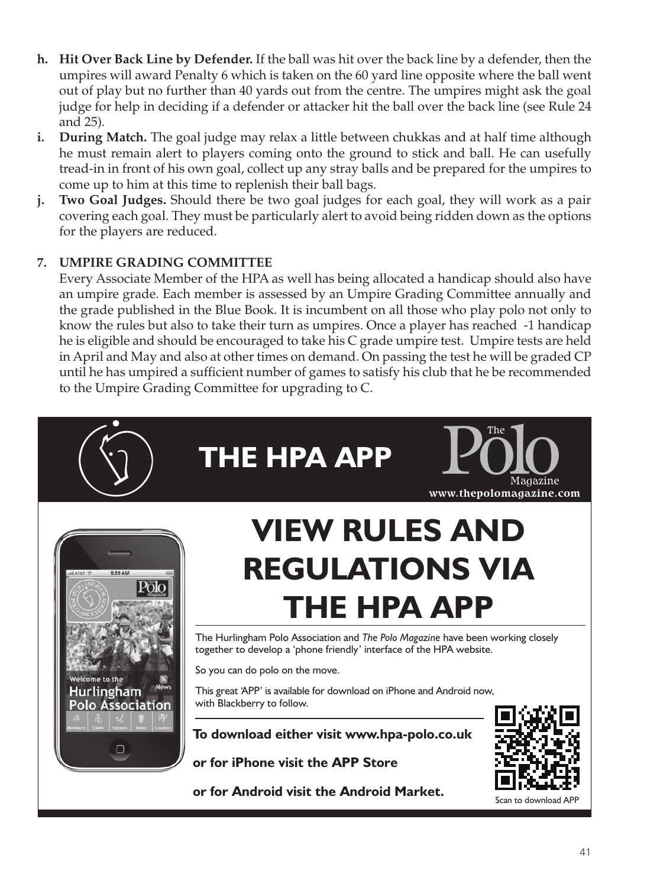**h. Hit Over Back Line by Defender.** If the ball was hit over the back line by a defender, then the umpires will award Penalty 6 which is taken on the 60 yard line opposite where the ball went out of play but no further than 40 yards out from the centre. The umpires might ask the goal judge for help in deciding if a defender or attacker hit the ball over the back line (see Rule 24 and 25).

**i. During Match.** The goal judge may relax a little between chukkas and at half time although he must remain alert to players coming onto the ground to stick and ball. He can usefully tread-in in front of his own goal, collect up any stray balls and be prepared for the umpires to come up to him at this time to replenish their ball bags.

**j. Two Goal Judges.** Should there be two goal judges for each goal, they will work as a pair covering each goal. They must be particularly alert to avoid being ridden down as the options for the players are reduced.

**7. UMPIRE GRADING COMMITTEE**

Every Associate Member of the HPA as well has being allocated a handicap should also have an umpire grade. Each member is assessed by an Umpire Grading Committee annually and the grade published in the Blue Book. It is incumbent on all those who play polo not only to know the rules but also to take their turn as umpires. Once a player has reached -1 handicap he is eligible and should be encouraged to take his C grade umpire test. Umpire tests are held in April and May and also at other times on demand. On passing the test he will be graded CP until he has umpired a sufficient number of games to satisfy his club that he be recommended to the Umpire Grading Committee for upgrading to C.

# THE HPA APP

The Polo Magazine
www.thepolomagazine.com

# VIEW RULES AND REGULATIONS VIA THE HPA APP

The Hurlingham Polo Association and *The Polo Magazine* have been working closely together to develop a 'phone friendly' interface of the HPA website.

So you can do polo on the move.

This great 'APP' is available for download on iPhone and Android now, with Blackberry to follow.

**To download either visit www.hpa-polo.co.uk**

**or for iPhone visit the APP Store**

**or for Android visit the Android Market.**

Scan to download APP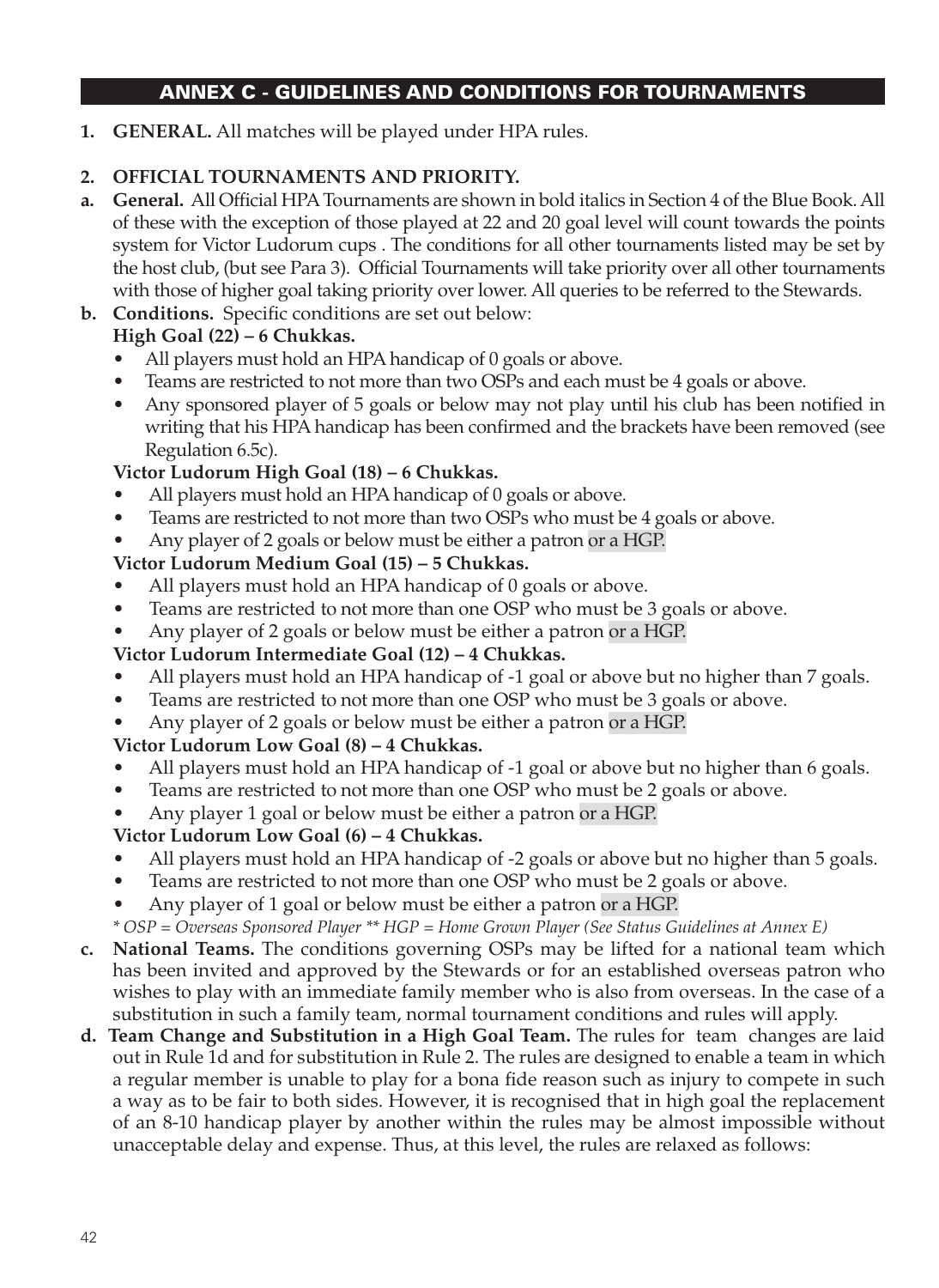## ANNEX C - GUIDELINES AND CONDITIONS FOR TOURNAMENTS

1. **GENERAL.** All matches will be played under HPA rules.

2. **OFFICIAL TOURNAMENTS AND PRIORITY.**

a. **General.** All Official HPA Tournaments are shown in bold italics in Section 4 of the Blue Book. All of these with the exception of those played at 22 and 20 goal level will count towards the points system for Victor Ludorum cups . The conditions for all other tournaments listed may be set by the host club, (but see Para 3). Official Tournaments will take priority over all other tournaments with those of higher goal taking priority over lower. All queries to be referred to the Stewards.

b. **Conditions.** Specific conditions are set out below:

**High Goal (22) – 6 Chukkas.**

- All players must hold an HPA handicap of 0 goals or above.
- Teams are restricted to not more than two OSPs and each must be 4 goals or above.
- Any sponsored player of 5 goals or below may not play until his club has been notified in writing that his HPA handicap has been confirmed and the brackets have been removed (see Regulation 6.5c).

**Victor Ludorum High Goal (18) – 6 Chukkas.**

- All players must hold an HPA handicap of 0 goals or above.
- Teams are restricted to not more than two OSPs who must be 4 goals or above.
- Any player of 2 goals or below must be either a patron or a HGP.

**Victor Ludorum Medium Goal (15) – 5 Chukkas.**

- All players must hold an HPA handicap of 0 goals or above.
- Teams are restricted to not more than one OSP who must be 3 goals or above.
- Any player of 2 goals or below must be either a patron or a HGP.

**Victor Ludorum Intermediate Goal (12) – 4 Chukkas.**

- All players must hold an HPA handicap of -1 goal or above but no higher than 7 goals.
- Teams are restricted to not more than one OSP who must be 3 goals or above.
- Any player of 2 goals or below must be either a patron or a HGP.

**Victor Ludorum Low Goal (8) – 4 Chukkas.**

- All players must hold an HPA handicap of -1 goal or above but no higher than 6 goals.
- Teams are restricted to not more than one OSP who must be 2 goals or above.
- Any player 1 goal or below must be either a patron or a HGP.

**Victor Ludorum Low Goal (6) – 4 Chukkas.**

- All players must hold an HPA handicap of -2 goals or above but no higher than 5 goals.
- Teams are restricted to not more than one OSP who must be 2 goals or above.
- Any player of 1 goal or below must be either a patron or a HGP.

*\* OSP = Overseas Sponsored Player \*\* HGP = Home Grown Player (See Status Guidelines at Annex E)*

c. **National Teams.** The conditions governing OSPs may be lifted for a national team which has been invited and approved by the Stewards or for an established overseas patron who wishes to play with an immediate family member who is also from overseas. In the case of a substitution in such a family team, normal tournament conditions and rules will apply.

d. **Team Change and Substitution in a High Goal Team.** The rules for team changes are laid out in Rule 1d and for substitution in Rule 2. The rules are designed to enable a team in which a regular member is unable to play for a bona fide reason such as injury to compete in such a way as to be fair to both sides. However, it is recognised that in high goal the replacement of an 8-10 handicap player by another within the rules may be almost impossible without unacceptable delay and expense. Thus, at this level, the rules are relaxed as follows: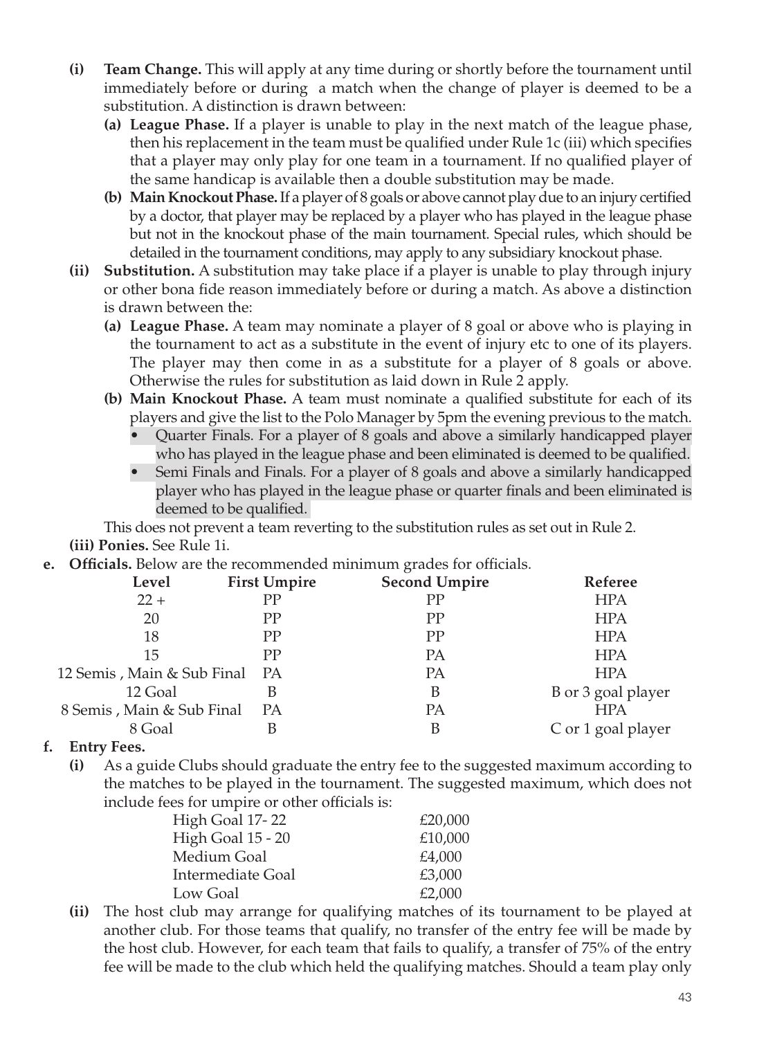- **(i) Team Change.** This will apply at any time during or shortly before the tournament until immediately before or during a match when the change of player is deemed to be a substitution. A distinction is drawn between:
  - **(a) League Phase.** If a player is unable to play in the next match of the league phase, then his replacement in the team must be qualified under Rule 1c (iii) which specifies that a player may only play for one team in a tournament. If no qualified player of the same handicap is available then a double substitution may be made.
  - **(b) Main Knockout Phase.** If a player of 8 goals or above cannot play due to an injury certified by a doctor, that player may be replaced by a player who has played in the league phase but not in the knockout phase of the main tournament. Special rules, which should be detailed in the tournament conditions, may apply to any subsidiary knockout phase.
- **(ii) Substitution.** A substitution may take place if a player is unable to play through injury or other bona fide reason immediately before or during a match. As above a distinction is drawn between the:
  - **(a) League Phase.** A team may nominate a player of 8 goal or above who is playing in the tournament to act as a substitute in the event of injury etc to one of its players. The player may then come in as a substitute for a player of 8 goals or above. Otherwise the rules for substitution as laid down in Rule 2 apply.
  - **(b) Main Knockout Phase.** A team must nominate a qualified substitute for each of its players and give the list to the Polo Manager by 5pm the evening previous to the match.
    - Quarter Finals. For a player of 8 goals and above a similarly handicapped player who has played in the league phase and been eliminated is deemed to be qualified.
    - Semi Finals and Finals. For a player of 8 goals and above a similarly handicapped player who has played in the league phase or quarter finals and been eliminated is deemed to be qualified.

  This does not prevent a team reverting to the substitution rules as set out in Rule 2.
- **(iii) Ponies.** See Rule 1i.

**e. Officials.** Below are the recommended minimum grades for officials.

| Level | First Umpire | Second Umpire | Referee |
|---|---|---|---|
| 22 + | PP | PP | HPA |
| 20 | PP | PP | HPA |
| 18 | PP | PP | HPA |
| 15 | PP | PA | HPA |
| 12 Semis , Main & Sub Final | PA | PA | HPA |
| 12 Goal | B | B | B or 3 goal player |
| 8 Semis , Main & Sub Final | PA | PA | HPA |
| 8 Goal | B | B | C or 1 goal player |

**f. Entry Fees.**

- **(i)** As a guide Clubs should graduate the entry fee to the suggested maximum according to the matches to be played in the tournament. The suggested maximum, which does not include fees for umpire or other officials is:

| | |
|---|---|
| High Goal 17- 22 | £20,000 |
| High Goal 15 - 20 | £10,000 |
| Medium Goal | £4,000 |
| Intermediate Goal | £3,000 |
| Low Goal | £2,000 |

- **(ii)** The host club may arrange for qualifying matches of its tournament to be played at another club. For those teams that qualify, no transfer of the entry fee will be made by the host club. However, for each team that fails to qualify, a transfer of 75% of the entry fee will be made to the club which held the qualifying matches. Should a team play only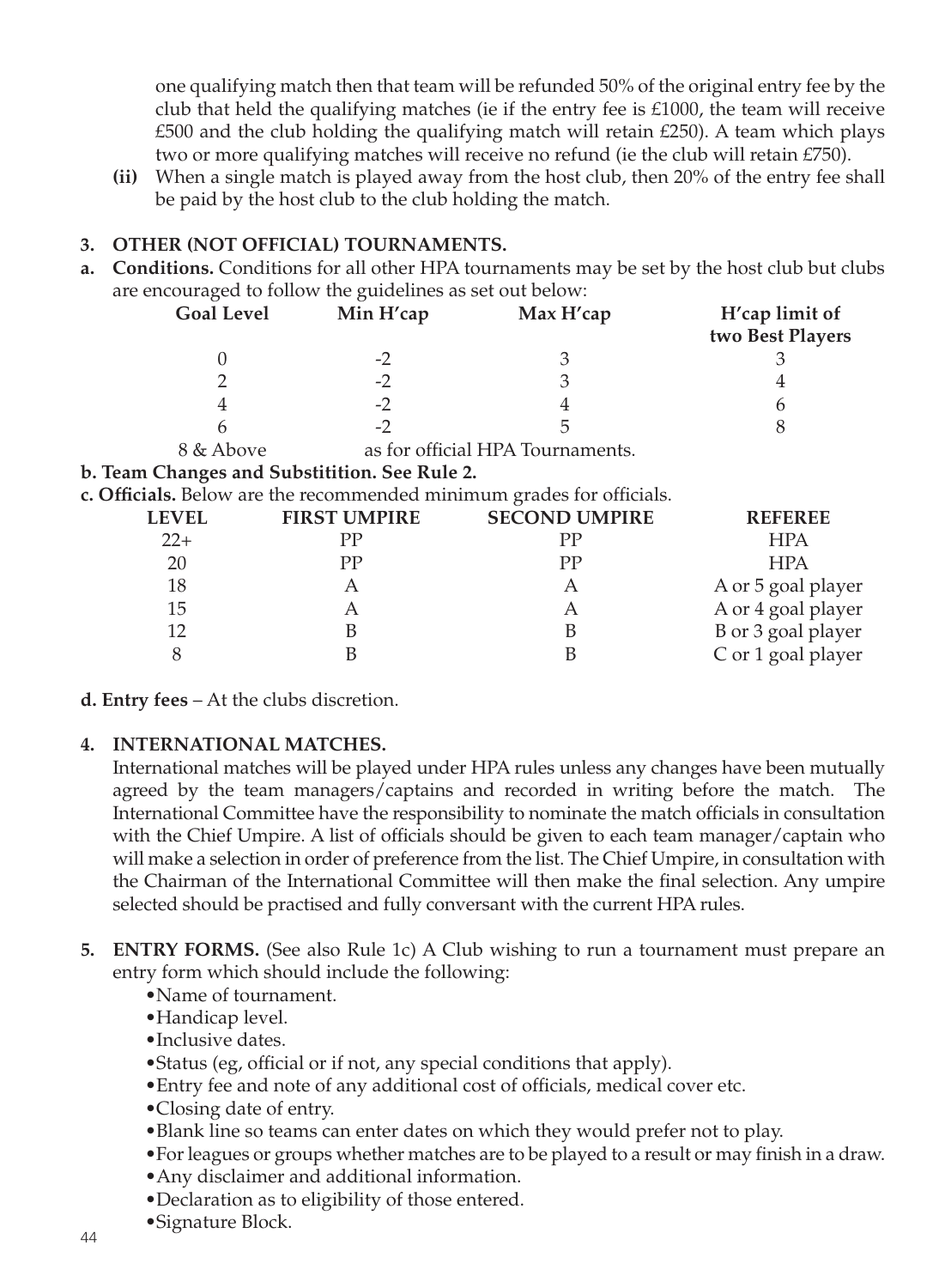one qualifying match then that team will be refunded 50% of the original entry fee by the club that held the qualifying matches (ie if the entry fee is £1000, the team will receive £500 and the club holding the qualifying match will retain £250). A team which plays two or more qualifying matches will receive no refund (ie the club will retain £750).

**(ii)** When a single match is played away from the host club, then 20% of the entry fee shall be paid by the host club to the club holding the match.

**3. OTHER (NOT OFFICIAL) TOURNAMENTS.**

**a. Conditions.** Conditions for all other HPA tournaments may be set by the host club but clubs are encouraged to follow the guidelines as set out below:

| Goal Level | Min H'cap | Max H'cap | H'cap limit of two Best Players |
|---|---|---|---|
| 0 | -2 | 3 | 3 |
| 2 | -2 | 3 | 4 |
| 4 | -2 | 4 | 6 |
| 6 | -2 | 5 | 8 |
| 8 & Above | as for official HPA Tournaments. | | |

**b. Team Changes and Substitition. See Rule 2.**

**c. Officials.** Below are the recommended minimum grades for officials.

| LEVEL | FIRST UMPIRE | SECOND UMPIRE | REFEREE |
|---|---|---|---|
| 22+ | PP | PP | HPA |
| 20 | PP | PP | HPA |
| 18 | A | A | A or 5 goal player |
| 15 | A | A | A or 4 goal player |
| 12 | B | B | B or 3 goal player |
| 8 | B | B | C or 1 goal player |

**d. Entry fees** – At the clubs discretion.

**4. INTERNATIONAL MATCHES.**

International matches will be played under HPA rules unless any changes have been mutually agreed by the team managers/captains and recorded in writing before the match. The International Committee have the responsibility to nominate the match officials in consultation with the Chief Umpire. A list of officials should be given to each team manager/captain who will make a selection in order of preference from the list. The Chief Umpire, in consultation with the Chairman of the International Committee will then make the final selection. Any umpire selected should be practised and fully conversant with the current HPA rules.

**5. ENTRY FORMS.** (See also Rule 1c) A Club wishing to run a tournament must prepare an entry form which should include the following:

- Name of tournament.
- Handicap level.
- Inclusive dates.
- Status (eg, official or if not, any special conditions that apply).
- Entry fee and note of any additional cost of officials, medical cover etc.
- Closing date of entry.
- Blank line so teams can enter dates on which they would prefer not to play.
- For leagues or groups whether matches are to be played to a result or may finish in a draw.
- Any disclaimer and additional information.
- Declaration as to eligibility of those entered.
- Signature Block.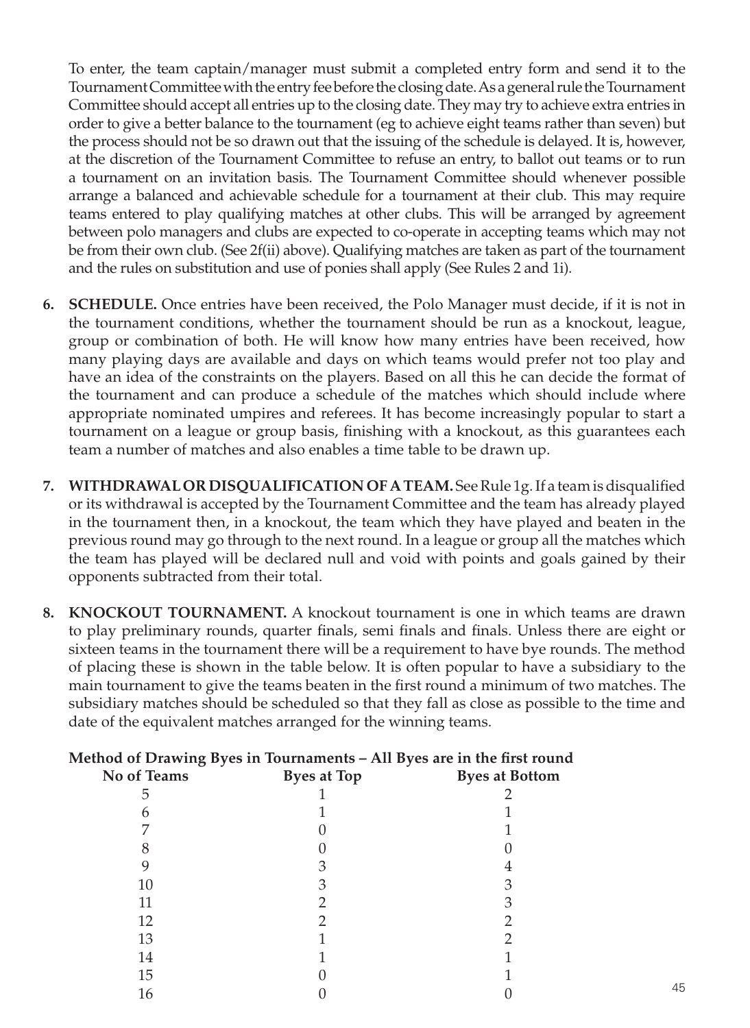To enter, the team captain/manager must submit a completed entry form and send it to the Tournament Committee with the entry fee before the closing date. As a general rule the Tournament Committee should accept all entries up to the closing date. They may try to achieve extra entries in order to give a better balance to the tournament (eg to achieve eight teams rather than seven) but the process should not be so drawn out that the issuing of the schedule is delayed. It is, however, at the discretion of the Tournament Committee to refuse an entry, to ballot out teams or to run a tournament on an invitation basis. The Tournament Committee should whenever possible arrange a balanced and achievable schedule for a tournament at their club. This may require teams entered to play qualifying matches at other clubs. This will be arranged by agreement between polo managers and clubs are expected to co-operate in accepting teams which may not be from their own club. (See 2f(ii) above). Qualifying matches are taken as part of the tournament and the rules on substitution and use of ponies shall apply (See Rules 2 and 1i).

6. **SCHEDULE.** Once entries have been received, the Polo Manager must decide, if it is not in the tournament conditions, whether the tournament should be run as a knockout, league, group or combination of both. He will know how many entries have been received, how many playing days are available and days on which teams would prefer not too play and have an idea of the constraints on the players. Based on all this he can decide the format of the tournament and can produce a schedule of the matches which should include where appropriate nominated umpires and referees. It has become increasingly popular to start a tournament on a league or group basis, finishing with a knockout, as this guarantees each team a number of matches and also enables a time table to be drawn up.

7. **WITHDRAWAL OR DISQUALIFICATION OF A TEAM.** See Rule 1g. If a team is disqualified or its withdrawal is accepted by the Tournament Committee and the team has already played in the tournament then, in a knockout, the team which they have played and beaten in the previous round may go through to the next round. In a league or group all the matches which the team has played will be declared null and void with points and goals gained by their opponents subtracted from their total.

8. **KNOCKOUT TOURNAMENT.** A knockout tournament is one in which teams are drawn to play preliminary rounds, quarter finals, semi finals and finals. Unless there are eight or sixteen teams in the tournament there will be a requirement to have bye rounds. The method of placing these is shown in the table below. It is often popular to have a subsidiary to the main tournament to give the teams beaten in the first round a minimum of two matches. The subsidiary matches should be scheduled so that they fall as close as possible to the time and date of the equivalent matches arranged for the winning teams.

**Method of Drawing Byes in Tournaments – All Byes are in the first round**

| No of Teams | Byes at Top | Byes at Bottom |
|---|---|---|
| 5 | 1 | 2 |
| 6 | 1 | 1 |
| 7 | 0 | 1 |
| 8 | 0 | 0 |
| 9 | 3 | 4 |
| 10 | 3 | 3 |
| 11 | 2 | 3 |
| 12 | 2 | 2 |
| 13 | 1 | 2 |
| 14 | 1 | 1 |
| 15 | 0 | 1 |
| 16 | 0 | 0 |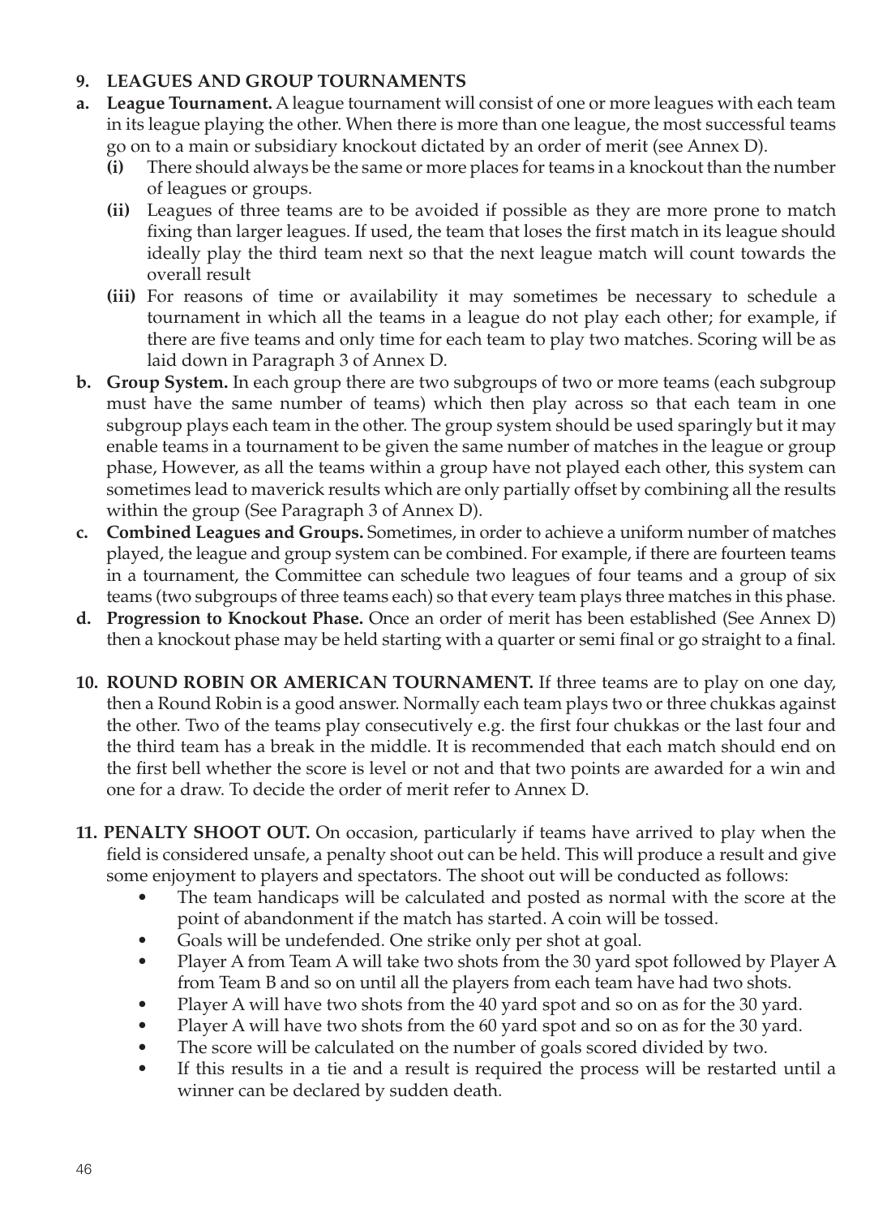## 9. LEADUES AND GROUP TOURNAMENTS

**a. League Tournament.** A league tournament will consist of one or more leagues with each team in its league playing the other. When there is more than one league, the most successful teams go on to a main or subsidiary knockout dictated by an order of merit (see Annex D).

- **(i)** There should always be the same or more places for teams in a knockout than the number of leagues or groups.
- **(ii)** Leagues of three teams are to be avoided if possible as they are more prone to match fixing than larger leagues. If used, the team that loses the first match in its league should ideally play the third team next so that the next league match will count towards the overall result
- **(iii)** For reasons of time or availability it may sometimes be necessary to schedule a tournament in which all the teams in a league do not play each other; for example, if there are five teams and only time for each team to play two matches. Scoring will be as laid down in Paragraph 3 of Annex D.

**b. Group System.** In each group there are two subgroups of two or more teams (each subgroup must have the same number of teams) which then play across so that each team in one subgroup plays each team in the other. The group system should be used sparingly but it may enable teams in a tournament to be given the same number of matches in the league or group phase, However, as all the teams within a group have not played each other, this system can sometimes lead to maverick results which are only partially offset by combining all the results within the group (See Paragraph 3 of Annex D).

**c. Combined Leagues and Groups.** Sometimes, in order to achieve a uniform number of matches played, the league and group system can be combined. For example, if there are fourteen teams in a tournament, the Committee can schedule two leagues of four teams and a group of six teams (two subgroups of three teams each) so that every team plays three matches in this phase.

**d. Progression to Knockout Phase.** Once an order of merit has been established (See Annex D) then a knockout phase may be held starting with a quarter or semi final or go straight to a final.

**10. ROUND ROBIN OR AMERICAN TOURNAMENT.** If three teams are to play on one day, then a Round Robin is a good answer. Normally each team plays two or three chukkas against the other. Two of the teams play consecutively e.g. the first four chukkas or the last four and the third team has a break in the middle. It is recommended that each match should end on the first bell whether the score is level or not and that two points are awarded for a win and one for a draw. To decide the order of merit refer to Annex D.

**11. PENALTY SHOOT OUT.** On occasion, particularly if teams have arrived to play when the field is considered unsafe, a penalty shoot out can be held. This will produce a result and give some enjoyment to players and spectators. The shoot out will be conducted as follows:

- The team handicaps will be calculated and posted as normal with the score at the point of abandonment if the match has started. A coin will be tossed.
- Goals will be undefended. One strike only per shot at goal.
- Player A from Team A will take two shots from the 30 yard spot followed by Player A from Team B and so on until all the players from each team have had two shots.
- Player A will have two shots from the 40 yard spot and so on as for the 30 yard.
- Player A will have two shots from the 60 yard spot and so on as for the 30 yard.
- The score will be calculated on the number of goals scored divided by two.
- If this results in a tie and a result is required the process will be restarted until a winner can be declared by sudden death.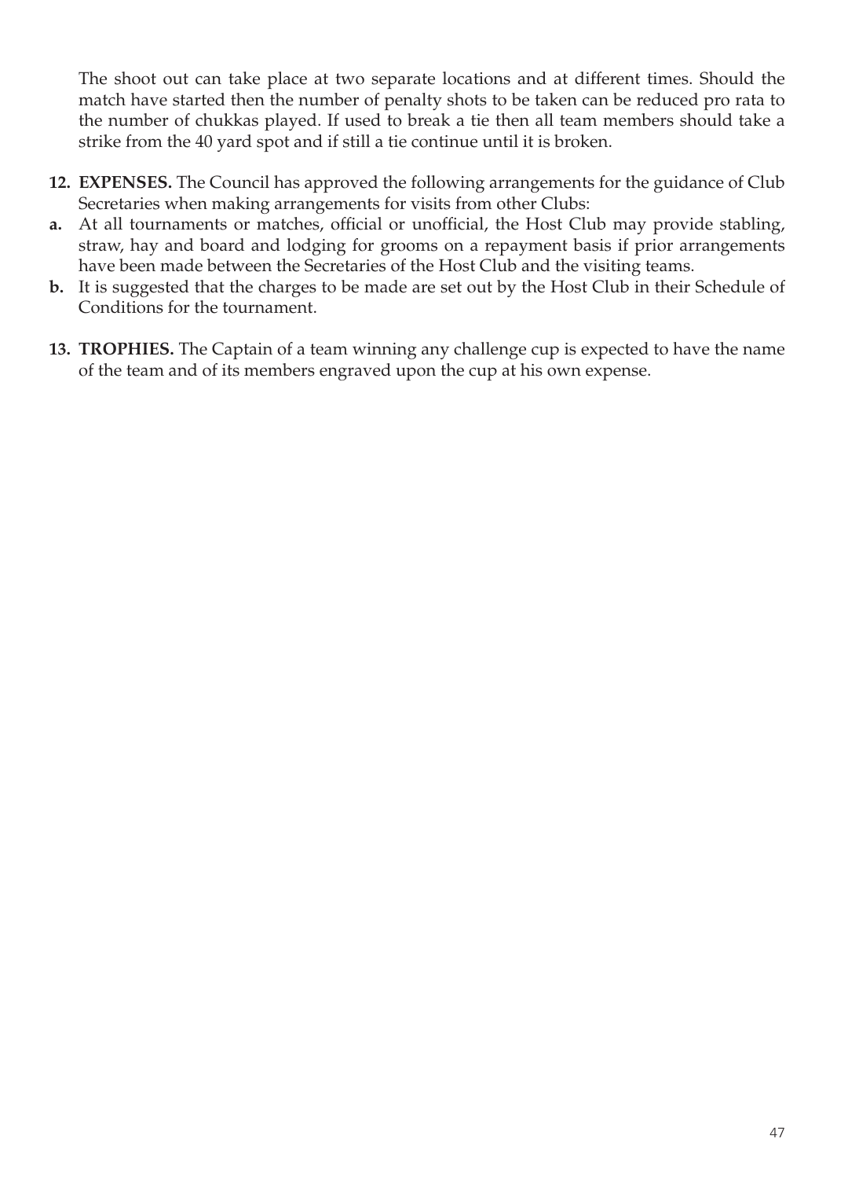The shoot out can take place at two separate locations and at different times. Should the match have started then the number of penalty shots to be taken can be reduced pro rata to the number of chukkas played. If used to break a tie then all team members should take a strike from the 40 yard spot and if still a tie continue until it is broken.

**12. EXPENSES.** The Council has approved the following arrangements for the guidance of Club Secretaries when making arrangements for visits from other Clubs:

**a.** At all tournaments or matches, official or unofficial, the Host Club may provide stabling, straw, hay and board and lodging for grooms on a repayment basis if prior arrangements have been made between the Secretaries of the Host Club and the visiting teams.

**b.** It is suggested that the charges to be made are set out by the Host Club in their Schedule of Conditions for the tournament.

**13. TROPHIES.** The Captain of a team winning any challenge cup is expected to have the name of the team and of its members engraved upon the cup at his own expense.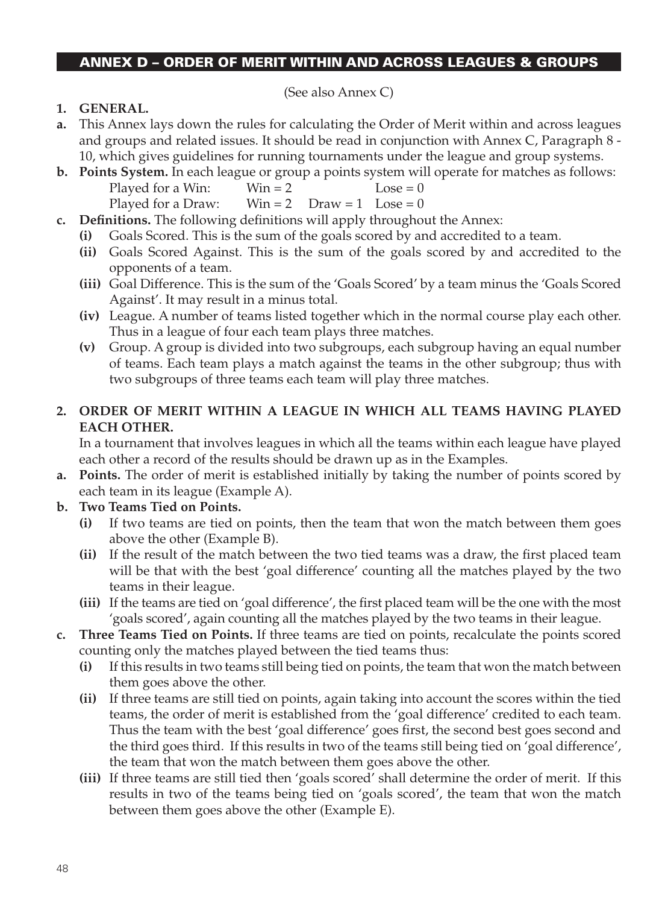## ANNEX D – ORDER OF MERIT WITHIN AND ACROSS LEAGUES & GROUPS

(See also Annex C)

**1. GENERAL.**

**a.** This Annex lays down the rules for calculating the Order of Merit within and across leagues and groups and related issues. It should be read in conjunction with Annex C, Paragraph 8 - 10, which gives guidelines for running tournaments under the league and group systems.

**b. Points System.** In each league or group a points system will operate for matches as follows:

| | | | |
|---|---|---|---|
| Played for a Win: | Win = 2 | | Lose = 0 |
| Played for a Draw: | Win = 2 | Draw = 1 | Lose = 0 |

**c. Definitions.** The following definitions will apply throughout the Annex:

**(i)** Goals Scored. This is the sum of the goals scored by and accredited to a team.

**(ii)** Goals Scored Against. This is the sum of the goals scored by and accredited to the opponents of a team.

**(iii)** Goal Difference. This is the sum of the 'Goals Scored' by a team minus the 'Goals Scored Against'. It may result in a minus total.

**(iv)** League. A number of teams listed together which in the normal course play each other. Thus in a league of four each team plays three matches.

**(v)** Group. A group is divided into two subgroups, each subgroup having an equal number of teams. Each team plays a match against the teams in the other subgroup; thus with two subgroups of three teams each team will play three matches.

**2. ORDER OF MERIT WITHIN A LEAGUE IN WHICH ALL TEAMS HAVING PLAYED EACH OTHER.**

In a tournament that involves leagues in which all the teams within each league have played each other a record of the results should be drawn up as in the Examples.

**a. Points.** The order of merit is established initially by taking the number of points scored by each team in its league (Example A).

**b. Two Teams Tied on Points.**

**(i)** If two teams are tied on points, then the team that won the match between them goes above the other (Example B).

**(ii)** If the result of the match between the two tied teams was a draw, the first placed team will be that with the best 'goal difference' counting all the matches played by the two teams in their league.

**(iii)** If the teams are tied on 'goal difference', the first placed team will be the one with the most 'goals scored', again counting all the matches played by the two teams in their league.

**c. Three Teams Tied on Points.** If three teams are tied on points, recalculate the points scored counting only the matches played between the tied teams thus:

**(i)** If this results in two teams still being tied on points, the team that won the match between them goes above the other.

**(ii)** If three teams are still tied on points, again taking into account the scores within the tied teams, the order of merit is established from the 'goal difference' credited to each team. Thus the team with the best 'goal difference' goes first, the second best goes second and the third goes third. If this results in two of the teams still being tied on 'goal difference', the team that won the match between them goes above the other.

**(iii)** If three teams are still tied then 'goals scored' shall determine the order of merit. If this results in two of the teams being tied on 'goals scored', the team that won the match between them goes above the other (Example E).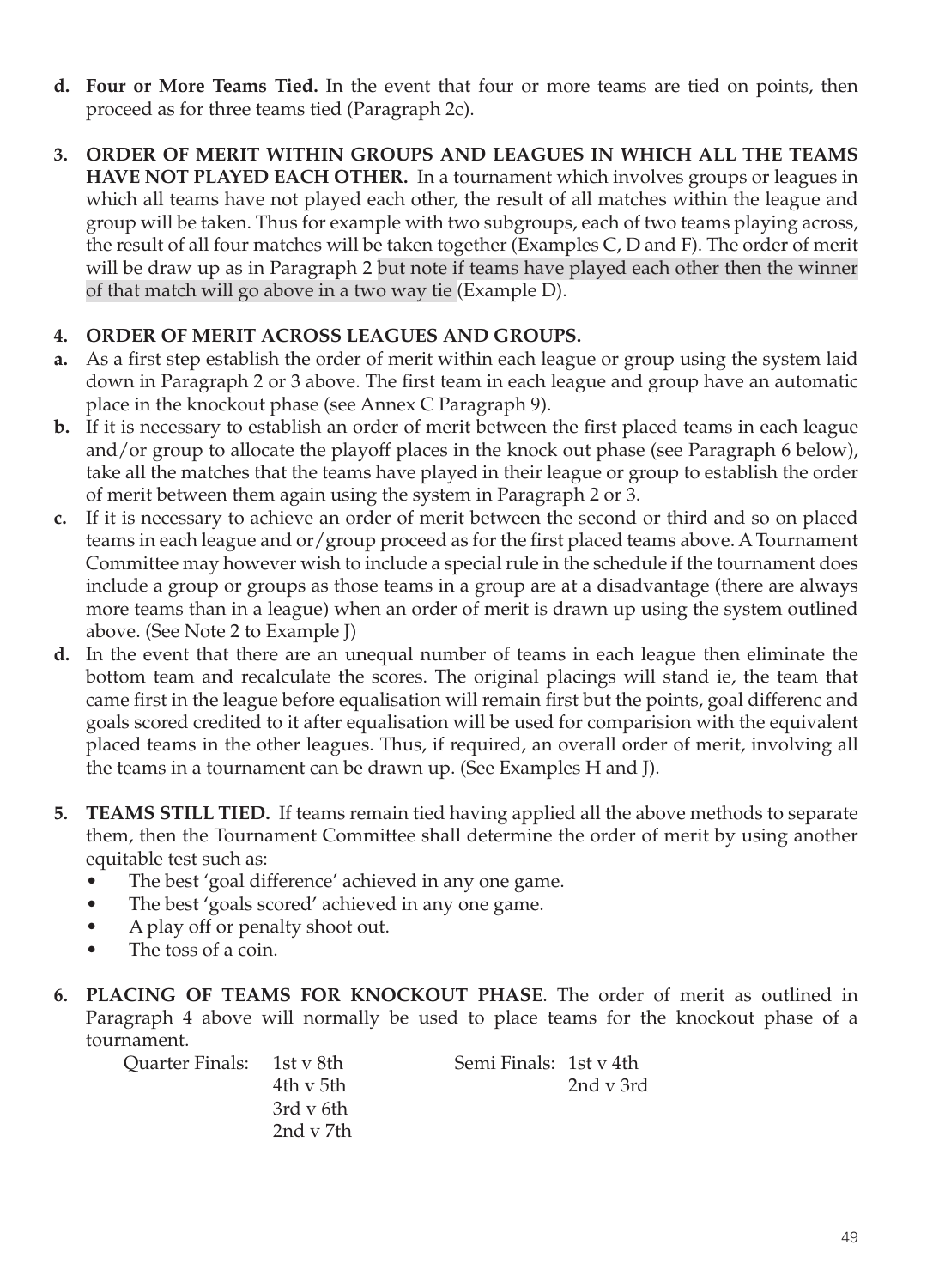**d. Four or More Teams Tied.** In the event that four or more teams are tied on points, then proceed as for three teams tied (Paragraph 2c).

**3. ORDER OF MERIT WITHIN GROUPS AND LEAGUES IN WHICH ALL THE TEAMS HAVE NOT PLAYED EACH OTHER.** In a tournament which involves groups or leagues in which all teams have not played each other, the result of all matches within the league and group will be taken. Thus for example with two subgroups, each of two teams playing across, the result of all four matches will be taken together (Examples C, D and F). The order of merit will be draw up as in Paragraph 2 but note if teams have played each other then the winner of that match will go above in a two way tie (Example D).

**4. ORDER OF MERIT ACROSS LEAGUES AND GROUPS.**

**a.** As a first step establish the order of merit within each league or group using the system laid down in Paragraph 2 or 3 above. The first team in each league and group have an automatic place in the knockout phase (see Annex C Paragraph 9).

**b.** If it is necessary to establish an order of merit between the first placed teams in each league and/or group to allocate the playoff places in the knock out phase (see Paragraph 6 below), take all the matches that the teams have played in their league or group to establish the order of merit between them again using the system in Paragraph 2 or 3.

**c.** If it is necessary to achieve an order of merit between the second or third and so on placed teams in each league and or/group proceed as for the first placed teams above. A Tournament Committee may however wish to include a special rule in the schedule if the tournament does include a group or groups as those teams in a group are at a disadvantage (there are always more teams than in a league) when an order of merit is drawn up using the system outlined above. (See Note 2 to Example J)

**d.** In the event that there are an unequal number of teams in each league then eliminate the bottom team and recalculate the scores. The original placings will stand ie, the team that came first in the league before equalisation will remain first but the points, goal differenc and goals scored credited to it after equalisation will be used for comparision with the equivalent placed teams in the other leagues. Thus, if required, an overall order of merit, involving all the teams in a tournament can be drawn up. (See Examples H and J).

**5. TEAMS STILL TIED.** If teams remain tied having applied all the above methods to separate them, then the Tournament Committee shall determine the order of merit by using another equitable test such as:

- The best 'goal difference' achieved in any one game.
- The best 'goals scored' achieved in any one game.
- A play off or penalty shoot out.
- The toss of a coin.

**6. PLACING OF TEAMS FOR KNOCKOUT PHASE**. The order of merit as outlined in Paragraph 4 above will normally be used to place teams for the knockout phase of a tournament.

| Quarter Finals: | | Semi Finals: | |
|---|---|---|---|
| | 1st v 8th | | 1st v 4th |
| | 4th v 5th | | 2nd v 3rd |
| | 3rd v 6th | | |
| | 2nd v 7th | | |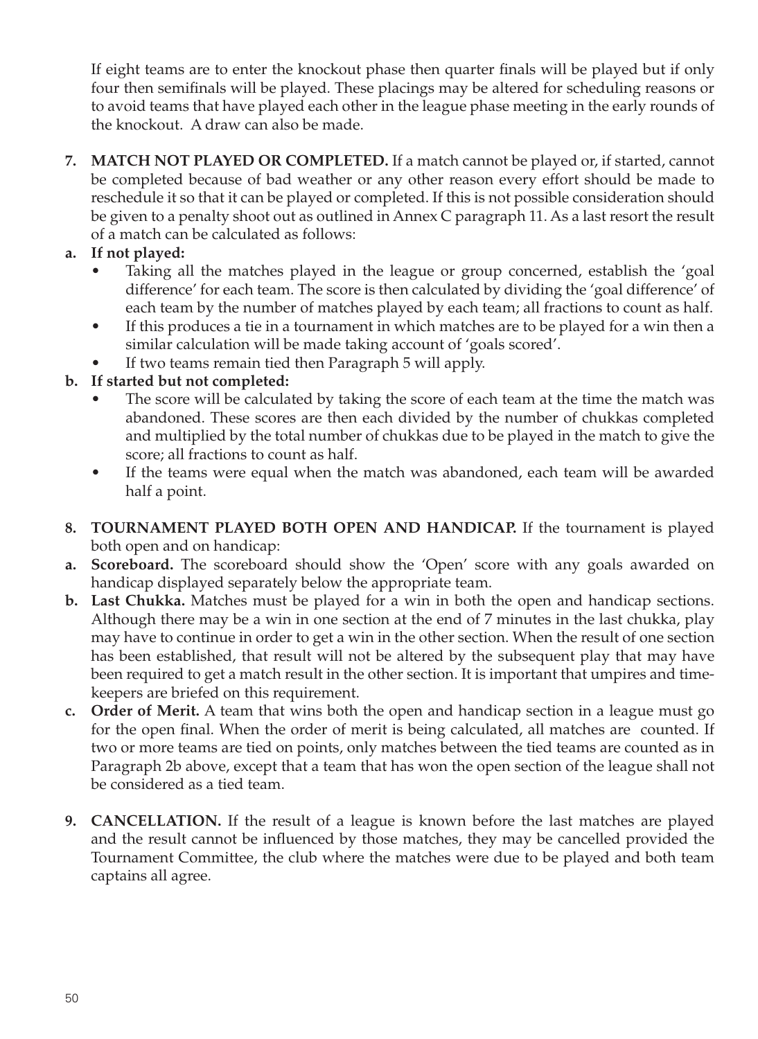If eight teams are to enter the knockout phase then quarter finals will be played but if only four then semifinals will be played. These placings may be altered for scheduling reasons or to avoid teams that have played each other in the league phase meeting in the early rounds of the knockout. A draw can also be made.

**7. MATCH NOT PLAYED OR COMPLETED.** If a match cannot be played or, if started, cannot be completed because of bad weather or any other reason every effort should be made to reschedule it so that it can be played or completed. If this is not possible consideration should be given to a penalty shoot out as outlined in Annex C paragraph 11. As a last resort the result of a match can be calculated as follows:

**a. If not played:**

- Taking all the matches played in the league or group concerned, establish the 'goal difference' for each team. The score is then calculated by dividing the 'goal difference' of each team by the number of matches played by each team; all fractions to count as half.
- If this produces a tie in a tournament in which matches are to be played for a win then a similar calculation will be made taking account of 'goals scored'.
- If two teams remain tied then Paragraph 5 will apply.

**b. If started but not completed:**

- The score will be calculated by taking the score of each team at the time the match was abandoned. These scores are then each divided by the number of chukkas completed and multiplied by the total number of chukkas due to be played in the match to give the score; all fractions to count as half.
- If the teams were equal when the match was abandoned, each team will be awarded half a point.

**8. TOURNAMENT PLAYED BOTH OPEN AND HANDICAP.** If the tournament is played both open and on handicap:

**a. Scoreboard.** The scoreboard should show the 'Open' score with any goals awarded on handicap displayed separately below the appropriate team.

**b. Last Chukka.** Matches must be played for a win in both the open and handicap sections. Although there may be a win in one section at the end of 7 minutes in the last chukka, play may have to continue in order to get a win in the other section. When the result of one section has been established, that result will not be altered by the subsequent play that may have been required to get a match result in the other section. It is important that umpires and time-keepers are briefed on this requirement.

**c. Order of Merit.** A team that wins both the open and handicap section in a league must go for the open final. When the order of merit is being calculated, all matches are counted. If two or more teams are tied on points, only matches between the tied teams are counted as in Paragraph 2b above, except that a team that has won the open section of the league shall not be considered as a tied team.

**9. CANCELLATION.** If the result of a league is known before the last matches are played and the result cannot be influenced by those matches, they may be cancelled provided the Tournament Committee, the club where the matches were due to be played and both team captains all agree.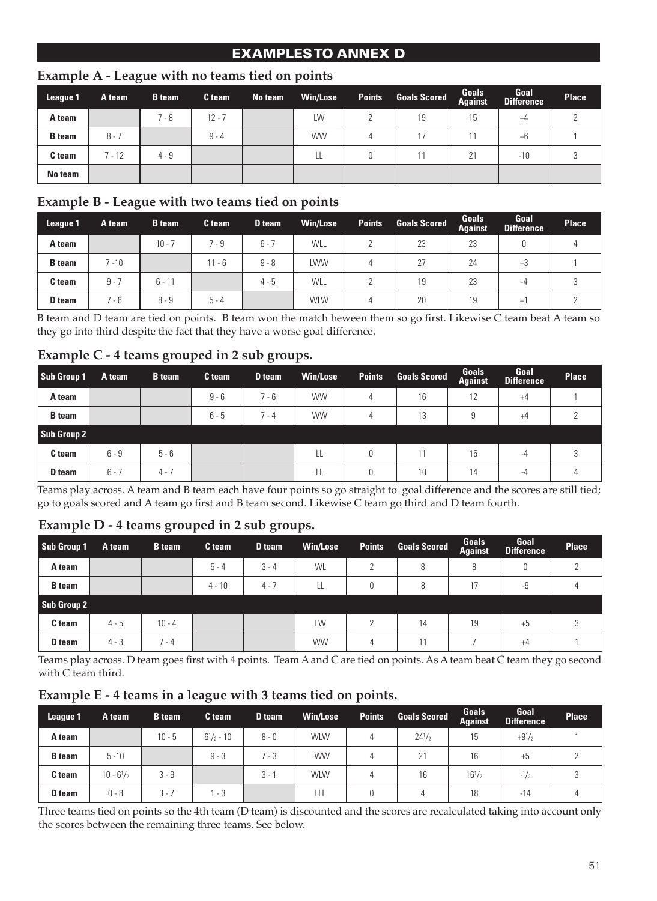## EXAMPLES TO ANNEX D

### Example A - League with no teams tied on points

| League 1 | A team | B team | C team | No team | Win/Lose | Points | Goals Scored | Goals Against | Goal Difference | Place |
|---|---|---|---|---|---|---|---|---|---|---|
| **A team** | | 7 - 8 | 12 - 7 | | LW | 2 | 19 | 15 | +4 | 2 |
| **B team** | 8 - 7 | | 9 - 4 | | WW | 4 | 17 | 11 | +6 | 1 |
| **C team** | 7 - 12 | 4 - 9 | | | LL | 0 | 11 | 21 | -10 | 3 |
| **No team** | | | | | | | | | | |

### Example B - League with two teams tied on points

| League 1 | A team | B team | C team | D team | Win/Lose | Points | Goals Scored | Goals Against | Goal Difference | Place |
|---|---|---|---|---|---|---|---|---|---|---|
| **A team** | | 10 - 7 | 7 - 9 | 6 - 7 | WLL | 2 | 23 | 23 | 0 | 4 |
| **B team** | 7 -10 | | 11 - 6 | 9 - 8 | LWW | 4 | 27 | 24 | +3 | 1 |
| **C team** | 9 - 7 | 6 - 11 | | 4 - 5 | WLL | 2 | 19 | 23 | -4 | 3 |
| **D team** | 7 - 6 | 8 - 9 | 5 - 4 | | WLW | 4 | 20 | 19 | +1 | 2 |

B team and D team are tied on points. B team won the match beween them so go first. Likewise C team beat A team so they go into third despite the fact that they have a worse goal difference.

### Example C - 4 teams grouped in 2 sub groups.

| Sub Group 1 | A team | B team | C team | D team | Win/Lose | Points | Goals Scored | Goals Against | Goal Difference | Place |
|---|---|---|---|---|---|---|---|---|---|---|
| **A team** | | | 9 - 6 | 7 - 6 | WW | 4 | 16 | 12 | +4 | 1 |
| **B team** | | | 6 - 5 | 7 - 4 | WW | 4 | 13 | 9 | +4 | 2 |
| **Sub Group 2** | | | | | | | | | | |
| **C team** | 6 - 9 | 5 - 6 | | | LL | 0 | 11 | 15 | -4 | 3 |
| **D team** | 6 - 7 | 4 - 7 | | | LL | 0 | 10 | 14 | -4 | 4 |

Teams play across. A team and B team each have four points so go straight to goal difference and the scores are still tied; go to goals scored and A team go first and B team second. Likewise C team go third and D team fourth.

### Example D - 4 teams grouped in 2 sub groups.

| Sub Group 1 | A team | B team | C team | D team | Win/Lose | Points | Goals Scored | Goals Against | Goal Difference | Place |
|---|---|---|---|---|---|---|---|---|---|---|
| **A team** | | | 5 - 4 | 3 - 4 | WL | 2 | 8 | 8 | 0 | 2 |
| **B team** | | | 4 - 10 | 4 - 7 | LL | 0 | 8 | 17 | -9 | 4 |
| **Sub Group 2** | | | | | | | | | | |
| **C team** | 4 - 5 | 10 - 4 | | | LW | 2 | 14 | 19 | +5 | 3 |
| **D team** | 4 - 3 | 7 - 4 | | | WW | 4 | 11 | 7 | +4 | 1 |

Teams play across. D team goes first with 4 points. Team A and C are tied on points. As A team beat C team they go second with C team third.

### Example E - 4 teams in a league with 3 teams tied on points.

| League 1 | A team | B team | C team | D team | Win/Lose | Points | Goals Scored | Goals Against | Goal Difference | Place |
|---|---|---|---|---|---|---|---|---|---|---|
| **A team** | | 10 - 5 | $6^1/_2$ - 10 | 8 - 0 | WLW | 4 | $24^1/_2$ | 15 | $+9^1/_2$ | 1 |
| **B team** | 5 -10 | | 9 - 3 | 7 - 3 | LWW | 4 | 21 | 16 | +5 | 2 |
| **C team** | 10 - $6^1/_2$ | 3 - 9 | | 3 - 1 | WLW | 4 | 16 | $16^1/_2$ | $-^1/_2$ | 3 |
| **D team** | 0 - 8 | 3 - 7 | 1 - 3 | | LLL | 0 | 4 | 18 | -14 | 4 |

Three teams tied on points so the 4th team (D team) is discounted and the scores are recalculated taking into account only the scores between the remaining three teams. See below.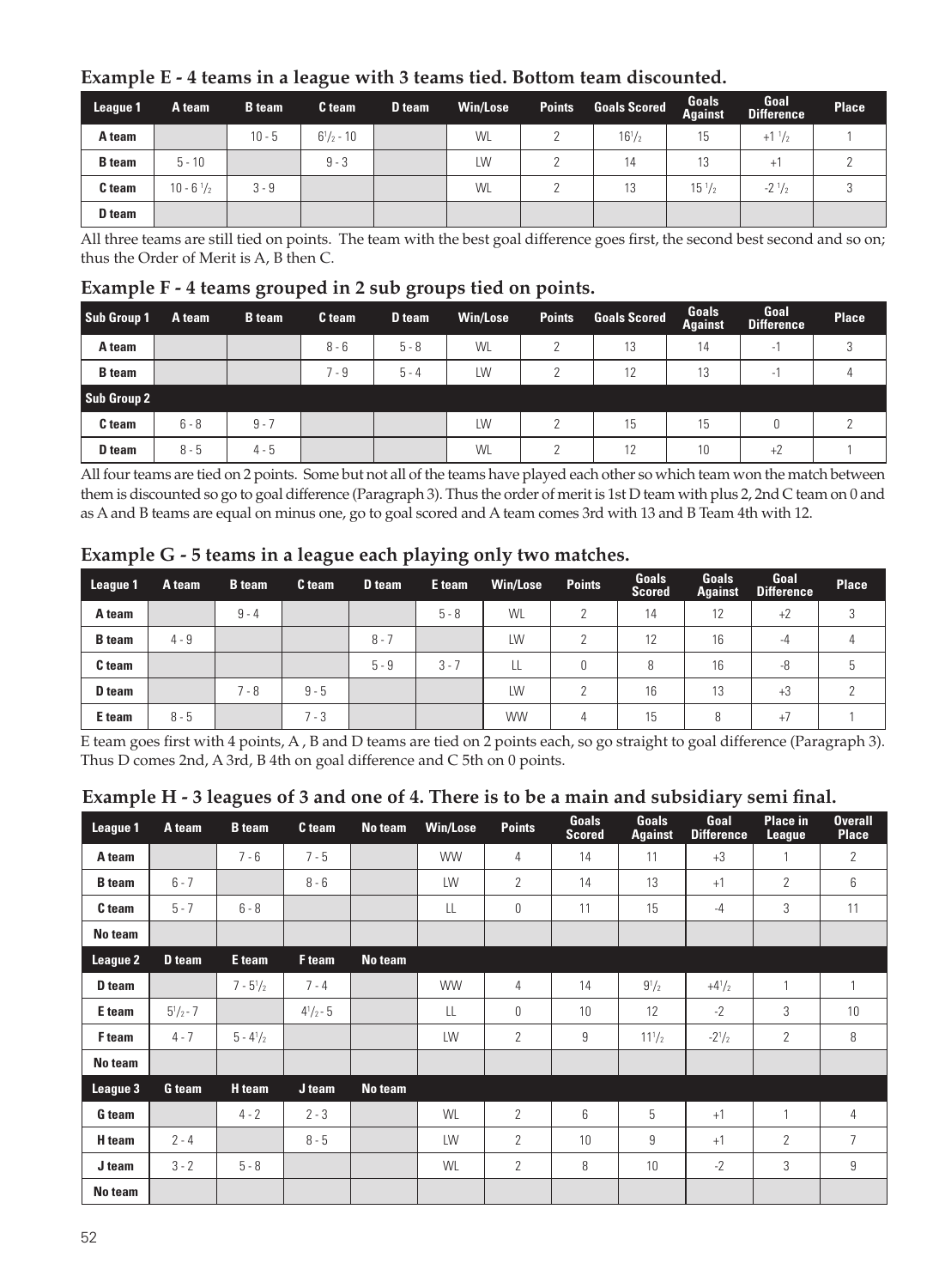### Example E - 4 teams in a league with 3 teams tied. Bottom team discounted.

| League 1 | A team | B team | C team | D team | Win/Lose | Points | Goals Scored | Goals Against | Goal Difference | Place |
|---|---|---|---|---|---|---|---|---|---|---|
| A team | | 10 - 5 | $6^1/_2$ - 10 | | WL | 2 | $16^1/_2$ | 15 | +1 $^1/_2$ | 1 |
| B team | 5 - 10 | | 9 - 3 | | LW | 2 | 14 | 13 | +1 | 2 |
| C team | 10 - 6 $^1/_2$ | 3 - 9 | | | WL | 2 | 13 | 15 $^1/_2$ | -2 $^1/_2$ | 3 |
| D team | | | | | | | | | | |

All three teams are still tied on points. The team with the best goal difference goes first, the second best second and so on; thus the Order of Merit is A, B then C.

### Example F - 4 teams grouped in 2 sub groups tied on points.

| Sub Group 1 | A team | B team | C team | D team | Win/Lose | Points | Goals Scored | Goals Against | Goal Difference | Place |
|---|---|---|---|---|---|---|---|---|---|---|
| A team | | | 8 - 6 | 5 - 8 | WL | 2 | 13 | 14 | -1 | 3 |
| B team | | | 7 - 9 | 5 - 4 | LW | 2 | 12 | 13 | -1 | 4 |
| **Sub Group 2** | | | | | | | | | | |
| C team | 6 - 8 | 9 - 7 | | | LW | 2 | 15 | 15 | 0 | 2 |
| D team | 8 - 5 | 4 - 5 | | | WL | 2 | 12 | 10 | +2 | 1 |

All four teams are tied on 2 points. Some but not all of the teams have played each other so which team won the match between them is discounted so go to goal difference (Paragraph 3). Thus the order of merit is 1st D team with plus 2, 2nd C team on 0 and as A and B teams are equal on minus one, go to goal scored and A team comes 3rd with 13 and B Team 4th with 12.

### Example G - 5 teams in a league each playing only two matches.

| League 1 | A team | B team | C team | D team | E team | Win/Lose | Points | Goals Scored | Goals Against | Goal Difference | Place |
|---|---|---|---|---|---|---|---|---|---|---|---|
| A team | | 9 - 4 | | | 5 - 8 | WL | 2 | 14 | 12 | +2 | 3 |
| B team | 4 - 9 | | | 8 - 7 | | LW | 2 | 12 | 16 | -4 | 4 |
| C team | | | | 5 - 9 | 3 - 7 | LL | 0 | 8 | 16 | -8 | 5 |
| D team | | 7 - 8 | 9 - 5 | | | LW | 2 | 16 | 13 | +3 | 2 |
| E team | 8 - 5 | | 7 - 3 | | | WW | 4 | 15 | 8 | +7 | 1 |

E team goes first with 4 points, A , B and D teams are tied on 2 points each, so go straight to goal difference (Paragraph 3). Thus D comes 2nd, A 3rd, B 4th on goal difference and C 5th on 0 points.

### Example H - 3 leagues of 3 and one of 4. There is to be a main and subsidiary semi final.

| League 1 | A team | B team | C team | No team | Win/Lose | Points | Goals Scored | Goals Against | Goal Difference | Place in League | Overall Place |
|---|---|---|---|---|---|---|---|---|---|---|---|
| A team | | 7 - 6 | 7 - 5 | | WW | 4 | 14 | 11 | +3 | 1 | 2 |
| B team | 6 - 7 | | 8 - 6 | | LW | 2 | 14 | 13 | +1 | 2 | 6 |
| C team | 5 - 7 | 6 - 8 | | | LL | 0 | 11 | 15 | -4 | 3 | 11 |
| No team | | | | | | | | | | | |
| **League 2** | **D team** | **E team** | **F team** | **No team** | | | | | | | |
| D team | | 7 - $5^1/_2$ | 7 - 4 | | WW | 4 | 14 | $9^1/_2$ | +$4^1/_2$ | 1 | 1 |
| E team | $5^1/_2$ - 7 | | $4^1/_2$ - 5 | | LL | 0 | 10 | 12 | -2 | 3 | 10 |
| F team | 4 - 7 | 5 - $4^1/_2$ | | | LW | 2 | 9 | $11^1/_2$ | -$2^1/_2$ | 2 | 8 |
| No team | | | | | | | | | | | |
| **League 3** | **G team** | **H team** | **J team** | **No team** | | | | | | | |
| G team | | 4 - 2 | 2 - 3 | | WL | 2 | 6 | 5 | +1 | 1 | 4 |
| H team | 2 - 4 | | 8 - 5 | | LW | 2 | 10 | 9 | +1 | 2 | 7 |
| J team | 3 - 2 | 5 - 8 | | | WL | 2 | 8 | 10 | -2 | 3 | 9 |
| No team | | | | | | | | | | | |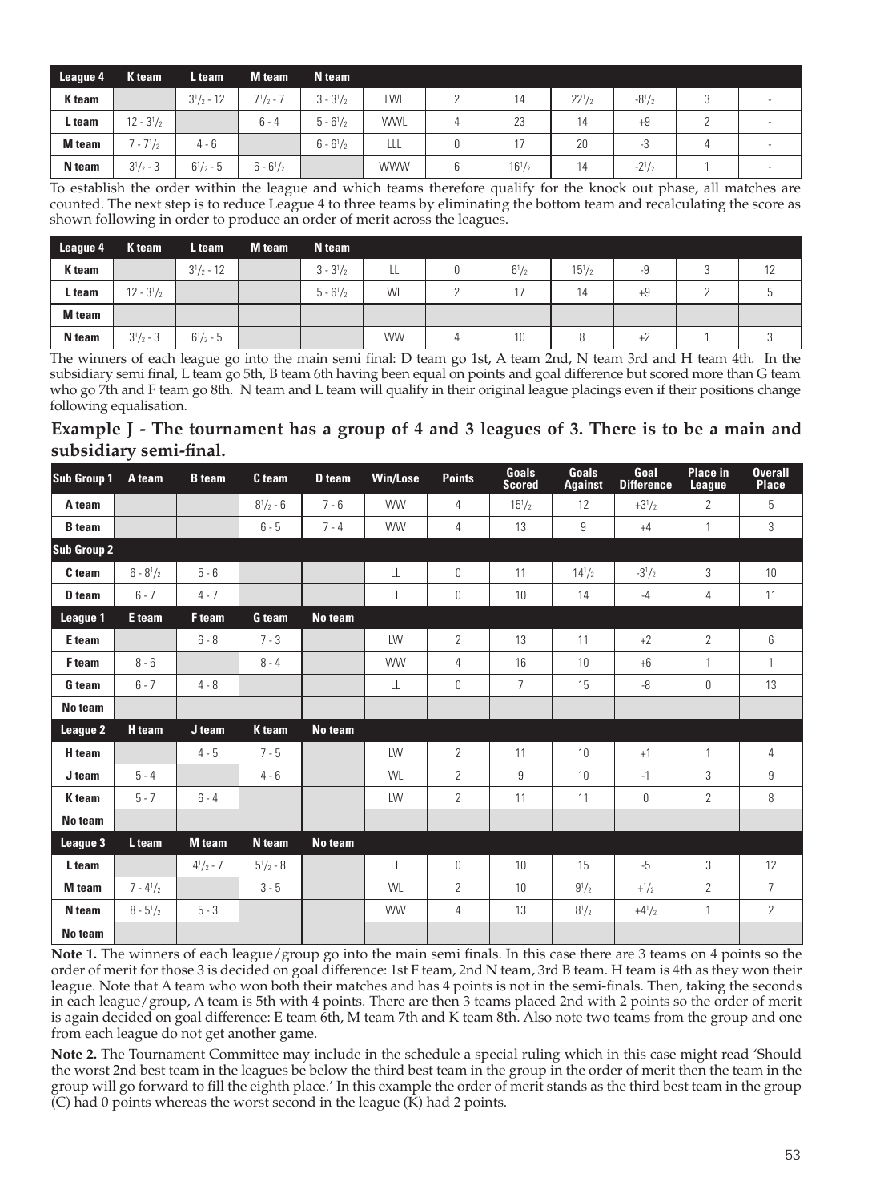| League 4 | K team | L team | M team | N team | | | | | | | |
|---|---|---|---|---|---|---|---|---|---|---|---|
| K team | | $3^1/_2$ - 12 | $7^1/_2$ - 7 | 3 - $3^1/_2$ | LWL | 2 | 14 | $22^1/_2$ | $-8^1/_2$ | 3 | - |
| L team | 12 - $3^1/_2$ | | 6 - 4 | 5 - $6^1/_2$ | WWL | 4 | 23 | 14 | +9 | 2 | - |
| M team | 7 - $7^1/_2$ | 4 - 6 | | 6 - $6^1/_2$ | LLL | 0 | 17 | 20 | -3 | 4 | - |
| N team | $3^1/_2$ - 3 | $6^1/_2$ - 5 | 6 - $6^1/_2$ | | WWW | 6 | $16^1/_2$ | 14 | $-2^1/_2$ | 1 | - |

To establish the order within the league and which teams therefore qualify for the knock out phase, all matches are counted. The next step is to reduce League 4 to three teams by eliminating the bottom team and recalculating the score as shown following in order to produce an order of merit across the leagues.

| League 4 | K team | L team | M team | N team | | | | | | | |
|---|---|---|---|---|---|---|---|---|---|---|---|
| K team | | $3^1/_2$ - 12 | | 3 - $3^1/_2$ | LL | 0 | $6^1/_2$ | $15^1/_2$ | -9 | 3 | 12 |
| L team | 12 - $3^1/_2$ | | | 5 - $6^1/_2$ | WL | 2 | 17 | 14 | +9 | 2 | 5 |
| M team | | | | | | | | | | | |
| N team | $3^1/_2$ - 3 | $6^1/_2$ - 5 | | | WW | 4 | 10 | 8 | +2 | 1 | 3 |

The winners of each league go into the main semi final: D team go 1st, A team 2nd, N team 3rd and H team 4th. In the subsidiary semi final, L team go 5th, B team 6th having been equal on points and goal difference but scored more than G team who go 7th and F team go 8th. N team and L team will qualify in their original league placings even if their positions change following equalisation.

## Example J - The tournament has a group of 4 and 3 leagues of 3. There is to be a main and subsidiary semi-final.

| Sub Group 1 | A team | B team | C team | D team | Win/Lose | Points | Goals Scored | Goals Against | Goal Difference | Place in League | Overall Place |
|---|---|---|---|---|---|---|---|---|---|---|---|
| A team | | | $8^1/_2$ - 6 | 7 - 6 | WW | 4 | $15^1/_2$ | 12 | $+3^1/_2$ | 2 | 5 |
| B team | | | 6 - 5 | 7 - 4 | WW | 4 | 13 | 9 | +4 | 1 | 3 |
| **Sub Group 2** | | | | | | | | | | | |
| C team | 6 - $8^1/_2$ | 5 - 6 | | | LL | 0 | 11 | $14^1/_2$ | $-3^1/_2$ | 3 | 10 |
| D team | 6 - 7 | 4 - 7 | | | LL | 0 | 10 | 14 | -4 | 4 | 11 |
| **League 1** | **E team** | **F team** | **G team** | **No team** | | | | | | | |
| E team | | 6 - 8 | 7 - 3 | | LW | 2 | 13 | 11 | +2 | 2 | 6 |
| F team | 8 - 6 | | 8 - 4 | | WW | 4 | 16 | 10 | +6 | 1 | 1 |
| G team | 6 - 7 | 4 - 8 | | | LL | 0 | 7 | 15 | -8 | 0 | 13 |
| No team | | | | | | | | | | | |
| **League 2** | **H team** | **J team** | **K team** | **No team** | | | | | | | |
| H team | | 4 - 5 | 7 - 5 | | LW | 2 | 11 | 10 | +1 | 1 | 4 |
| J team | 5 - 4 | | 4 - 6 | | WL | 2 | 9 | 10 | -1 | 3 | 9 |
| K team | 5 - 7 | 6 - 4 | | | LW | 2 | 11 | 11 | 0 | 2 | 8 |
| No team | | | | | | | | | | | |
| **League 3** | **L team** | **M team** | **N team** | **No team** | | | | | | | |
| L team | | $4^1/_2$ - 7 | $5^1/_2$ - 8 | | LL | 0 | 10 | 15 | -5 | 3 | 12 |
| M team | 7 - $4^1/_2$ | | 3 - 5 | | WL | 2 | 10 | $9^1/_2$ | $+^1/_2$ | 2 | 7 |
| N team | 8 - $5^1/_2$ | 5 - 3 | | | WW | 4 | 13 | $8^1/_2$ | $+4^1/_2$ | 1 | 2 |
| No team | | | | | | | | | | | |

**Note 1.** The winners of each league/group go into the main semi finals. In this case there are 3 teams on 4 points so the order of merit for those 3 is decided on goal difference: 1st F team, 2nd N team, 3rd B team. H team is 4th as they won their league. Note that A team who won both their matches and has 4 points is not in the semi-finals. Then, taking the seconds in each league/group, A team is 5th with 4 points. There are then 3 teams placed 2nd with 2 points so the order of merit is again decided on goal difference: E team 6th, M team 7th and K team 8th. Also note two teams from the group and one from each league do not get another game.

**Note 2.** The Tournament Committee may include in the schedule a special ruling which in this case might read 'Should the worst 2nd best team in the leagues be below the third best team in the group in the order of merit then the team in the group will go forward to fill the eighth place.' In this example the order of merit stands as the third best team in the group (C) had 0 points whereas the worst second in the league (K) had 2 points.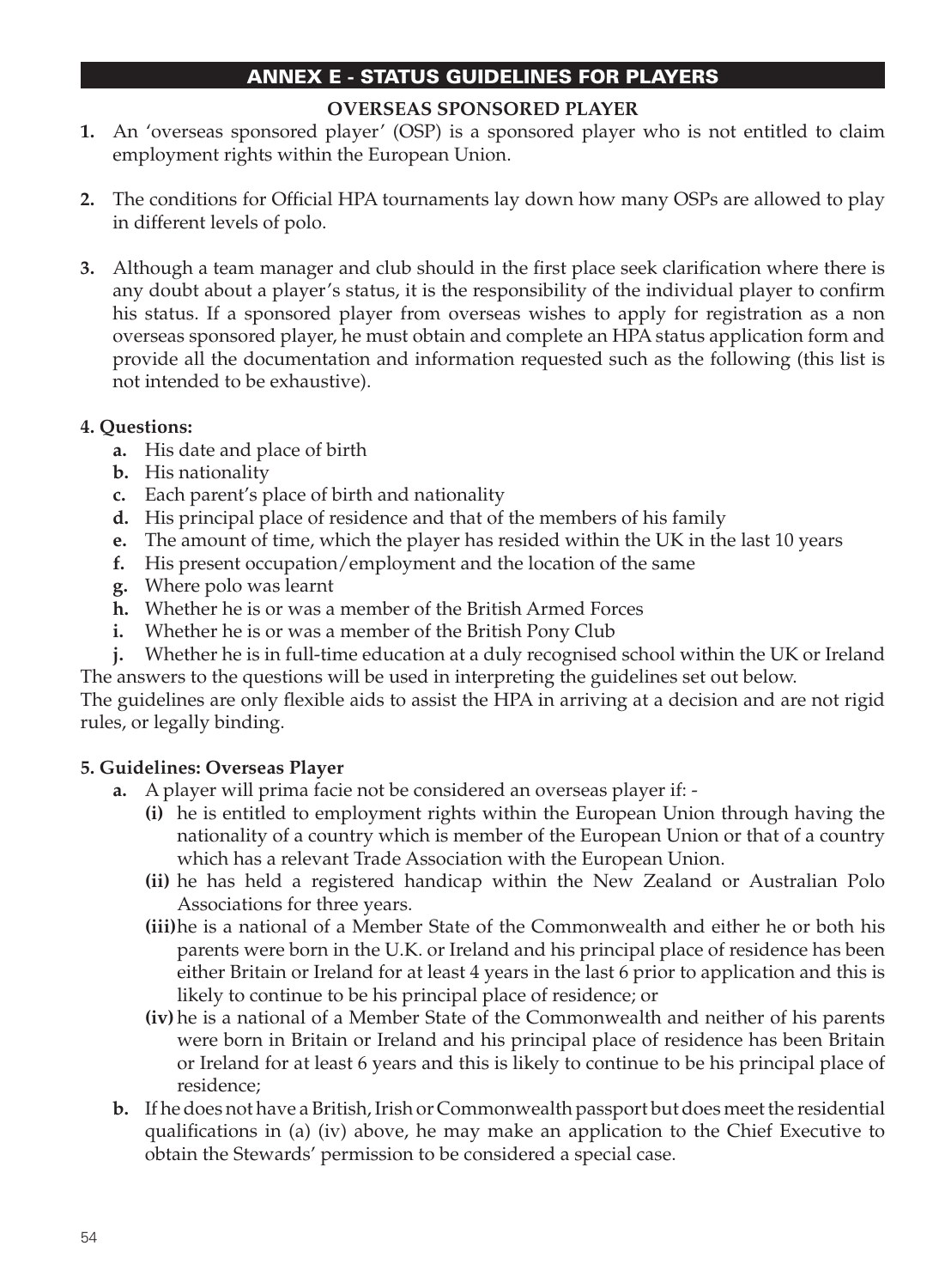## ANNEX E - STATUS GUIDELINES FOR PLAYERS

### OVERSEAS SPONSORED PLAYER

**1.** An 'overseas sponsored player' (OSP) is a sponsored player who is not entitled to claim employment rights within the European Union.

**2.** The conditions for Official HPA tournaments lay down how many OSPs are allowed to play in different levels of polo.

**3.** Although a team manager and club should in the first place seek clarification where there is any doubt about a player's status, it is the responsibility of the individual player to confirm his status. If a sponsored player from overseas wishes to apply for registration as a non overseas sponsored player, he must obtain and complete an HPA status application form and provide all the documentation and information requested such as the following (this list is not intended to be exhaustive).

**4. Questions:**

- **a.** His date and place of birth
- **b.** His nationality
- **c.** Each parent's place of birth and nationality
- **d.** His principal place of residence and that of the members of his family
- **e.** The amount of time, which the player has resided within the UK in the last 10 years
- **f.** His present occupation/employment and the location of the same
- **g.** Where polo was learnt
- **h.** Whether he is or was a member of the British Armed Forces
- **i.** Whether he is or was a member of the British Pony Club
- **j.** Whether he is in full-time education at a duly recognised school within the UK or Ireland

The answers to the questions will be used in interpreting the guidelines set out below.

The guidelines are only flexible aids to assist the HPA in arriving at a decision and are not rigid rules, or legally binding.

**5. Guidelines: Overseas Player**

- **a.** A player will prima facie not be considered an overseas player if: -
  - **(i)** he is entitled to employment rights within the European Union through having the nationality of a country which is member of the European Union or that of a country which has a relevant Trade Association with the European Union.
  - **(ii)** he has held a registered handicap within the New Zealand or Australian Polo Associations for three years.
  - **(iii)** he is a national of a Member State of the Commonwealth and either he or both his parents were born in the U.K. or Ireland and his principal place of residence has been either Britain or Ireland for at least 4 years in the last 6 prior to application and this is likely to continue to be his principal place of residence; or
  - **(iv)** he is a national of a Member State of the Commonwealth and neither of his parents were born in Britain or Ireland and his principal place of residence has been Britain or Ireland for at least 6 years and this is likely to continue to be his principal place of residence;
- **b.** If he does not have a British, Irish or Commonwealth passport but does meet the residential qualifications in (a) (iv) above, he may make an application to the Chief Executive to obtain the Stewards' permission to be considered a special case.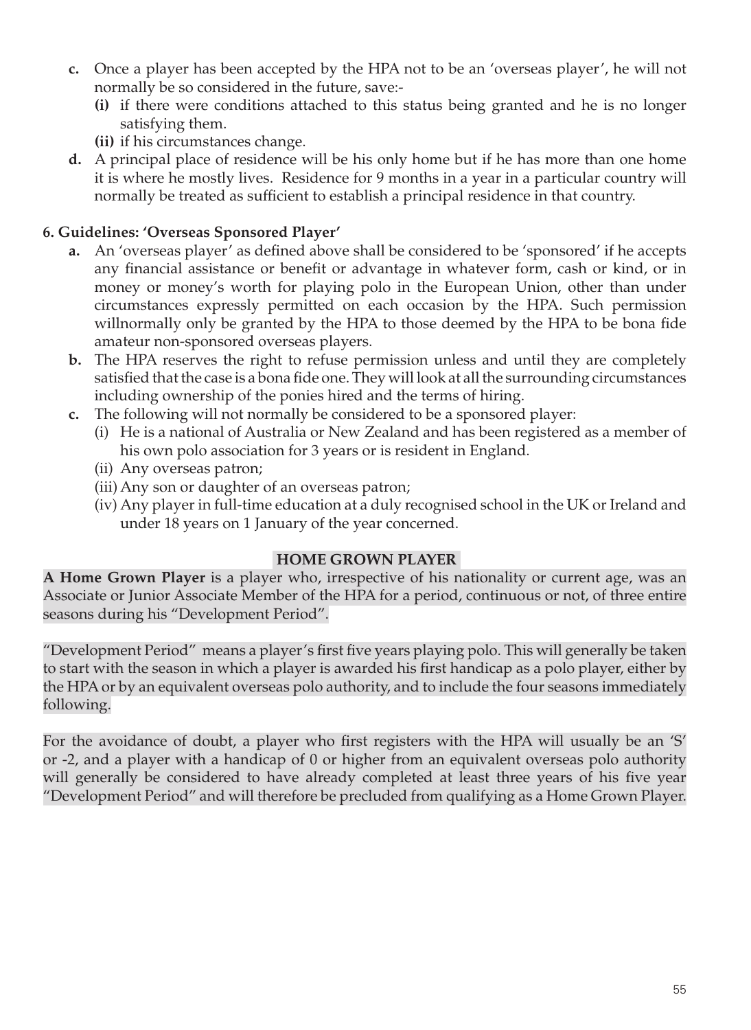**c.** Once a player has been accepted by the HPA not to be an 'overseas player', he will not normally be so considered in the future, save:-

   **(i)** if there were conditions attached to this status being granted and he is no longer satisfying them.

   **(ii)** if his circumstances change.

**d.** A principal place of residence will be his only home but if he has more than one home it is where he mostly lives. Residence for 9 months in a year in a particular country will normally be treated as sufficient to establish a principal residence in that country.

**6. Guidelines: 'Overseas Sponsored Player'**

**a.** An 'overseas player' as defined above shall be considered to be 'sponsored' if he accepts any financial assistance or benefit or advantage in whatever form, cash or kind, or in money or money's worth for playing polo in the European Union, other than under circumstances expressly permitted on each occasion by the HPA. Such permission willnormally only be granted by the HPA to those deemed by the HPA to be bona fide amateur non-sponsored overseas players.

**b.** The HPA reserves the right to refuse permission unless and until they are completely satisfied that the case is a bona fide one. They will look at all the surrounding circumstances including ownership of the ponies hired and the terms of hiring.

**c.** The following will not normally be considered to be a sponsored player:

   (i) He is a national of Australia or New Zealand and has been registered as a member of his own polo association for 3 years or is resident in England.

   (ii) Any overseas patron;

   (iii) Any son or daughter of an overseas patron;

   (iv) Any player in full-time education at a duly recognised school in the UK or Ireland and under 18 years on 1 January of the year concerned.

## HOME GROWN PLAYER

**A Home Grown Player** is a player who, irrespective of his nationality or current age, was an Associate or Junior Associate Member of the HPA for a period, continuous or not, of three entire seasons during his "Development Period".

"Development Period" means a player's first five years playing polo. This will generally be taken to start with the season in which a player is awarded his first handicap as a polo player, either by the HPA or by an equivalent overseas polo authority, and to include the four seasons immediately following.

For the avoidance of doubt, a player who first registers with the HPA will usually be an 'S' or -2, and a player with a handicap of 0 or higher from an equivalent overseas polo authority will generally be considered to have already completed at least three years of his five year "Development Period" and will therefore be precluded from qualifying as a Home Grown Player.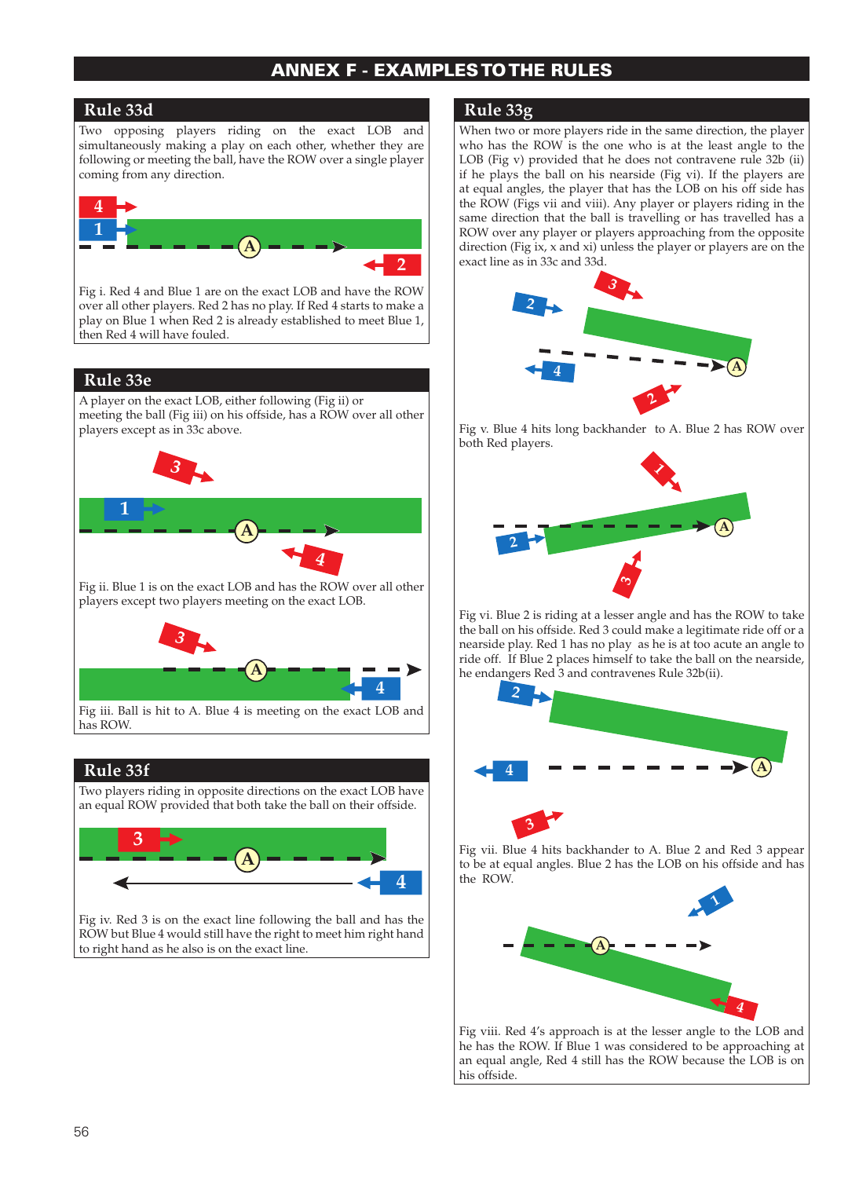# ANNEX F - EXAMPLES TO THE RULES

## Rule 33d

Two opposing players riding on the exact LOB and simultaneously making a play on each other, whether they are following or meeting the ball, have the ROW over a single player coming from any direction.

Fig i. Red 4 and Blue 1 are on the exact LOB and have the ROW over all other players. Red 2 has no play. If Red 4 starts to make a play on Blue 1 when Red 2 is already established to meet Blue 1, then Red 4 will have fouled.

## Rule 33e

A player on the exact LOB, either following (Fig ii) or meeting the ball (Fig iii) on his offside, has a ROW over all other players except as in 33c above.

Fig ii. Blue 1 is on the exact LOB and has the ROW over all other players except two players meeting on the exact LOB.

Fig iii. Ball is hit to A. Blue 4 is meeting on the exact LOB and has ROW.

## Rule 33f

Two players riding in opposite directions on the exact LOB have an equal ROW provided that both take the ball on their offside.

Fig iv. Red 3 is on the exact line following the ball and has the ROW but Blue 4 would still have the right to meet him right hand to right hand as he also is on the exact line.

## Rule 33g

When two or more players ride in the same direction, the player who has the ROW is the one who is at the least angle to the LOB (Fig v) provided that he does not contravene rule 32b (ii) if he plays the ball on his nearside (Fig vi). If the players are at equal angles, the player that has the LOB on his off side has the ROW (Figs vii and viii). Any player or players riding in the same direction that the ball is travelling or has travelled has a ROW over any player or players approaching from the opposite direction (Fig ix, x and xi) unless the player or players are on the exact line as in 33c and 33d.

Fig v. Blue 4 hits long backhander to A. Blue 2 has ROW over both Red players.

Fig vi. Blue 2 is riding at a lesser angle and has the ROW to take the ball on his offside. Red 3 could make a legitimate ride off or a nearside play. Red 1 has no play as he is at too acute an angle to ride off. If Blue 2 places himself to take the ball on the nearside, he endangers Red 3 and contravenes Rule 32b(ii).

Fig vii. Blue 4 hits backhander to A. Blue 2 and Red 3 appear to be at equal angles. Blue 2 has the LOB on his offside and has the ROW.

Fig viii. Red 4's approach is at the lesser angle to the LOB and he has the ROW. If Blue 1 was considered to be approaching at an equal angle, Red 4 still has the ROW because the LOB is on his offside.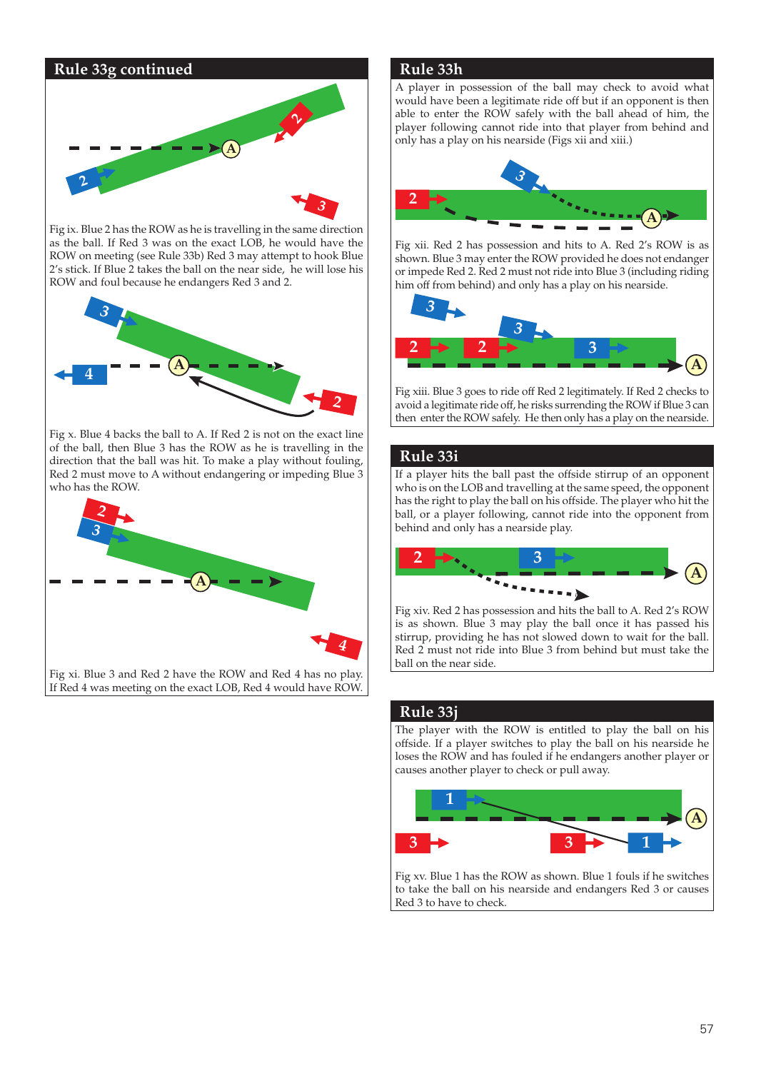## Rule 33g continued

Fig ix. Blue 2 has the ROW as he is travelling in the same direction as the ball. If Red 3 was on the exact LOB, he would have the ROW on meeting (see Rule 33b) Red 3 may attempt to hook Blue 2's stick. If Blue 2 takes the ball on the near side, he will lose his ROW and foul because he endangers Red 3 and 2.

Fig x. Blue 4 backs the ball to A. If Red 2 is not on the exact line of the ball, then Blue 3 has the ROW as he is travelling in the direction that the ball was hit. To make a play without fouling, Red 2 must move to A without endangering or impeding Blue 3 who has the ROW.

Fig xi. Blue 3 and Red 2 have the ROW and Red 4 has no play. If Red 4 was meeting on the exact LOB, Red 4 would have ROW.

## Rule 33h

A player in possession of the ball may check to avoid what would have been a legitimate ride off but if an opponent is then able to enter the ROW safely with the ball ahead of him, the player following cannot ride into that player from behind and only has a play on his nearside (Figs xii and xiii.)

Fig xii. Red 2 has possession and hits to A. Red 2's ROW is as shown. Blue 3 may enter the ROW provided he does not endanger or impede Red 2. Red 2 must not ride into Blue 3 (including riding him off from behind) and only has a play on his nearside.

Fig xiii. Blue 3 goes to ride off Red 2 legitimately. If Red 2 checks to avoid a legitimate ride off, he risks surrending the ROW if Blue 3 can then enter the ROW safely. He then only has a play on the nearside.

## Rule 33i

If a player hits the ball past the offside stirrup of an opponent who is on the LOB and travelling at the same speed, the opponent has the right to play the ball on his offside. The player who hit the ball, or a player following, cannot ride into the opponent from behind and only has a nearside play.

Fig xiv. Red 2 has possession and hits the ball to A. Red 2's ROW is as shown. Blue 3 may play the ball once it has passed his stirrup, providing he has not slowed down to wait for the ball. Red 2 must not ride into Blue 3 from behind but must take the ball on the near side.

## Rule 33j

The player with the ROW is entitled to play the ball on his offside. If a player switches to play the ball on his nearside he loses the ROW and has fouled if he endangers another player or causes another player to check or pull away.

Fig xv. Blue 1 has the ROW as shown. Blue 1 fouls if he switches to take the ball on his nearside and endangers Red 3 or causes Red 3 to have to check.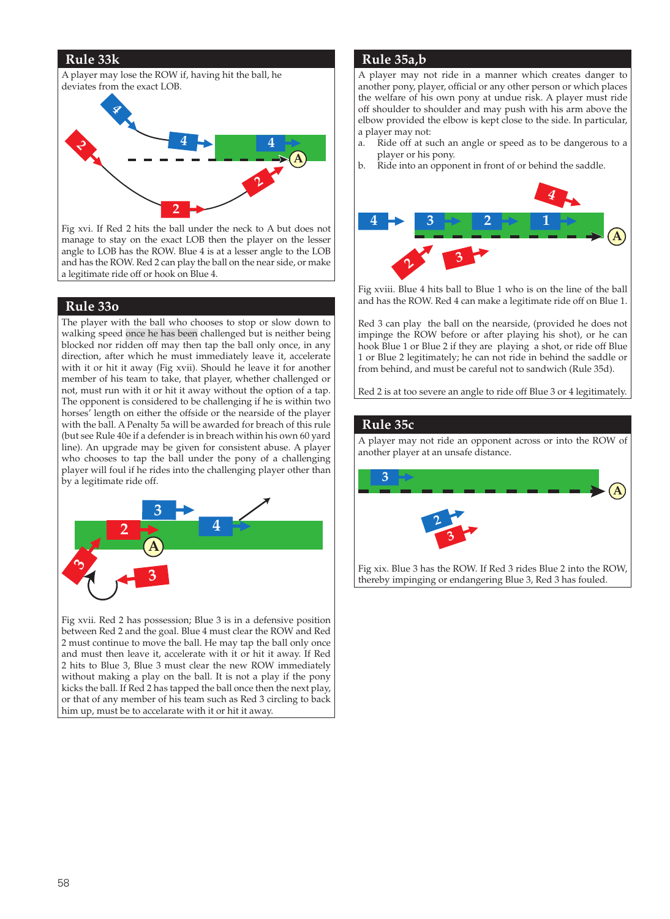## Rule 33k

A player may lose the ROW if, having hit the ball, he deviates from the exact LOB.

Fig xvi. If Red 2 hits the ball under the neck to A but does not manage to stay on the exact LOB then the player on the lesser angle to LOB has the ROW. Blue 4 is at a lesser angle to the LOB and has the ROW. Red 2 can play the ball on the near side, or make a legitimate ride off or hook on Blue 4.

## Rule 33o

The player with the ball who chooses to stop or slow down to walking speed once he has been challenged but is neither being blocked nor ridden off may then tap the ball only once, in any direction, after which he must immediately leave it, accelerate with it or hit it away (Fig xvii). Should he leave it for another member of his team to take, that player, whether challenged or not, must run with it or hit it away without the option of a tap. The opponent is considered to be challenging if he is within two horses' length on either the offside or the nearside of the player with the ball. A Penalty 5a will be awarded for breach of this rule (but see Rule 40e if a defender is in breach within his own 60 yard line). An upgrade may be given for consistent abuse. A player who chooses to tap the ball under the pony of a challenging player will foul if he rides into the challenging player other than by a legitimate ride off.

Fig xvii. Red 2 has possession; Blue 3 is in a defensive position between Red 2 and the goal. Blue 4 must clear the ROW and Red 2 must continue to move the ball. He may tap the ball only once and must then leave it, accelerate with it or hit it away. If Red 2 hits to Blue 3, Blue 3 must clear the new ROW immediately without making a play on the ball. It is not a play if the pony kicks the ball. If Red 2 has tapped the ball once then the next play, or that of any member of his team such as Red 3 circling to back him up, must be to accelarate with it or hit it away.

## Rule 35a,b

A player may not ride in a manner which creates danger to another pony, player, official or any other person or which places the welfare of his own pony at undue risk. A player must ride off shoulder to shoulder and may push with his arm above the elbow provided the elbow is kept close to the side. In particular, a player may not:

a. Ride off at such an angle or speed as to be dangerous to a player or his pony.
b. Ride into an opponent in front of or behind the saddle.

Fig xviii. Blue 4 hits ball to Blue 1 who is on the line of the ball and has the ROW. Red 4 can make a legitimate ride off on Blue 1.

Red 3 can play the ball on the nearside, (provided he does not impinge the ROW before or after playing his shot), or he can hook Blue 1 or Blue 2 if they are playing a shot, or ride off Blue 1 or Blue 2 legitimately; he can not ride in behind the saddle or from behind, and must be careful not to sandwich (Rule 35d).

Red 2 is at too severe an angle to ride off Blue 3 or 4 legitimately.

## Rule 35c

A player may not ride an opponent across or into the ROW of another player at an unsafe distance.

Fig xix. Blue 3 has the ROW. If Red 3 rides Blue 2 into the ROW, thereby impinging or endangering Blue 3, Red 3 has fouled.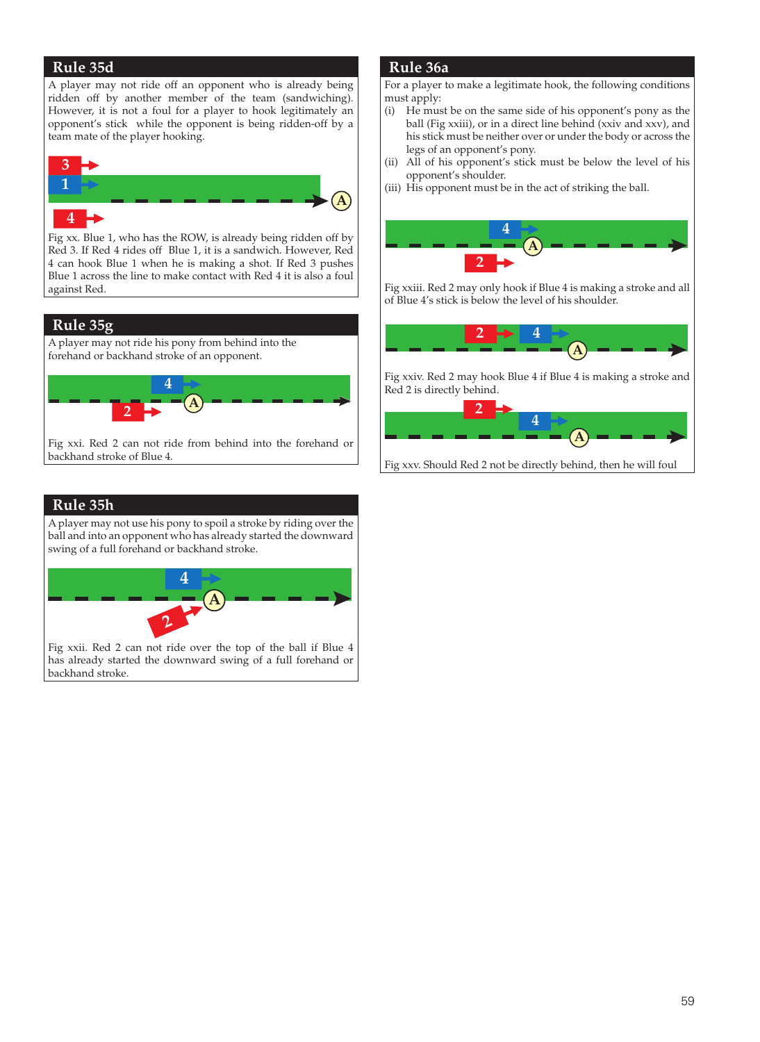## Rule 35d

A player may not ride off an opponent who is already being ridden off by another member of the team (sandwiching). However, it is not a foul for a player to hook legitimately an opponent's stick while the opponent is being ridden-off by a team mate of the player hooking.

Fig xx. Blue 1, who has the ROW, is already being ridden off by Red 3. If Red 4 rides off Blue 1, it is a sandwich. However, Red 4 can hook Blue 1 when he is making a shot. If Red 3 pushes Blue 1 across the line to make contact with Red 4 it is also a foul against Red.

## Rule 35g

A player may not ride his pony from behind into the forehand or backhand stroke of an opponent.

Fig xxi. Red 2 can not ride from behind into the forehand or backhand stroke of Blue 4.

## Rule 35h

A player may not use his pony to spoil a stroke by riding over the ball and into an opponent who has already started the downward swing of a full forehand or backhand stroke.

Fig xxii. Red 2 can not ride over the top of the ball if Blue 4 has already started the downward swing of a full forehand or backhand stroke.

## Rule 36a

For a player to make a legitimate hook, the following conditions must apply:

(i) He must be on the same side of his opponent's pony as the ball (Fig xxiii), or in a direct line behind (xxiv and xxv), and his stick must be neither over or under the body or across the legs of an opponent's pony.

(ii) All of his opponent's stick must be below the level of his opponent's shoulder.

(iii) His opponent must be in the act of striking the ball.

Fig xxiii. Red 2 may only hook if Blue 4 is making a stroke and all of Blue 4's stick is below the level of his shoulder.

Fig xxiv. Red 2 may hook Blue 4 if Blue 4 is making a stroke and Red 2 is directly behind.

Fig xxv. Should Red 2 not be directly behind, then he will foul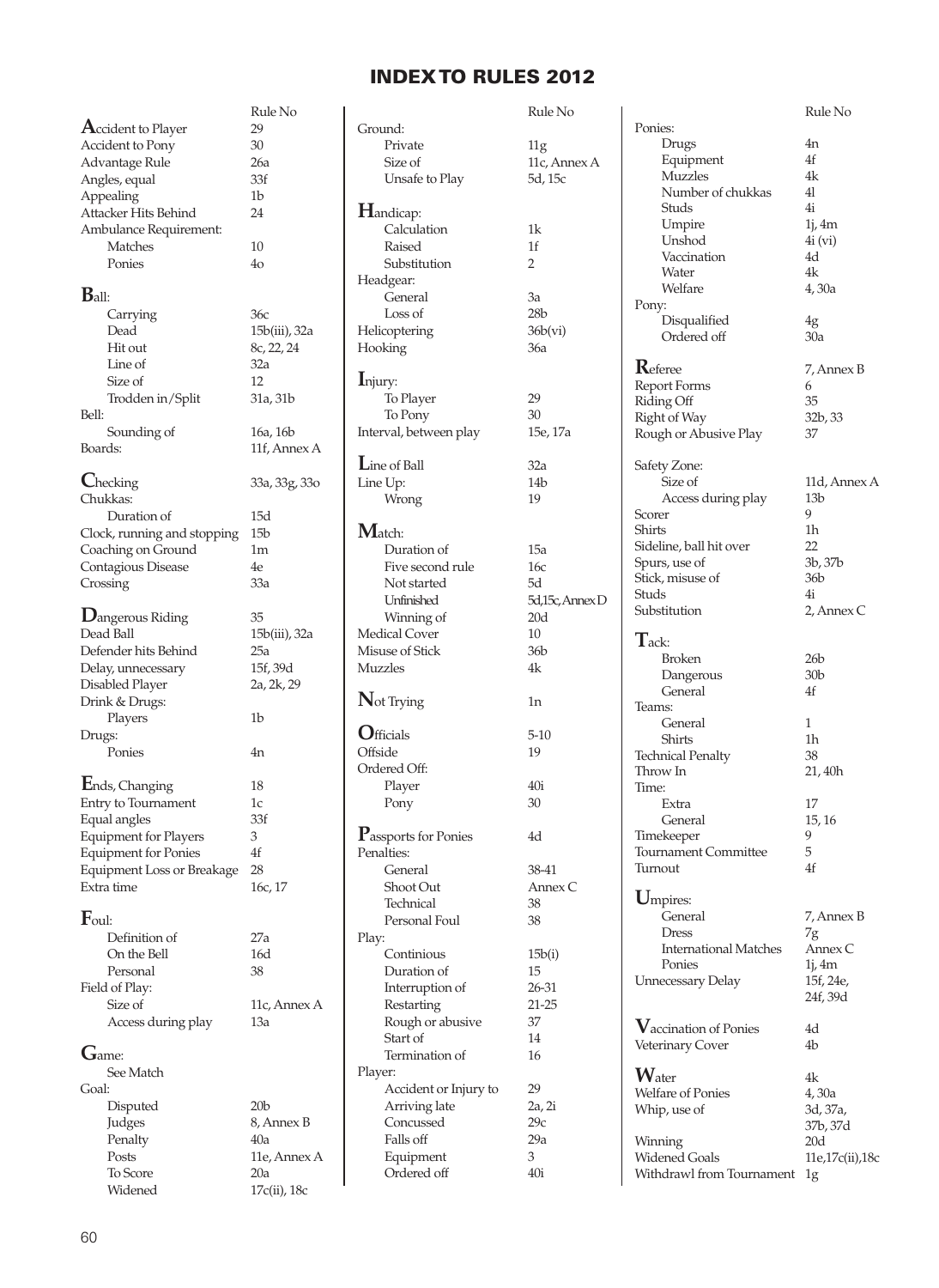# INDEX TO RULES 2012

| | Rule No |
|---|---|
| **A**ccident to Player | 29 |
| Accident to Pony | 30 |
| Advantage Rule | 26a |
| Angles, equal | 33f |
| Appealing | 1b |
| Attacker Hits Behind | 24 |
| Ambulance Requirement: | |
| Matches | 10 |
| Ponies | 4o |
| **B**all: | |
| Carrying | 36c |
| Dead | 15b(iii), 32a |
| Hit out | 8c, 22, 24 |
| Line of | 32a |
| Size of | 12 |
| Trodden in/Split | 31a, 31b |
| Bell: | |
| Sounding of | 16a, 16b |
| Boards: | 11f, Annex A |
| **C**hecking | 33a, 33g, 33o |
| Chukkas: | |
| Duration of | 15d |
| Clock, running and stopping | 15b |
| Coaching on Ground | 1m |
| Contagious Disease | 4e |
| Crossing | 33a |
| **D**angerous Riding | 35 |
| Dead Ball | 15b(iii), 32a |
| Defender hits Behind | 25a |
| Delay, unnecessary | 15f, 39d |
| Disabled Player | 2a, 2k, 29 |
| Drink & Drugs: | |
| Players | 1b |
| Drugs: | |
| Ponies | 4n |
| **E**nds, Changing | 18 |
| Entry to Tournament | 1c |
| Equal angles | 33f |
| Equipment for Players | 3 |
| Equipment for Ponies | 4f |
| Equipment Loss or Breakage | 28 |
| Extra time | 16c, 17 |
| **F**oul: | |
| Definition of | 27a |
| On the Bell | 16d |
| Personal | 38 |
| Field of Play: | |
| Size of | 11c, Annex A |
| Access during play | 13a |
| **G**ame: | |
| See Match | |
| Goal: | |
| Disputed | 20b |
| Judges | 8, Annex B |
| Penalty | 40a |
| Posts | 11e, Annex A |
| To Score | 20a |
| Widened | 17c(ii), 18c |

| | Rule No |
|---|---|
| Ground: | |
| Private | 11g |
| Size of | 11c, Annex A |
| Unsafe to Play | 5d, 15c |
| **H**andicap: | |
| Calculation | 1k |
| Raised | 1f |
| Substitution | 2 |
| Headgear: | |
| General | 3a |
| Loss of | 28b |
| Helicoptering | 36b(vi) |
| Hooking | 36a |
| **I**njury: | |
| To Player | 29 |
| To Pony | 30 |
| Interval, between play | 15e, 17a |
| **L**ine of Ball | 32a |
| Line Up: | 14b |
| Wrong | 19 |
| **M**atch: | |
| Duration of | 15a |
| Five second rule | 16c |
| Not started | 5d |
| Unfinished | 5d,15c, Annex D |
| Winning of | 20d |
| Medical Cover | 10 |
| Misuse of Stick | 36b |
| Muzzles | 4k |
| **N**ot Trying | 1n |
| **O**fficials | 5-10 |
| Offside | 19 |
| Ordered Off: | |
| Player | 40i |
| Pony | 30 |
| **P**assports for Ponies | 4d |
| Penalties: | |
| General | 38-41 |
| Shoot Out | Annex C |
| Technical | 38 |
| Personal Foul | 38 |
| Play: | |
| Continious | 15b(i) |
| Duration of | 15 |
| Interruption of | 26-31 |
| Restarting | 21-25 |
| Rough or abusive | 37 |
| Start of | 14 |
| Termination of | 16 |
| Player: | |
| Accident or Injury to | 29 |
| Arriving late | 2a, 2i |
| Concussed | 29c |
| Falls off | 29a |
| Equipment | 3 |
| Ordered off | 40i |

| | Rule No |
|---|---|
| Ponies: | |
| Drugs | 4n |
| Equipment | 4f |
| Muzzles | 4k |
| Number of chukkas | 4l |
| Studs | 4i |
| Umpire | 1j, 4m |
| Unshod | 4i (vi) |
| Vaccination | 4d |
| Water | 4k |
| Welfare | 4, 30a |
| Pony: | |
| Disqualified | 4g |
| Ordered off | 30a |
| **R**eferee | 7, Annex B |
| Report Forms | 6 |
| Riding Off | 35 |
| Right of Way | 32b, 33 |
| Rough or Abusive Play | 37 |
| Safety Zone: | |
| Size of | 11d, Annex A |
| Access during play | 13b |
| Scorer | 9 |
| Shirts | 1h |
| Sideline, ball hit over | 22 |
| Spurs, use of | 3b, 37b |
| Stick, misuse of | 36b |
| Studs | 4i |
| Substitution | 2, Annex C |
| **T**ack: | |
| Broken | 26b |
| Dangerous | 30b |
| General | 4f |
| Teams: | |
| General | 1 |
| Shirts | 1h |
| Technical Penalty | 38 |
| Throw In | 21, 40h |
| Time: | |
| Extra | 17 |
| General | 15, 16 |
| Timekeeper | 9 |
| Tournament Committee | 5 |
| Turnout | 4f |
| **U**mpires: | |
| General | 7, Annex B |
| Dress | 7g |
| International Matches | Annex C |
| Ponies | 1j, 4m |
| Unnecessary Delay | 15f, 24e, 24f, 39d |
| **V**accination of Ponies | 4d |
| Veterinary Cover | 4b |
| **W**ater | 4k |
| Welfare of Ponies | 4, 30a |
| Whip, use of | 3d, 37a, 37b, 37d |
| Winning | 20d |
| Widened Goals | 11e,17c(ii),18c |
| Withdrawl from Tournament | 1g |